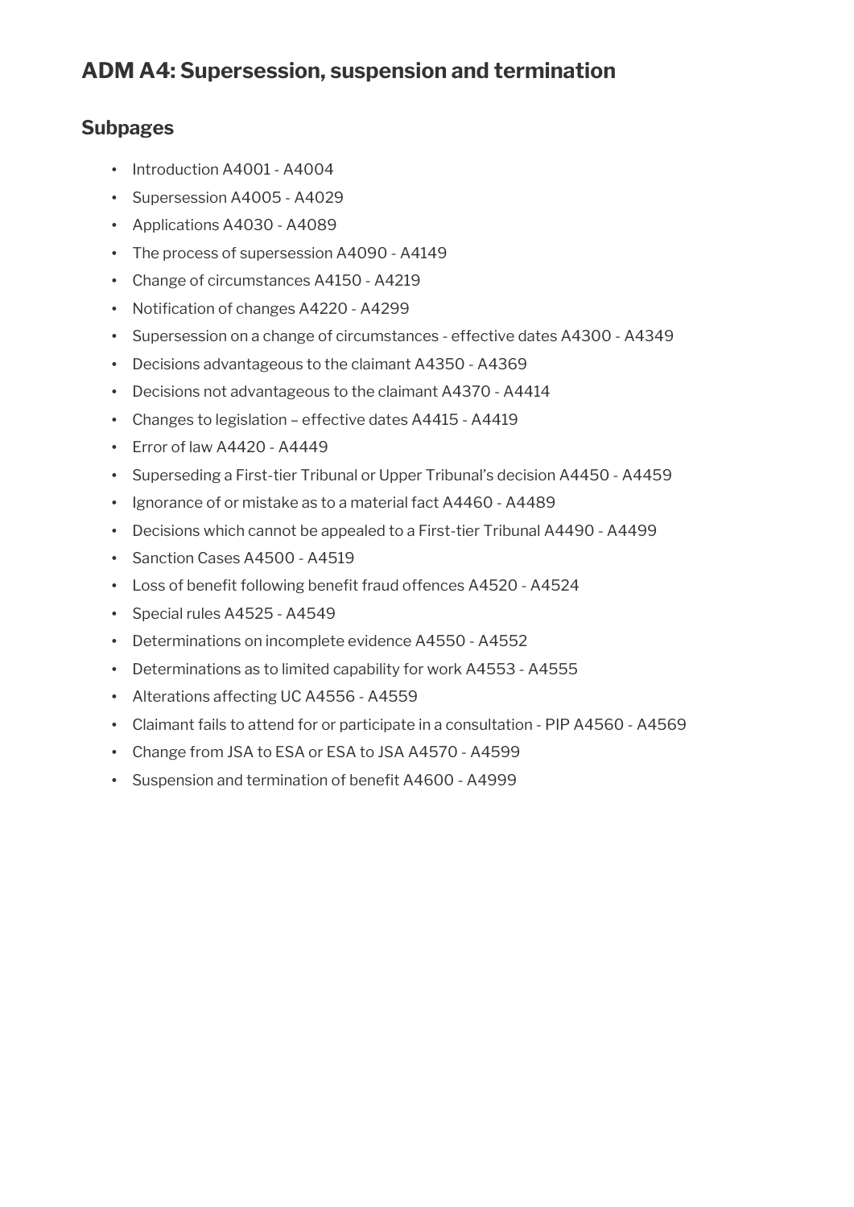# ADM A4: Supersession, suspension and termination

## Subpages

- Introduction A4001 - A4004
- Supersession A4005 - A4029
- Applications A4030 - A4089
- The process of supersession A4090 - A4149
- Change of circumstances A4150 - A4219
- Notification of changes A4220 - A4299
- Supersession on a change of circumstances - effective dates A4300 - A4349
- Decisions advantageous to the claimant A4350 - A4369
- Decisions not advantageous to the claimant A4370 - A4414
- Changes to legislation – effective dates A4415 - A4419
- Error of law A4420 - A4449
- Superseding a First-tier Tribunal or Upper Tribunal's decision A4450 - A4459
- Ignorance of or mistake as to a material fact A4460 - A4489
- Decisions which cannot be appealed to a First-tier Tribunal A4490 - A4499
- Sanction Cases A4500 - A4519
- Loss of benefit following benefit fraud offences A4520 - A4524
- Special rules A4525 - A4549
- Determinations on incomplete evidence A4550 - A4552
- Determinations as to limited capability for work A4553 - A4555
- Alterations affecting UC A4556 - A4559
- Claimant fails to attend for or participate in a consultation - PIP A4560 - A4569
- Change from JSA to ESA or ESA to JSA A4570 - A4599
- Suspension and termination of benefit A4600 - A4999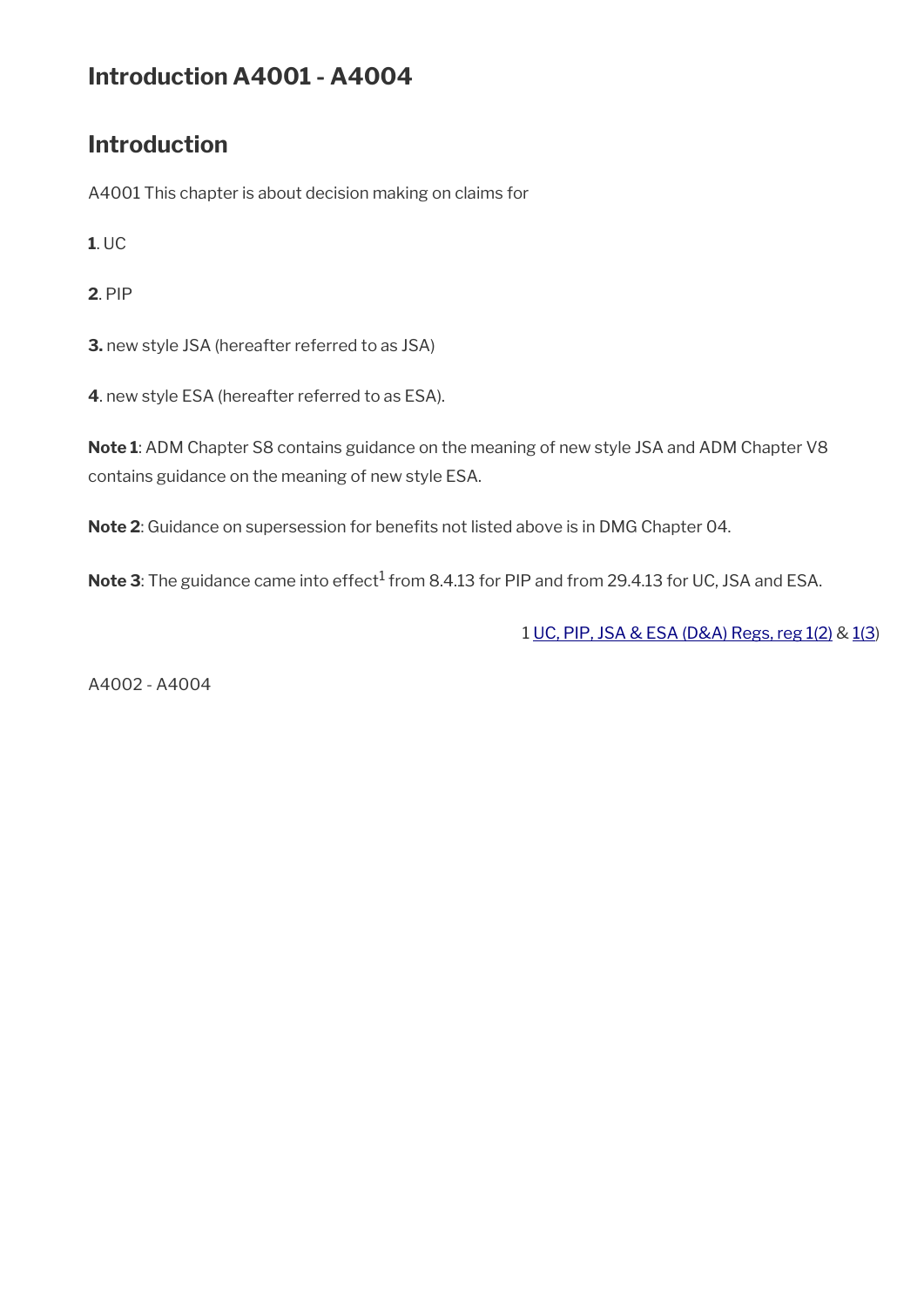## Introduction A4001 - A4004

## Introduction

A4001 This chapter is about decision making on claims for

**1**. UC

**2**. PIP

**3.** new style JSA (hereafter referred to as JSA)

**4**. new style ESA (hereafter referred to as ESA).

**Note 1**: ADM Chapter S8 contains guidance on the meaning of new style JSA and ADM Chapter V8 contains guidance on the meaning of new style ESA.

**Note 2**: Guidance on supersession for benefits not listed above is in DMG Chapter 04.

**Note 3**: The guidance came into effect[1] from 8.4.13 for PIP and from 29.4.13 for UC, JSA and ESA.

1 UC, PIP, JSA & ESA (D&A) Regs, reg 1(2) & 1(3)

A4002 - A4004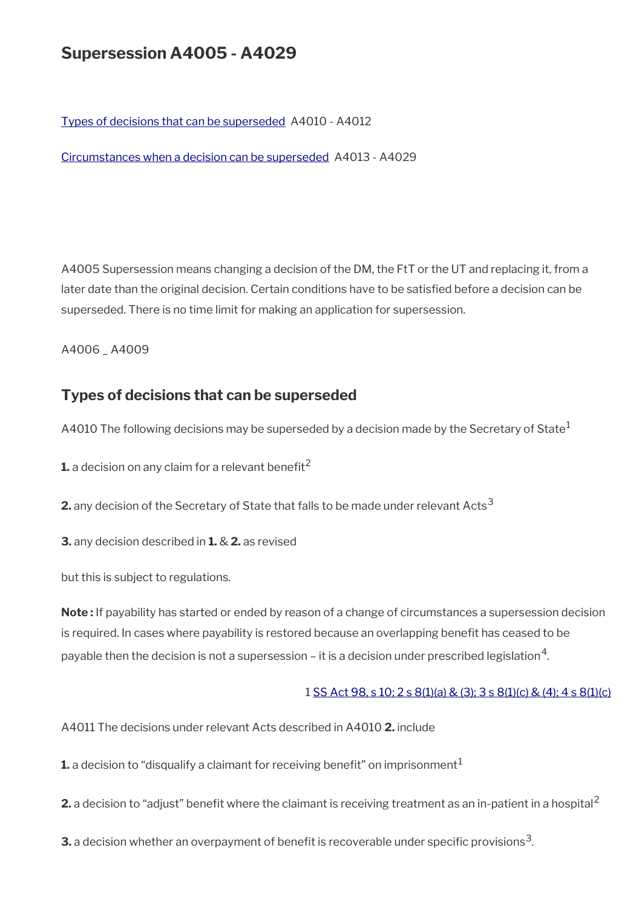## Supersession A4005 - A4029

Types of decisions that can be superseded A4010 - A4012

Circumstances when a decision can be superseded A4013 - A4029

A4005 Supersession means changing a decision of the DM, the FtT or the UT and replacing it, from a later date than the original decision. Certain conditions have to be satisfied before a decision can be superseded. There is no time limit for making an application for supersession.

A4006 _ A4009

### Types of decisions that can be superseded

A4010 The following decisions may be superseded by a decision made by the Secretary of State[1]

**1.** a decision on any claim for a relevant benefit[2]

**2.** any decision of the Secretary of State that falls to be made under relevant Acts[3]

**3.** any decision described in **1.** & **2.** as revised

but this is subject to regulations.

**Note :** If payability has started or ended by reason of a change of circumstances a supersession decision is required. In cases where payability is restored because an overlapping benefit has ceased to be payable then the decision is not a supersession – it is a decision under prescribed legislation[4].

1 SS Act 98, s 10; 2 s 8(1)(a) & (3); 3 s 8(1)(c) & (4); 4 s 8(1)(c)

A4011 The decisions under relevant Acts described in A4010 **2.** include

**1.** a decision to "disqualify a claimant for receiving benefit" on imprisonment[1]

**2.** a decision to "adjust" benefit where the claimant is receiving treatment as an in-patient in a hospital[2]

**3.** a decision whether an overpayment of benefit is recoverable under specific provisions[3].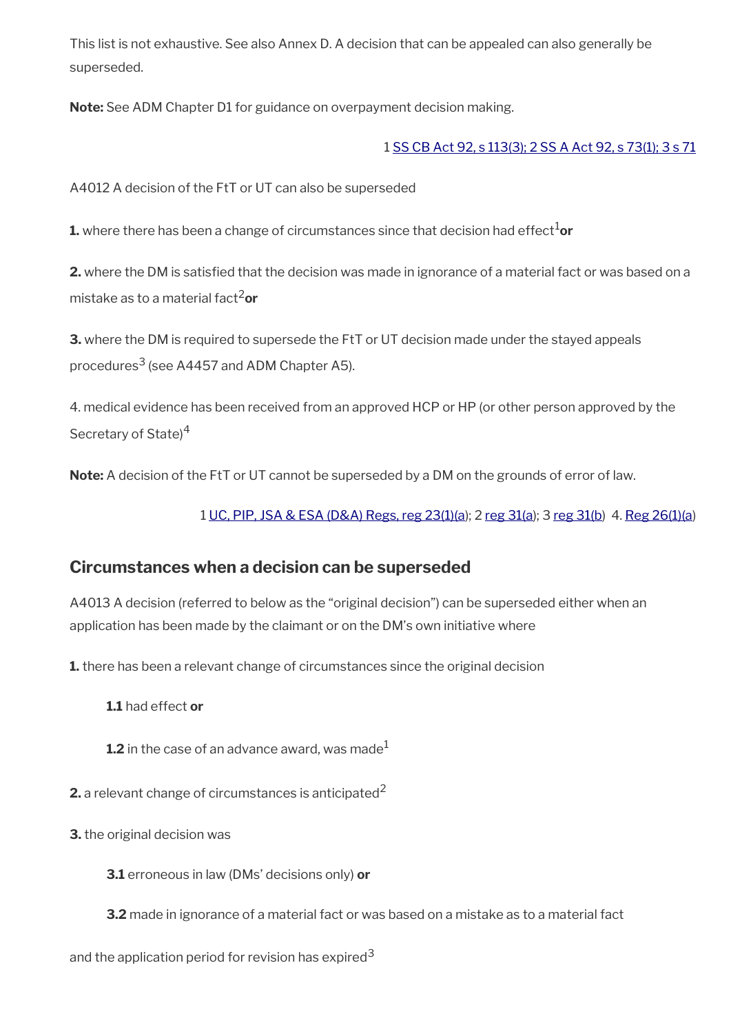This list is not exhaustive. See also Annex D. A decision that can be appealed can also generally be superseded.

**Note:** See ADM Chapter D1 for guidance on overpayment decision making.

1 SS CB Act 92, s 113(3); 2 SS A Act 92, s 73(1); 3 s 71

A4012 A decision of the FtT or UT can also be superseded

**1.** where there has been a change of circumstances since that decision had effect[1] **or**

**2.** where the DM is satisfied that the decision was made in ignorance of a material fact or was based on a mistake as to a material fact[2] **or**

**3.** where the DM is required to supersede the FtT or UT decision made under the stayed appeals procedures[3] (see A4457 and ADM Chapter A5).

4. medical evidence has been received from an approved HCP or HP (or other person approved by the Secretary of State)[4]

**Note:** A decision of the FtT or UT cannot be superseded by a DM on the grounds of error of law.

1 UC, PIP, JSA & ESA (D&A) Regs, reg 23(1)(a); 2 reg 31(a); 3 reg 31(b) 4. Reg 26(1)(a)

## Circumstances when a decision can be superseded

A4013 A decision (referred to below as the "original decision") can be superseded either when an application has been made by the claimant or on the DM's own initiative where

**1.** there has been a relevant change of circumstances since the original decision

**1.1** had effect **or**

**1.2** in the case of an advance award, was made[1]

**2.** a relevant change of circumstances is anticipated[2]

**3.** the original decision was

**3.1** erroneous in law (DMs' decisions only) **or**

**3.2** made in ignorance of a material fact or was based on a mistake as to a material fact

and the application period for revision has expired[3]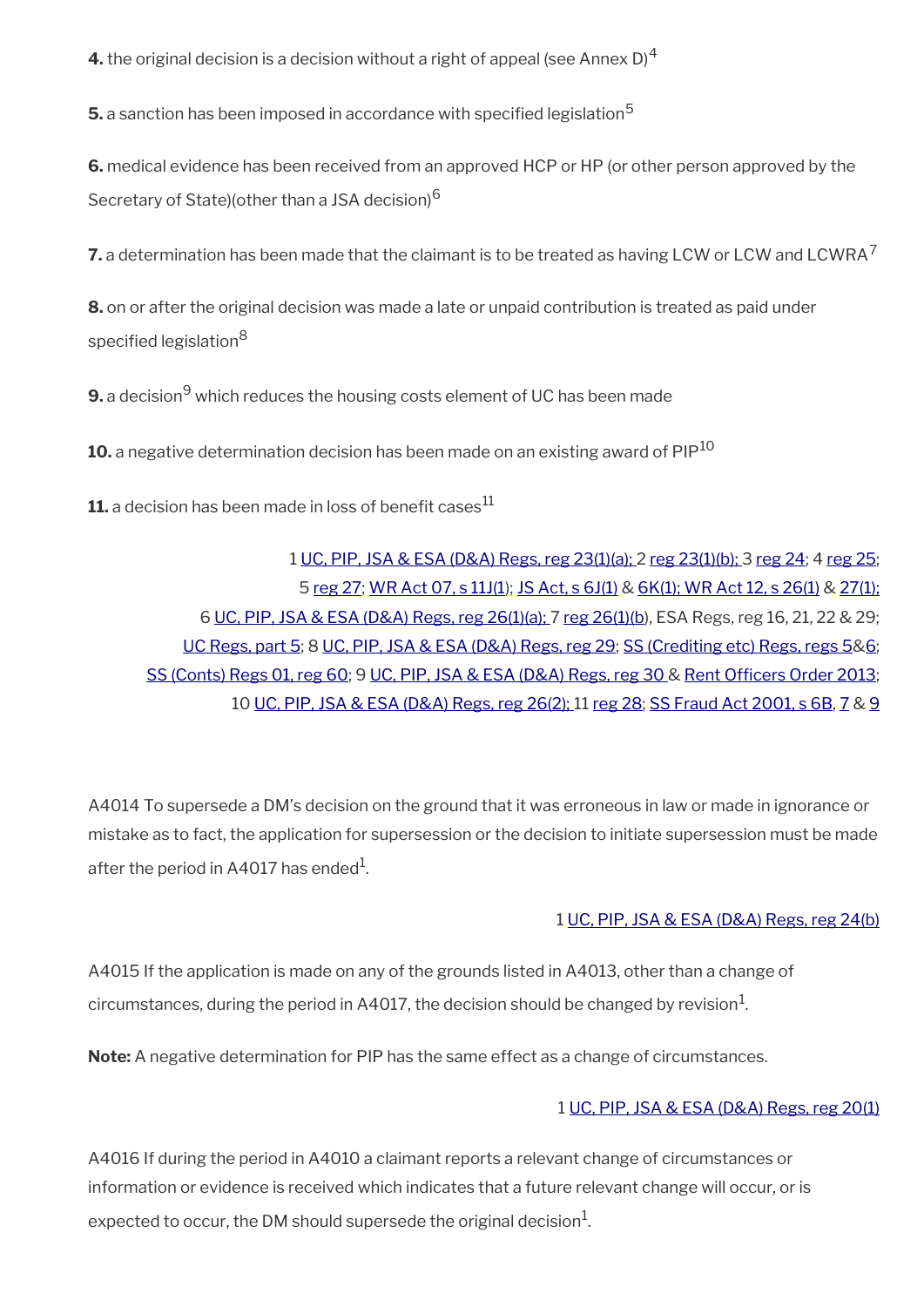**4.** the original decision is a decision without a right of appeal (see Annex D)[4]

**5.** a sanction has been imposed in accordance with specified legislation[5]

**6.** medical evidence has been received from an approved HCP or HP (or other person approved by the Secretary of State)(other than a JSA decision)[6]

**7.** a determination has been made that the claimant is to be treated as having LCW or LCW and LCWRA[7]

**8.** on or after the original decision was made a late or unpaid contribution is treated as paid under specified legislation[8]

**9.** a decision[9] which reduces the housing costs element of UC has been made

**10.** a negative determination decision has been made on an existing award of PIP[10]

**11.** a decision has been made in loss of benefit cases[11]

1 UC, PIP, JSA & ESA (D&A) Regs, reg 23(1)(a); 2 reg 23(1)(b); 3 reg 24; 4 reg 25; 5 reg 27; WR Act 07, s 11J(1); JS Act, s 6J(1) & 6K(1); WR Act 12, s 26(1) & 27(1); 6 UC, PIP, JSA & ESA (D&A) Regs, reg 26(1)(a); 7 reg 26(1)(b), ESA Regs, reg 16, 21, 22 & 29; UC Regs, part 5; 8 UC, PIP, JSA & ESA (D&A) Regs, reg 29; SS (Crediting etc) Regs, regs 5&6; SS (Conts) Regs 01, reg 60; 9 UC, PIP, JSA & ESA (D&A) Regs, reg 30 & Rent Officers Order 2013; 10 UC, PIP, JSA & ESA (D&A) Regs, reg 26(2); 11 reg 28; SS Fraud Act 2001, s 6B, 7 & 9

A4014 To supersede a DM's decision on the ground that it was erroneous in law or made in ignorance or mistake as to fact, the application for supersession or the decision to initiate supersession must be made after the period in A4017 has ended[1].

1 UC, PIP, JSA & ESA (D&A) Regs, reg 24(b)

A4015 If the application is made on any of the grounds listed in A4013, other than a change of circumstances, during the period in A4017, the decision should be changed by revision[1].

**Note:** A negative determination for PIP has the same effect as a change of circumstances.

1 UC, PIP, JSA & ESA (D&A) Regs, reg 20(1)

A4016 If during the period in A4010 a claimant reports a relevant change of circumstances or information or evidence is received which indicates that a future relevant change will occur, or is expected to occur, the DM should supersede the original decision[1].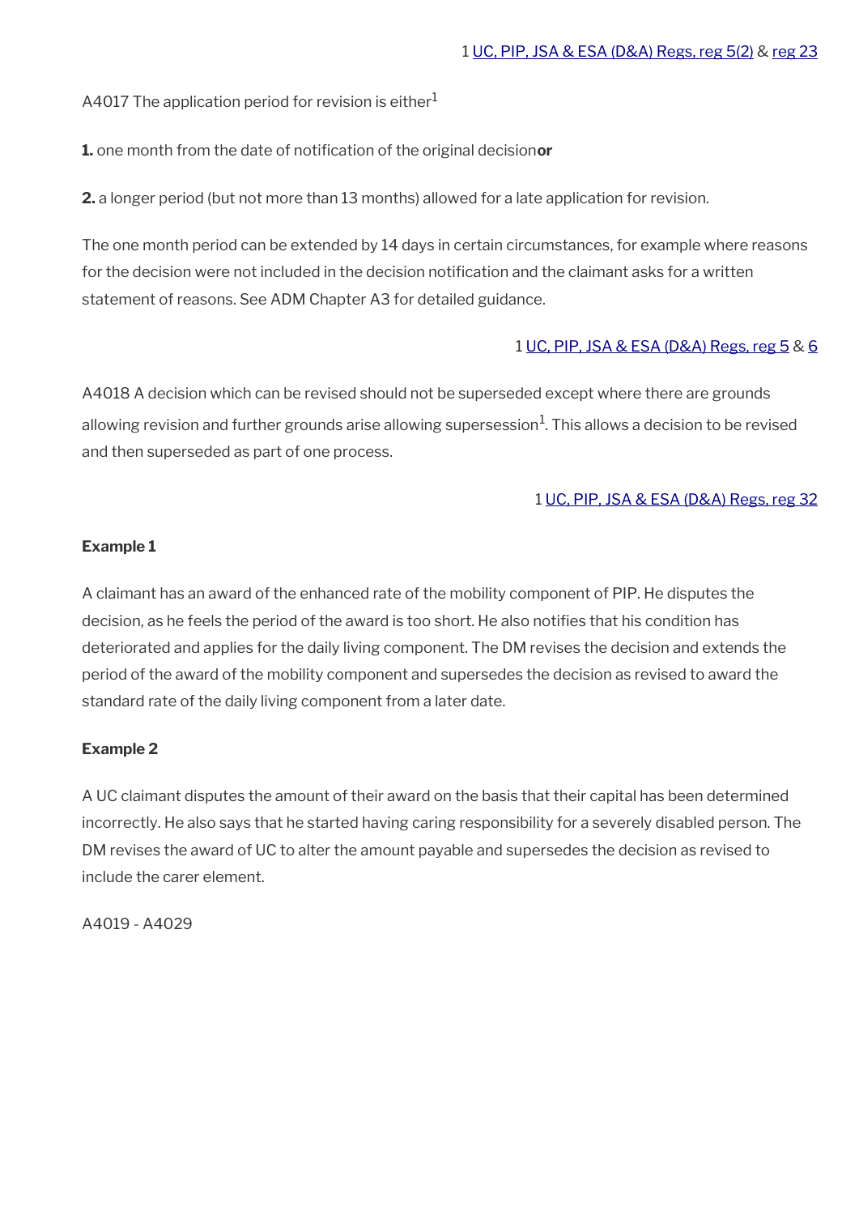1 UC, PIP, JSA & ESA (D&A) Regs, reg 5(2) & reg 23

A4017 The application period for revision is either[1]

**1.** one month from the date of notification of the original decision **or**

**2.** a longer period (but not more than 13 months) allowed for a late application for revision.

The one month period can be extended by 14 days in certain circumstances, for example where reasons for the decision were not included in the decision notification and the claimant asks for a written statement of reasons. See ADM Chapter A3 for detailed guidance.

1 UC, PIP, JSA & ESA (D&A) Regs, reg 5 & 6

A4018 A decision which can be revised should not be superseded except where there are grounds allowing revision and further grounds arise allowing supersession[1]. This allows a decision to be revised and then superseded as part of one process.

1 UC, PIP, JSA & ESA (D&A) Regs, reg 32

**Example 1**

A claimant has an award of the enhanced rate of the mobility component of PIP. He disputes the decision, as he feels the period of the award is too short. He also notifies that his condition has deteriorated and applies for the daily living component. The DM revises the decision and extends the period of the award of the mobility component and supersedes the decision as revised to award the standard rate of the daily living component from a later date.

**Example 2**

A UC claimant disputes the amount of their award on the basis that their capital has been determined incorrectly. He also says that he started having caring responsibility for a severely disabled person. The DM revises the award of UC to alter the amount payable and supersedes the decision as revised to include the carer element.

A4019 - A4029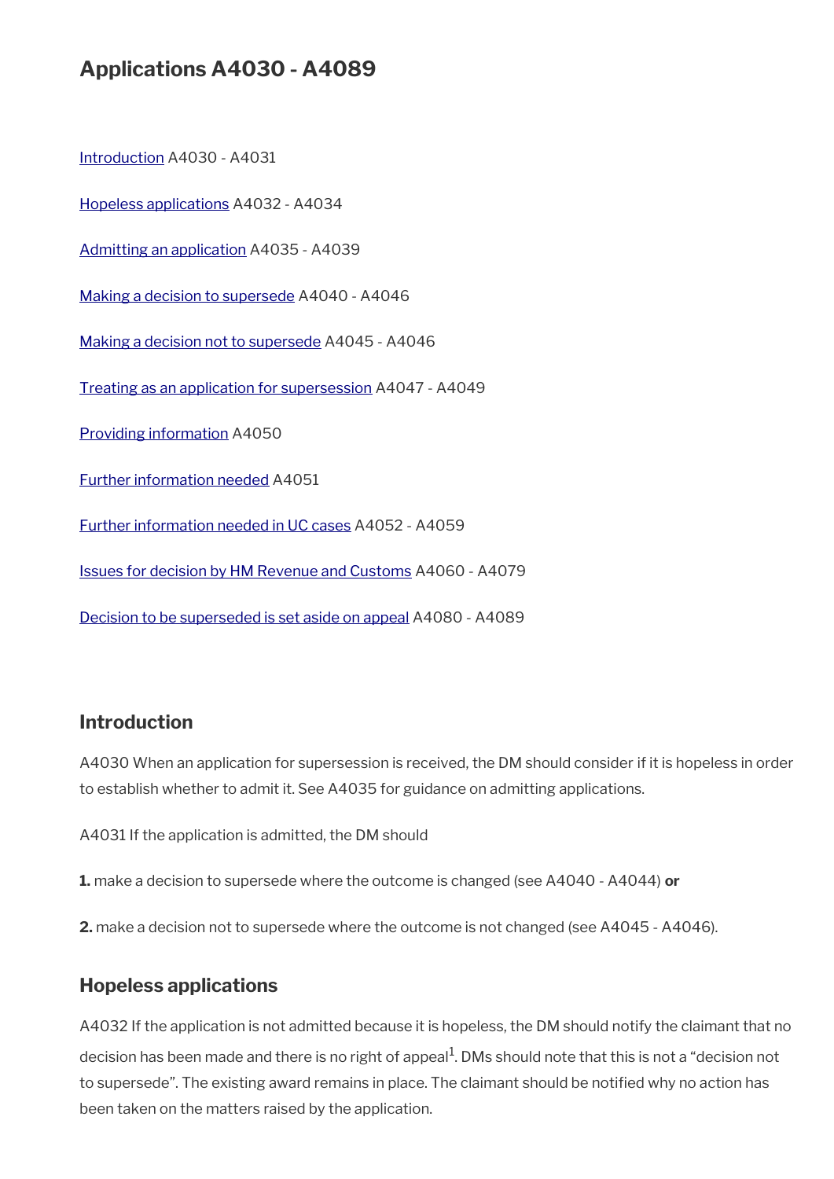## Applications A4030 - A4089

Introduction A4030 - A4031

Hopeless applications A4032 - A4034

Admitting an application A4035 - A4039

Making a decision to supersede A4040 - A4046

Making a decision not to supersede A4045 - A4046

Treating as an application for supersession A4047 - A4049

Providing information A4050

Further information needed A4051

Further information needed in UC cases A4052 - A4059

Issues for decision by HM Revenue and Customs A4060 - A4079

Decision to be superseded is set aside on appeal A4080 - A4089

### Introduction

A4030 When an application for supersession is received, the DM should consider if it is hopeless in order to establish whether to admit it. See A4035 for guidance on admitting applications.

A4031 If the application is admitted, the DM should

**1.** make a decision to supersede where the outcome is changed (see A4040 - A4044) **or**

**2.** make a decision not to supersede where the outcome is not changed (see A4045 - A4046).

### Hopeless applications

A4032 If the application is not admitted because it is hopeless, the DM should notify the claimant that no decision has been made and there is no right of appeal[1]. DMs should note that this is not a "decision not to supersede". The existing award remains in place. The claimant should be notified why no action has been taken on the matters raised by the application.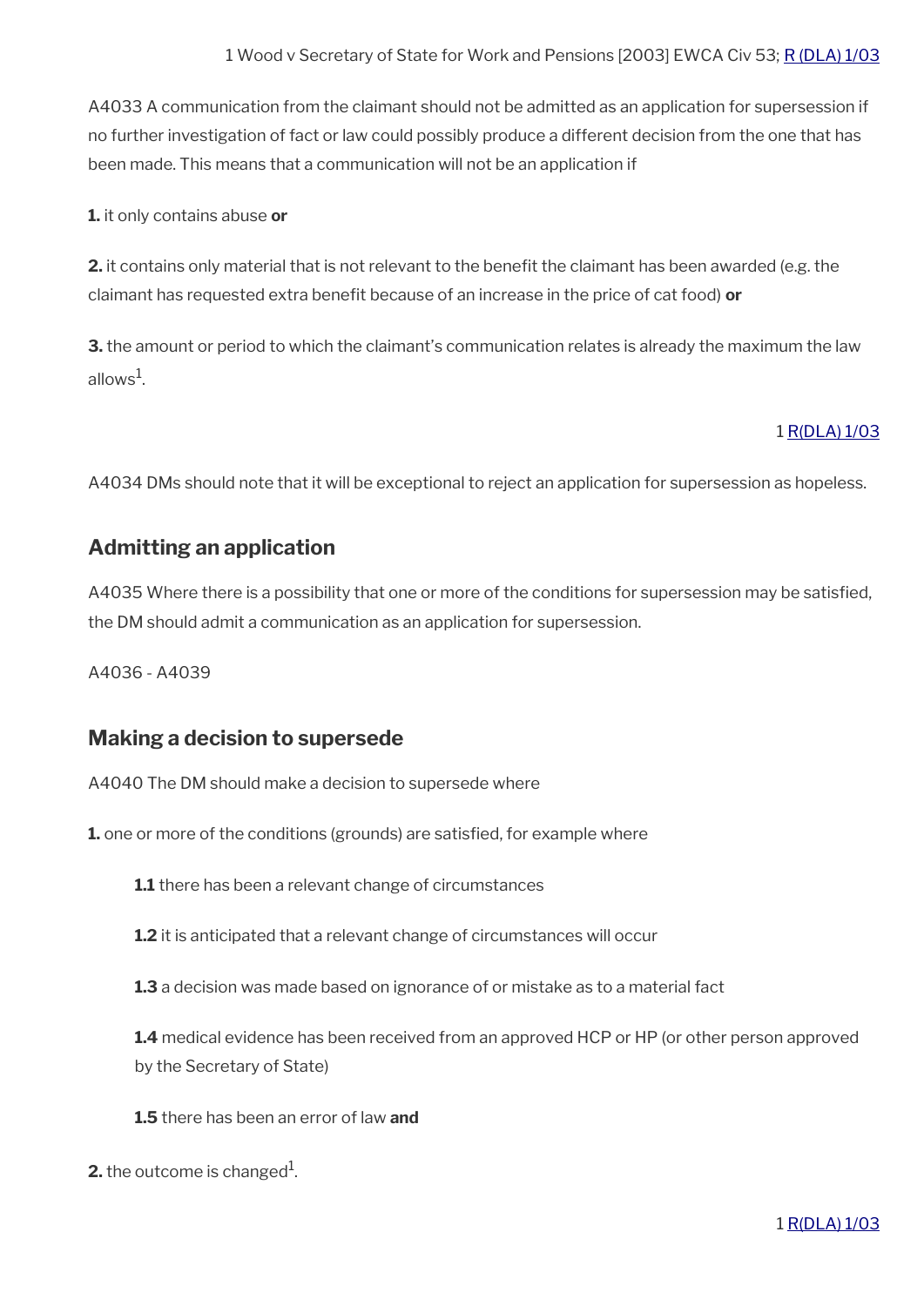1 Wood v Secretary of State for Work and Pensions [2003] EWCA Civ 53; R (DLA) 1/03

A4033 A communication from the claimant should not be admitted as an application for supersession if no further investigation of fact or law could possibly produce a different decision from the one that has been made. This means that a communication will not be an application if

**1.** it only contains abuse **or**

**2.** it contains only material that is not relevant to the benefit the claimant has been awarded (e.g. the claimant has requested extra benefit because of an increase in the price of cat food) **or**

**3.** the amount or period to which the claimant's communication relates is already the maximum the law allows[1].

1 R(DLA) 1/03

A4034 DMs should note that it will be exceptional to reject an application for supersession as hopeless.

## Admitting an application

A4035 Where there is a possibility that one or more of the conditions for supersession may be satisfied, the DM should admit a communication as an application for supersession.

A4036 - A4039

## Making a decision to supersede

A4040 The DM should make a decision to supersede where

**1.** one or more of the conditions (grounds) are satisfied, for example where

> **1.1** there has been a relevant change of circumstances
>
> **1.2** it is anticipated that a relevant change of circumstances will occur
>
> **1.3** a decision was made based on ignorance of or mistake as to a material fact
>
> **1.4** medical evidence has been received from an approved HCP or HP (or other person approved by the Secretary of State)
>
> **1.5** there has been an error of law **and**

**2.** the outcome is changed[1].

1 R(DLA) 1/03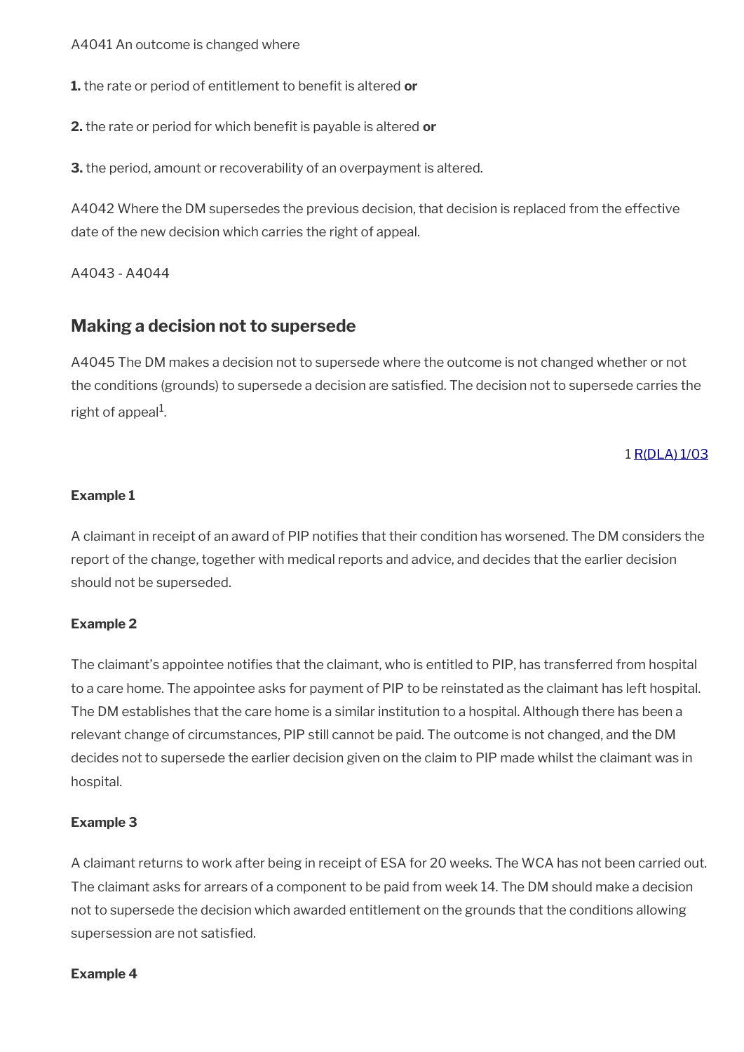A4041 An outcome is changed where

**1.** the rate or period of entitlement to benefit is altered **or**

**2.** the rate or period for which benefit is payable is altered **or**

**3.** the period, amount or recoverability of an overpayment is altered.

A4042 Where the DM supersedes the previous decision, that decision is replaced from the effective date of the new decision which carries the right of appeal.

A4043 - A4044

## Making a decision not to supersede

A4045 The DM makes a decision not to supersede where the outcome is not changed whether or not the conditions (grounds) to supersede a decision are satisfied. The decision not to supersede carries the right of appeal[1].

1 R(DLA) 1/03

**Example 1**

A claimant in receipt of an award of PIP notifies that their condition has worsened. The DM considers the report of the change, together with medical reports and advice, and decides that the earlier decision should not be superseded.

**Example 2**

The claimant's appointee notifies that the claimant, who is entitled to PIP, has transferred from hospital to a care home. The appointee asks for payment of PIP to be reinstated as the claimant has left hospital. The DM establishes that the care home is a similar institution to a hospital. Although there has been a relevant change of circumstances, PIP still cannot be paid. The outcome is not changed, and the DM decides not to supersede the earlier decision given on the claim to PIP made whilst the claimant was in hospital.

**Example 3**

A claimant returns to work after being in receipt of ESA for 20 weeks. The WCA has not been carried out. The claimant asks for arrears of a component to be paid from week 14. The DM should make a decision not to supersede the decision which awarded entitlement on the grounds that the conditions allowing supersession are not satisfied.

**Example 4**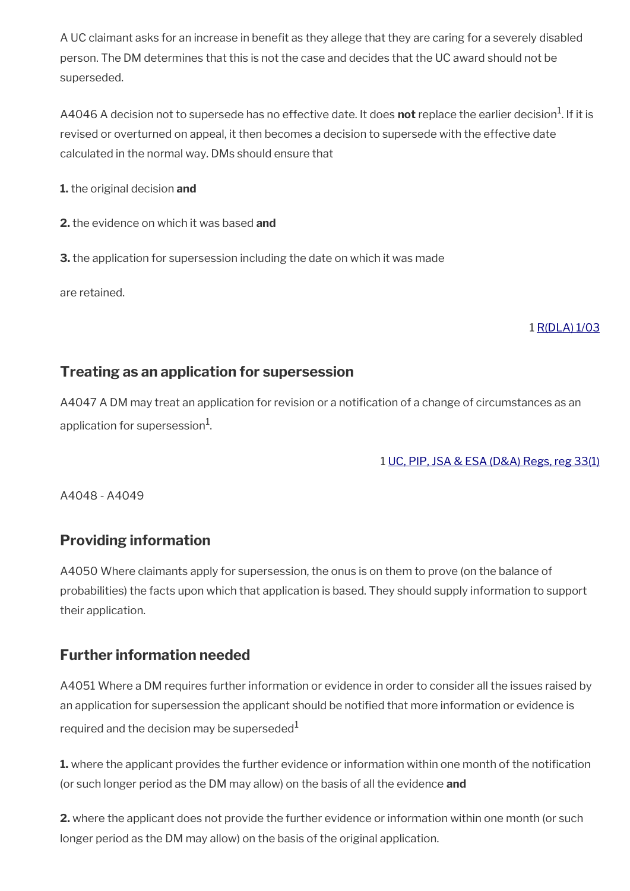A UC claimant asks for an increase in benefit as they allege that they are caring for a severely disabled person. The DM determines that this is not the case and decides that the UC award should not be superseded.

A4046 A decision not to supersede has no effective date. It does **not** replace the earlier decision[1]. If it is revised or overturned on appeal, it then becomes a decision to supersede with the effective date calculated in the normal way. DMs should ensure that

**1.** the original decision **and**

**2.** the evidence on which it was based **and**

**3.** the application for supersession including the date on which it was made

are retained.

1 R(DLA) 1/03

## Treating as an application for supersession

A4047 A DM may treat an application for revision or a notification of a change of circumstances as an application for supersession[1].

1 UC, PIP, JSA & ESA (D&A) Regs, reg 33(1)

A4048 - A4049

## Providing information

A4050 Where claimants apply for supersession, the onus is on them to prove (on the balance of probabilities) the facts upon which that application is based. They should supply information to support their application.

## Further information needed

A4051 Where a DM requires further information or evidence in order to consider all the issues raised by an application for supersession the applicant should be notified that more information or evidence is required and the decision may be superseded[1]

**1.** where the applicant provides the further evidence or information within one month of the notification (or such longer period as the DM may allow) on the basis of all the evidence **and**

**2.** where the applicant does not provide the further evidence or information within one month (or such longer period as the DM may allow) on the basis of the original application.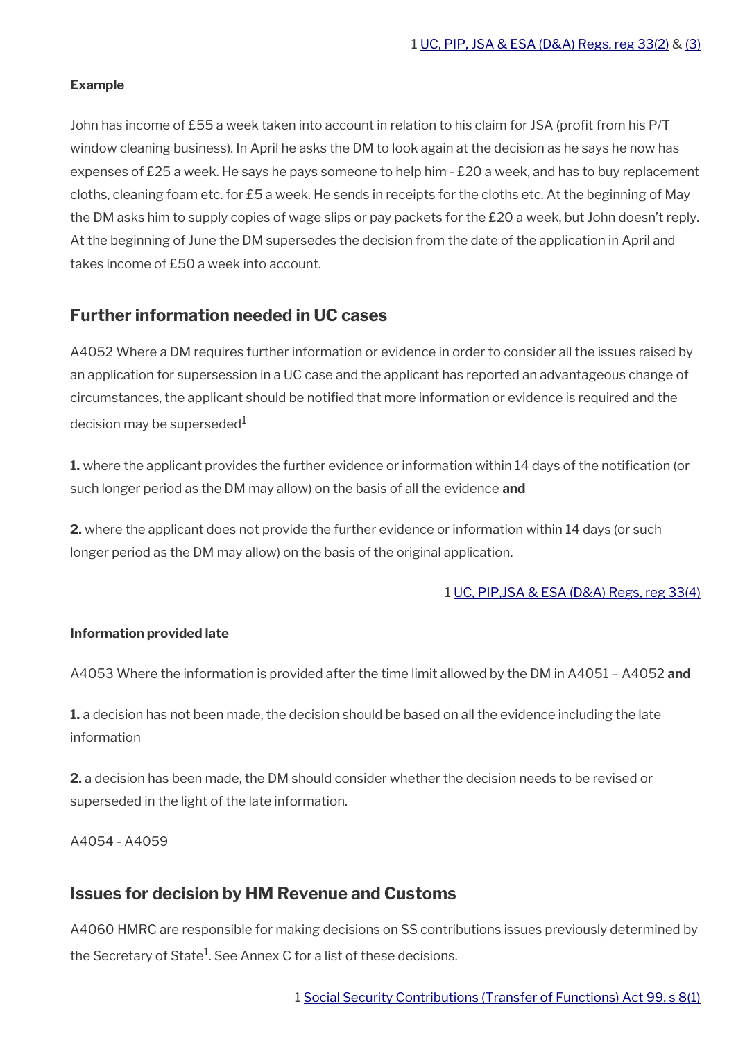1 UC, PIP, JSA & ESA (D&A) Regs, reg 33(2) & (3)

**Example**

John has income of £55 a week taken into account in relation to his claim for JSA (profit from his P/T window cleaning business). In April he asks the DM to look again at the decision as he says he now has expenses of £25 a week. He says he pays someone to help him - £20 a week, and has to buy replacement cloths, cleaning foam etc. for £5 a week. He sends in receipts for the cloths etc. At the beginning of May the DM asks him to supply copies of wage slips or pay packets for the £20 a week, but John doesn't reply. At the beginning of June the DM supersedes the decision from the date of the application in April and takes income of £50 a week into account.

## Further information needed in UC cases

A4052 Where a DM requires further information or evidence in order to consider all the issues raised by an application for supersession in a UC case and the applicant has reported an advantageous change of circumstances, the applicant should be notified that more information or evidence is required and the decision may be superseded[1]

**1.** where the applicant provides the further evidence or information within 14 days of the notification (or such longer period as the DM may allow) on the basis of all the evidence **and**

**2.** where the applicant does not provide the further evidence or information within 14 days (or such longer period as the DM may allow) on the basis of the original application.

1 UC, PIP,JSA & ESA (D&A) Regs, reg 33(4)

**Information provided late**

A4053 Where the information is provided after the time limit allowed by the DM in A4051 – A4052 **and**

**1.** a decision has not been made, the decision should be based on all the evidence including the late information

**2.** a decision has been made, the DM should consider whether the decision needs to be revised or superseded in the light of the late information.

A4054 - A4059

## Issues for decision by HM Revenue and Customs

A4060 HMRC are responsible for making decisions on SS contributions issues previously determined by the Secretary of State[1]. See Annex C for a list of these decisions.

1 Social Security Contributions (Transfer of Functions) Act 99, s 8(1)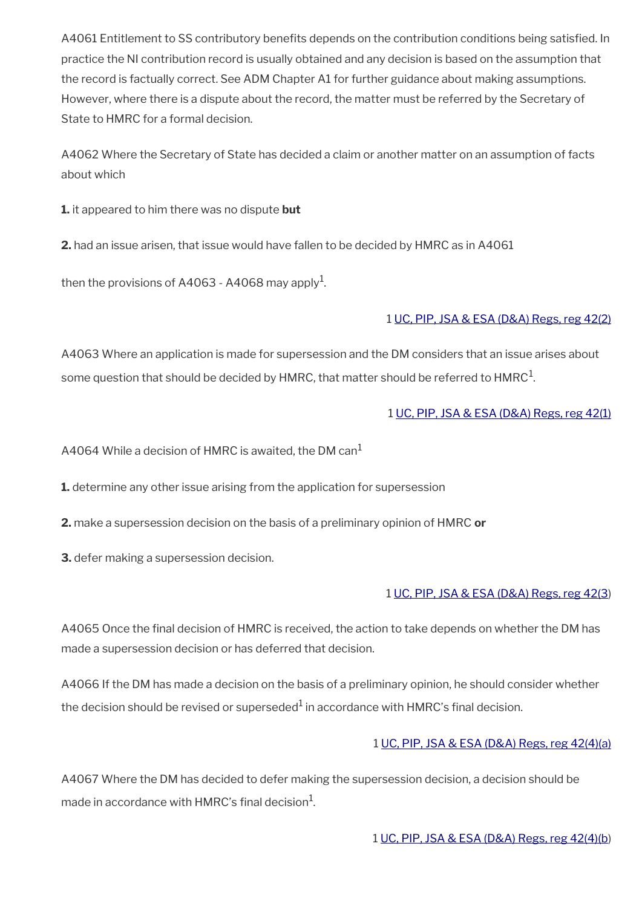A4061 Entitlement to SS contributory benefits depends on the contribution conditions being satisfied. In practice the NI contribution record is usually obtained and any decision is based on the assumption that the record is factually correct. See ADM Chapter A1 for further guidance about making assumptions. However, where there is a dispute about the record, the matter must be referred by the Secretary of State to HMRC for a formal decision.

A4062 Where the Secretary of State has decided a claim or another matter on an assumption of facts about which

**1.** it appeared to him there was no dispute **but**

**2.** had an issue arisen, that issue would have fallen to be decided by HMRC as in A4061

then the provisions of A4063 - A4068 may apply[1].

1 UC, PIP, JSA & ESA (D&A) Regs, reg 42(2)

A4063 Where an application is made for supersession and the DM considers that an issue arises about some question that should be decided by HMRC, that matter should be referred to HMRC[1].

1 UC, PIP, JSA & ESA (D&A) Regs, reg 42(1)

A4064 While a decision of HMRC is awaited, the DM can[1]

**1.** determine any other issue arising from the application for supersession

**2.** make a supersession decision on the basis of a preliminary opinion of HMRC **or**

**3.** defer making a supersession decision.

1 UC, PIP, JSA & ESA (D&A) Regs, reg 42(3)

A4065 Once the final decision of HMRC is received, the action to take depends on whether the DM has made a supersession decision or has deferred that decision.

A4066 If the DM has made a decision on the basis of a preliminary opinion, he should consider whether the decision should be revised or superseded[1] in accordance with HMRC's final decision.

1 UC, PIP, JSA & ESA (D&A) Regs, reg 42(4)(a)

A4067 Where the DM has decided to defer making the supersession decision, a decision should be made in accordance with HMRC's final decision[1].

1 UC, PIP, JSA & ESA (D&A) Regs, reg 42(4)(b)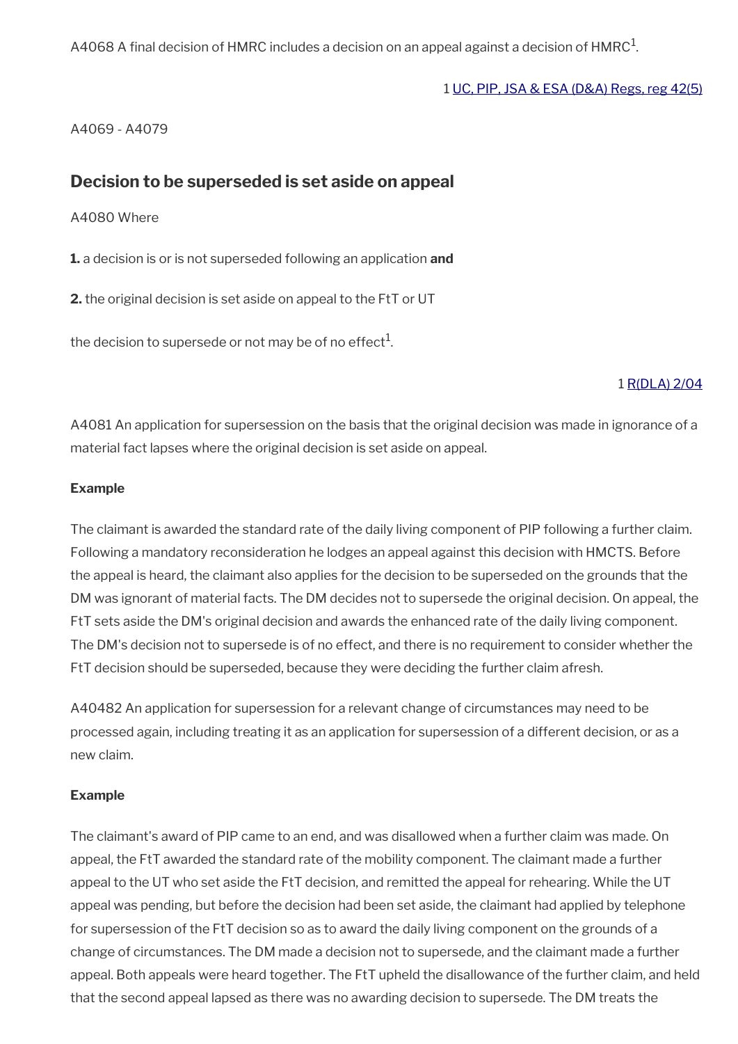A4068 A final decision of HMRC includes a decision on an appeal against a decision of HMRC[1].

1 [UC, PIP, JSA & ESA (D&A) Regs, reg 42(5)]

A4069 - A4079

## Decision to be superseded is set aside on appeal

A4080 Where

**1.** a decision is or is not superseded following an application **and**

**2.** the original decision is set aside on appeal to the FtT or UT

the decision to supersede or not may be of no effect[1].

1 [R(DLA) 2/04]

A4081 An application for supersession on the basis that the original decision was made in ignorance of a material fact lapses where the original decision is set aside on appeal.

**Example**

The claimant is awarded the standard rate of the daily living component of PIP following a further claim. Following a mandatory reconsideration he lodges an appeal against this decision with HMCTS. Before the appeal is heard, the claimant also applies for the decision to be superseded on the grounds that the DM was ignorant of material facts. The DM decides not to supersede the original decision. On appeal, the FtT sets aside the DM's original decision and awards the enhanced rate of the daily living component. The DM's decision not to supersede is of no effect, and there is no requirement to consider whether the FtT decision should be superseded, because they were deciding the further claim afresh.

A40482 An application for supersession for a relevant change of circumstances may need to be processed again, including treating it as an application for supersession of a different decision, or as a new claim.

**Example**

The claimant's award of PIP came to an end, and was disallowed when a further claim was made. On appeal, the FtT awarded the standard rate of the mobility component. The claimant made a further appeal to the UT who set aside the FtT decision, and remitted the appeal for rehearing. While the UT appeal was pending, but before the decision had been set aside, the claimant had applied by telephone for supersession of the FtT decision so as to award the daily living component on the grounds of a change of circumstances. The DM made a decision not to supersede, and the claimant made a further appeal. Both appeals were heard together. The FtT upheld the disallowance of the further claim, and held that the second appeal lapsed as there was no awarding decision to supersede. The DM treats the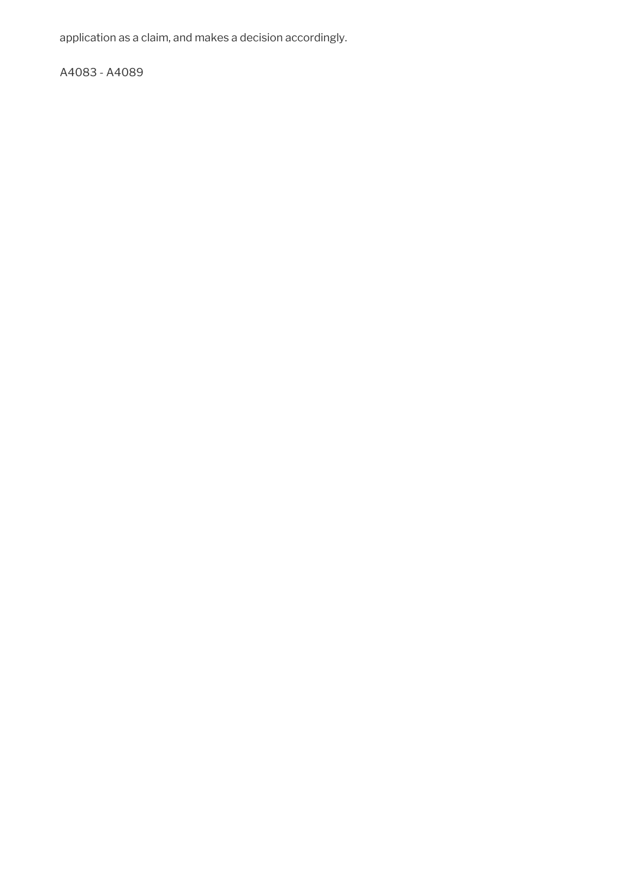application as a claim, and makes a decision accordingly.

A4083 - A4089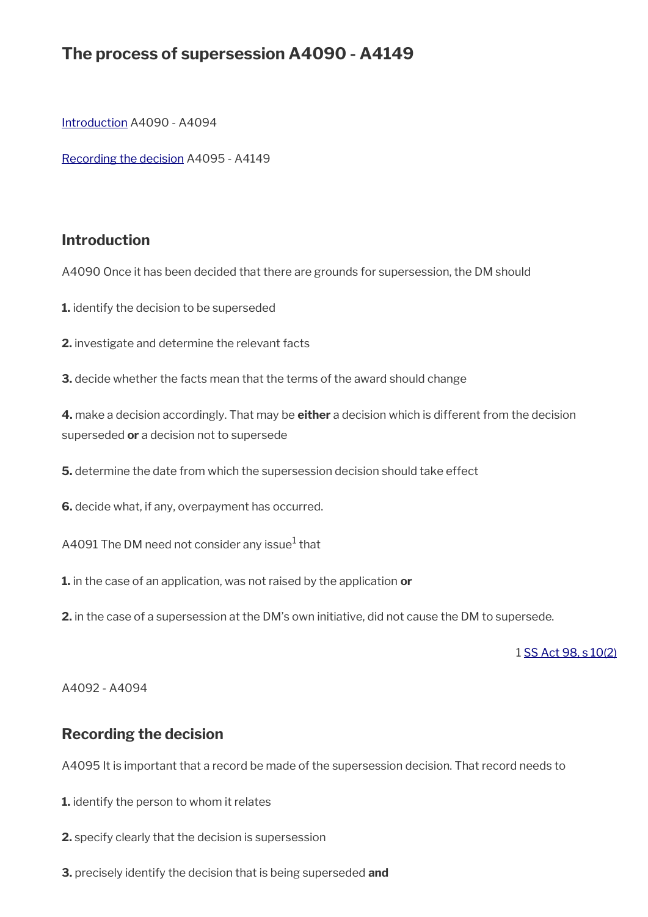# The process of supersession A4090 - A4149

[Introduction](#) A4090 - A4094

[Recording the decision](#) A4095 - A4149

## Introduction

A4090 Once it has been decided that there are grounds for supersession, the DM should

**1.** identify the decision to be superseded

**2.** investigate and determine the relevant facts

**3.** decide whether the facts mean that the terms of the award should change

**4.** make a decision accordingly. That may be **either** a decision which is different from the decision superseded **or** a decision not to supersede

**5.** determine the date from which the supersession decision should take effect

**6.** decide what, if any, overpayment has occurred.

A4091 The DM need not consider any issue[1] that

**1.** in the case of an application, was not raised by the application **or**

**2.** in the case of a supersession at the DM's own initiative, did not cause the DM to supersede.

1 SS Act 98, s 10(2)

A4092 - A4094

## Recording the decision

A4095 It is important that a record be made of the supersession decision. That record needs to

**1.** identify the person to whom it relates

**2.** specify clearly that the decision is supersession

**3.** precisely identify the decision that is being superseded **and**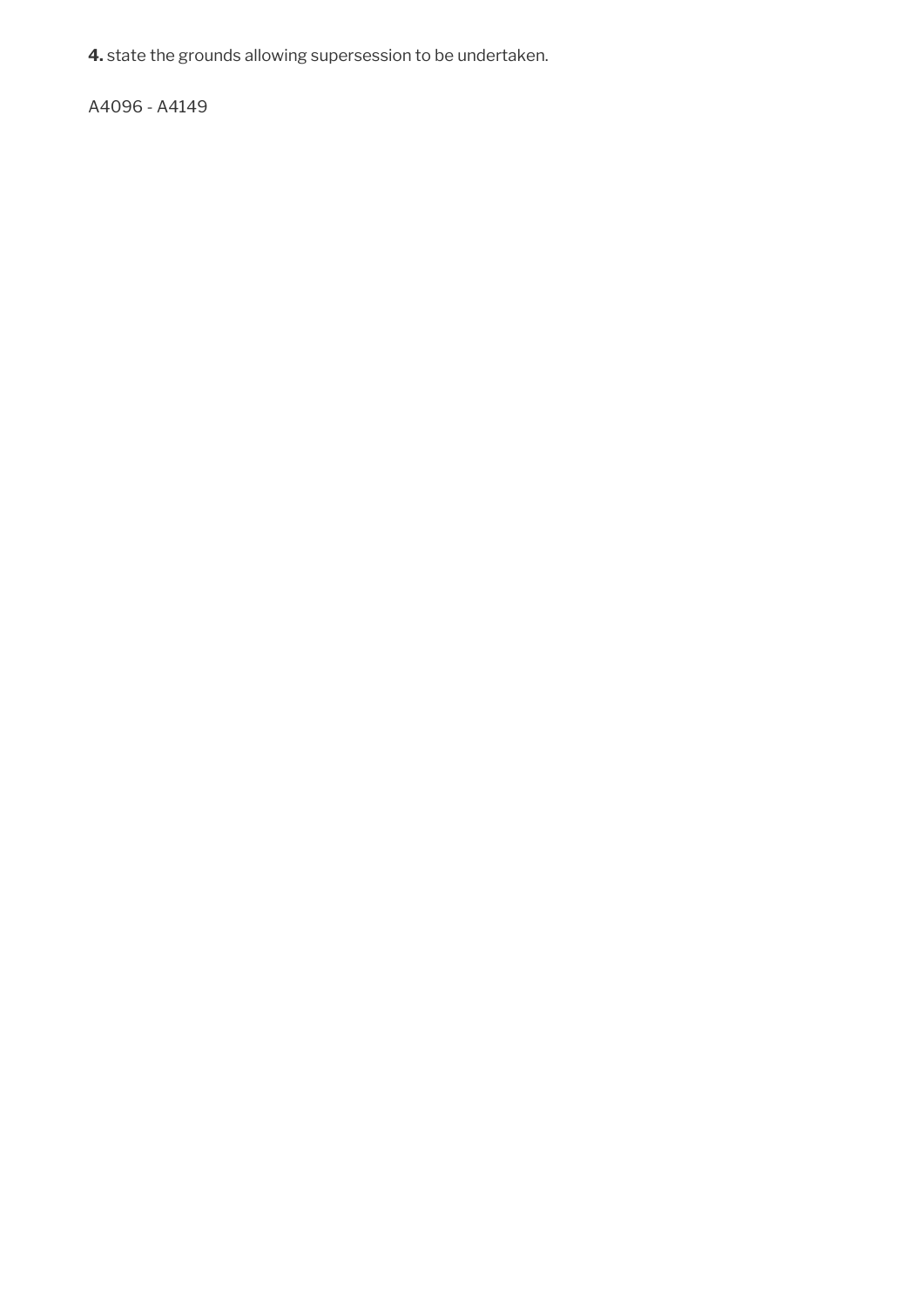**4.** state the grounds allowing supersession to be undertaken.

A4096 - A4149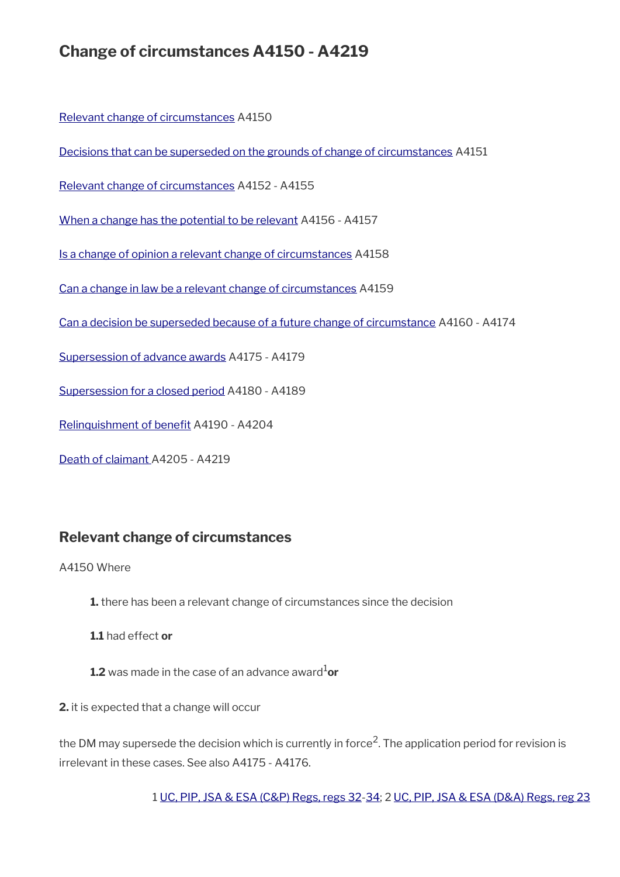# Change of circumstances A4150 - A4219

Relevant change of circumstances A4150

Decisions that can be superseded on the grounds of change of circumstances A4151

Relevant change of circumstances A4152 - A4155

When a change has the potential to be relevant A4156 - A4157

Is a change of opinion a relevant change of circumstances A4158

Can a change in law be a relevant change of circumstances A4159

Can a decision be superseded because of a future change of circumstance A4160 - A4174

Supersession of advance awards A4175 - A4179

Supersession for a closed period A4180 - A4189

Relinquishment of benefit A4190 - A4204

Death of claimant A4205 - A4219

## Relevant change of circumstances

A4150 Where

**1.** there has been a relevant change of circumstances since the decision

**1.1** had effect **or**

**1.2** was made in the case of an advance award[1] **or**

**2.** it is expected that a change will occur

the DM may supersede the decision which is currently in force[2]. The application period for revision is irrelevant in these cases. See also A4175 - A4176.

1 UC, PIP, JSA & ESA (C&P) Regs, regs 32-34; 2 UC, PIP, JSA & ESA (D&A) Regs, reg 23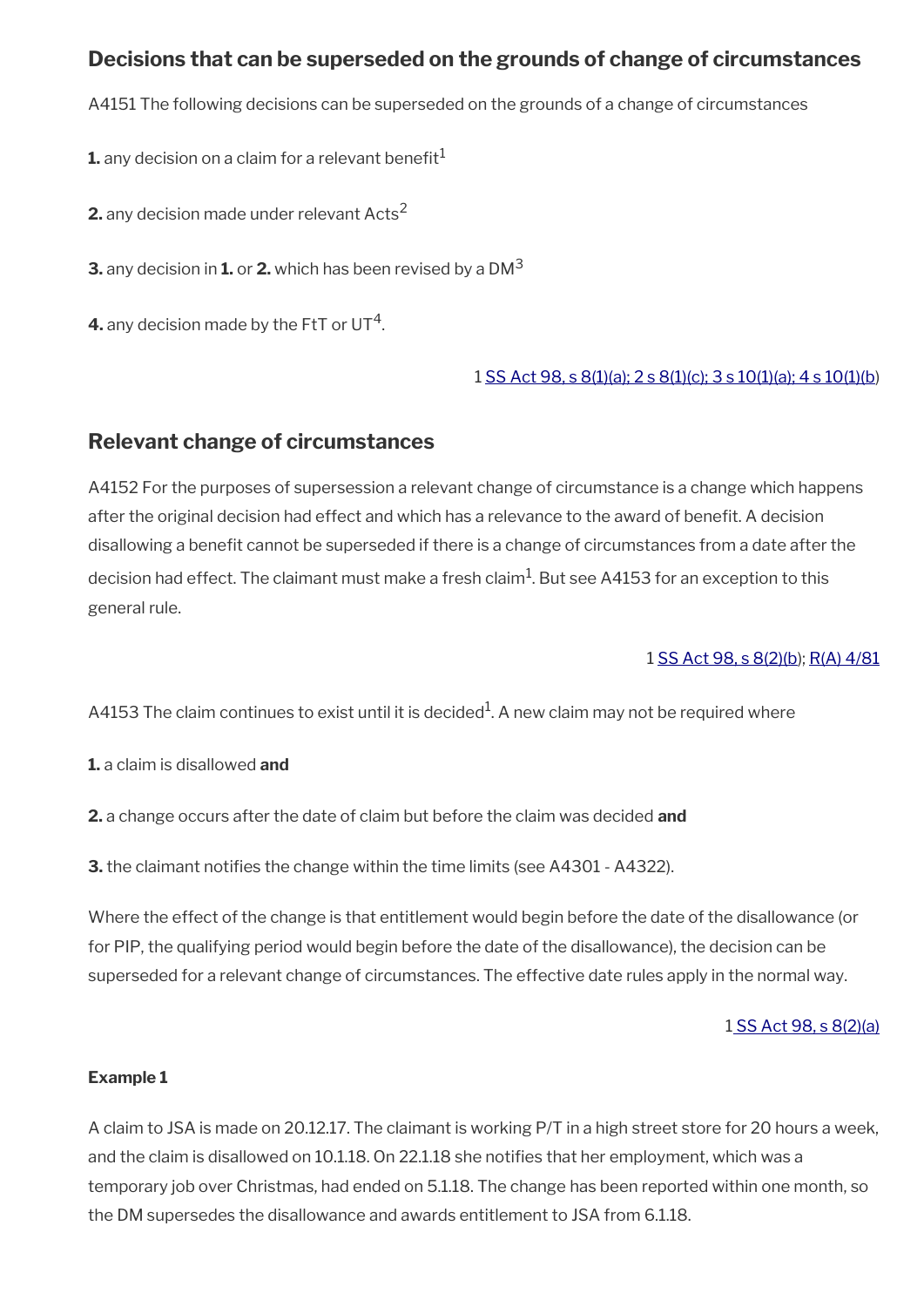## Decisions that can be superseded on the grounds of change of circumstances

A4151 The following decisions can be superseded on the grounds of a change of circumstances

**1.** any decision on a claim for a relevant benefit[1]

**2.** any decision made under relevant Acts[2]

**3.** any decision in **1.** or **2.** which has been revised by a DM[3]

**4.** any decision made by the FtT or UT[4].

1 SS Act 98, s 8(1)(a); 2 s 8(1)(c); 3 s 10(1)(a); 4 s 10(1)(b)

## Relevant change of circumstances

A4152 For the purposes of supersession a relevant change of circumstance is a change which happens after the original decision had effect and which has a relevance to the award of benefit. A decision disallowing a benefit cannot be superseded if there is a change of circumstances from a date after the decision had effect. The claimant must make a fresh claim[1]. But see A4153 for an exception to this general rule.

1 SS Act 98, s 8(2)(b); R(A) 4/81

A4153 The claim continues to exist until it is decided[1]. A new claim may not be required where

**1.** a claim is disallowed **and**

**2.** a change occurs after the date of claim but before the claim was decided **and**

**3.** the claimant notifies the change within the time limits (see A4301 - A4322).

Where the effect of the change is that entitlement would begin before the date of the disallowance (or for PIP, the qualifying period would begin before the date of the disallowance), the decision can be superseded for a relevant change of circumstances. The effective date rules apply in the normal way.

1 SS Act 98, s 8(2)(a)

**Example 1**

A claim to JSA is made on 20.12.17. The claimant is working P/T in a high street store for 20 hours a week, and the claim is disallowed on 10.1.18. On 22.1.18 she notifies that her employment, which was a temporary job over Christmas, had ended on 5.1.18. The change has been reported within one month, so the DM supersedes the disallowance and awards entitlement to JSA from 6.1.18.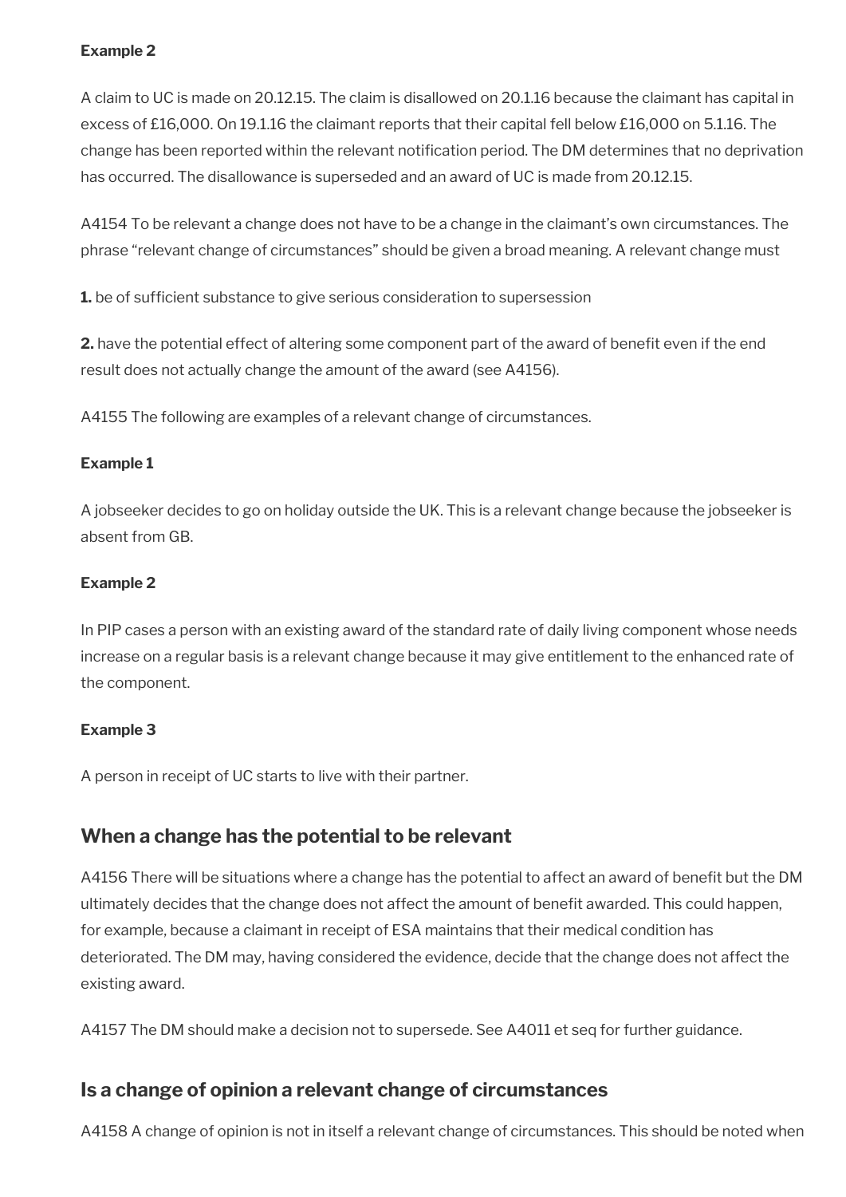**Example 2**

A claim to UC is made on 20.12.15. The claim is disallowed on 20.1.16 because the claimant has capital in excess of £16,000. On 19.1.16 the claimant reports that their capital fell below £16,000 on 5.1.16. The change has been reported within the relevant notification period. The DM determines that no deprivation has occurred. The disallowance is superseded and an award of UC is made from 20.12.15.

A4154 To be relevant a change does not have to be a change in the claimant's own circumstances. The phrase "relevant change of circumstances" should be given a broad meaning. A relevant change must

**1.** be of sufficient substance to give serious consideration to supersession

**2.** have the potential effect of altering some component part of the award of benefit even if the end result does not actually change the amount of the award (see A4156).

A4155 The following are examples of a relevant change of circumstances.

**Example 1**

A jobseeker decides to go on holiday outside the UK. This is a relevant change because the jobseeker is absent from GB.

**Example 2**

In PIP cases a person with an existing award of the standard rate of daily living component whose needs increase on a regular basis is a relevant change because it may give entitlement to the enhanced rate of the component.

**Example 3**

A person in receipt of UC starts to live with their partner.

## When a change has the potential to be relevant

A4156 There will be situations where a change has the potential to affect an award of benefit but the DM ultimately decides that the change does not affect the amount of benefit awarded. This could happen, for example, because a claimant in receipt of ESA maintains that their medical condition has deteriorated. The DM may, having considered the evidence, decide that the change does not affect the existing award.

A4157 The DM should make a decision not to supersede. See A4011 et seq for further guidance.

## Is a change of opinion a relevant change of circumstances

A4158 A change of opinion is not in itself a relevant change of circumstances. This should be noted when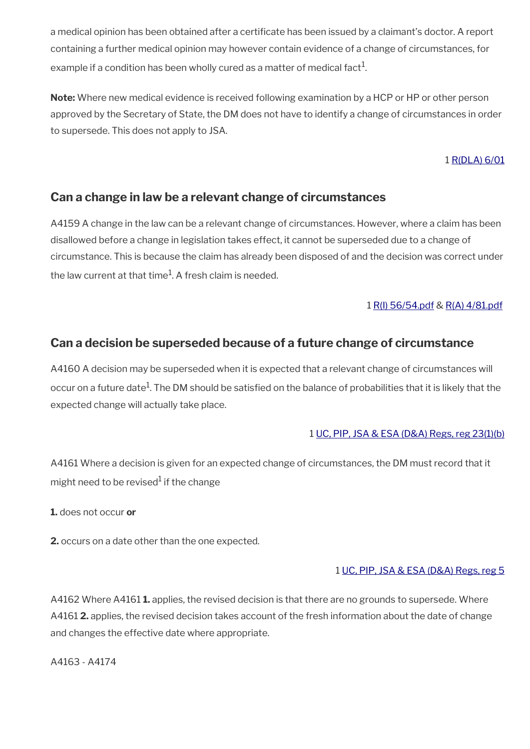a medical opinion has been obtained after a certificate has been issued by a claimant's doctor. A report containing a further medical opinion may however contain evidence of a change of circumstances, for example if a condition has been wholly cured as a matter of medical fact[1].

**Note:** Where new medical evidence is received following examination by a HCP or HP or other person approved by the Secretary of State, the DM does not have to identify a change of circumstances in order to supersede. This does not apply to JSA.

1 R(DLA) 6/01

## Can a change in law be a relevant change of circumstances

A4159 A change in the law can be a relevant change of circumstances. However, where a claim has been disallowed before a change in legislation takes effect, it cannot be superseded due to a change of circumstance. This is because the claim has already been disposed of and the decision was correct under the law current at that time[1]. A fresh claim is needed.

1 R(I) 56/54.pdf & R(A) 4/81.pdf

## Can a decision be superseded because of a future change of circumstance

A4160 A decision may be superseded when it is expected that a relevant change of circumstances will occur on a future date[1]. The DM should be satisfied on the balance of probabilities that it is likely that the expected change will actually take place.

1 UC, PIP, JSA & ESA (D&A) Regs, reg 23(1)(b)

A4161 Where a decision is given for an expected change of circumstances, the DM must record that it might need to be revised[1] if the change

**1.** does not occur **or**

**2.** occurs on a date other than the one expected.

1 UC, PIP, JSA & ESA (D&A) Regs, reg 5

A4162 Where A4161 **1.** applies, the revised decision is that there are no grounds to supersede. Where A4161 **2.** applies, the revised decision takes account of the fresh information about the date of change and changes the effective date where appropriate.

A4163 - A4174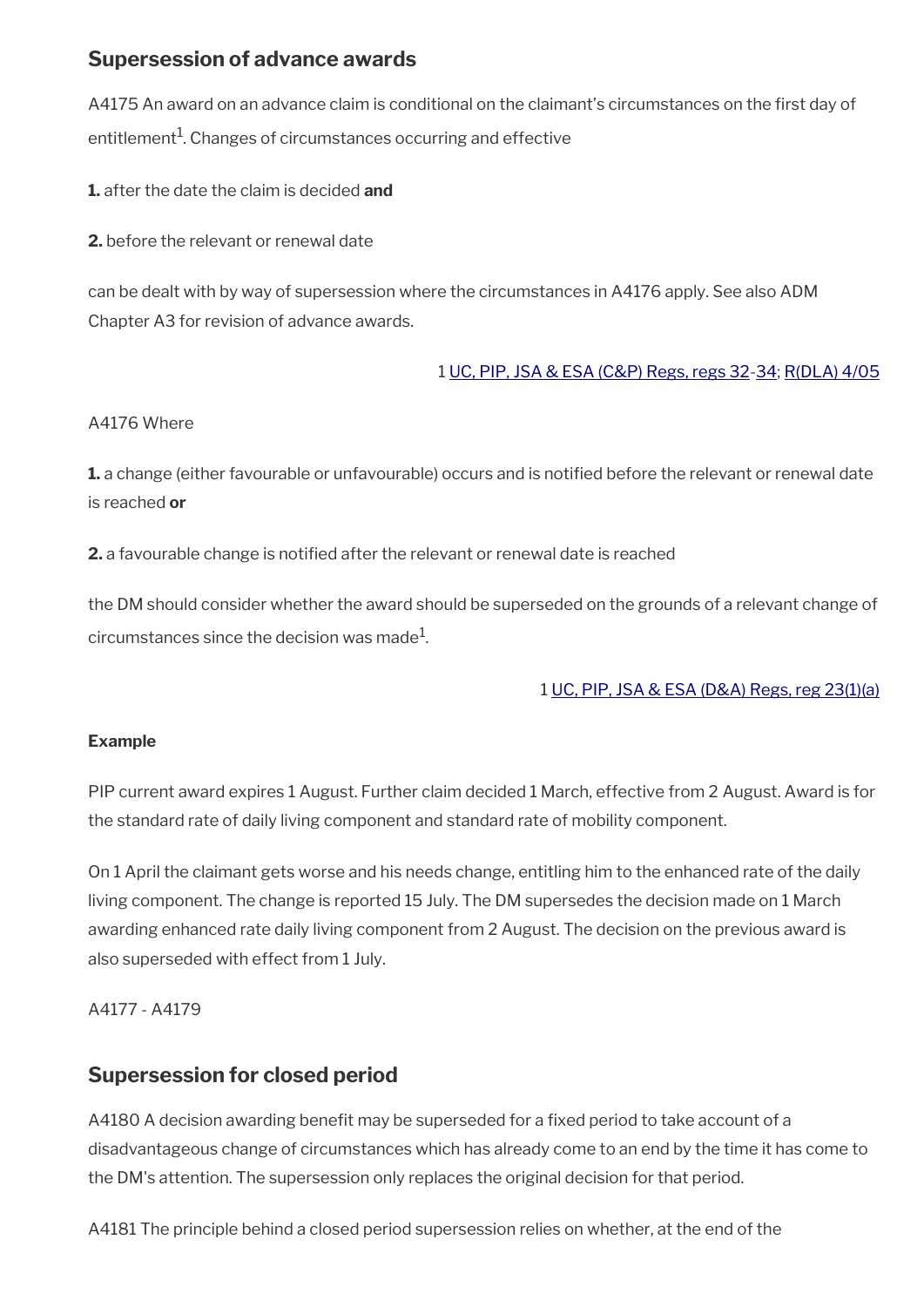## Supersession of advance awards

A4175 An award on an advance claim is conditional on the claimant's circumstances on the first day of entitlement[1]. Changes of circumstances occurring and effective

**1.** after the date the claim is decided **and**

**2.** before the relevant or renewal date

can be dealt with by way of supersession where the circumstances in A4176 apply. See also ADM Chapter A3 for revision of advance awards.

1 UC, PIP, JSA & ESA (C&P) Regs, regs 32-34; R(DLA) 4/05

A4176 Where

**1.** a change (either favourable or unfavourable) occurs and is notified before the relevant or renewal date is reached **or**

**2.** a favourable change is notified after the relevant or renewal date is reached

the DM should consider whether the award should be superseded on the grounds of a relevant change of circumstances since the decision was made[1].

1 UC, PIP, JSA & ESA (D&A) Regs, reg 23(1)(a)

**Example**

PIP current award expires 1 August. Further claim decided 1 March, effective from 2 August. Award is for the standard rate of daily living component and standard rate of mobility component.

On 1 April the claimant gets worse and his needs change, entitling him to the enhanced rate of the daily living component. The change is reported 15 July. The DM supersedes the decision made on 1 March awarding enhanced rate daily living component from 2 August. The decision on the previous award is also superseded with effect from 1 July.

A4177 - A4179

## Supersession for closed period

A4180 A decision awarding benefit may be superseded for a fixed period to take account of a disadvantageous change of circumstances which has already come to an end by the time it has come to the DM's attention. The supersession only replaces the original decision for that period.

A4181 The principle behind a closed period supersession relies on whether, at the end of the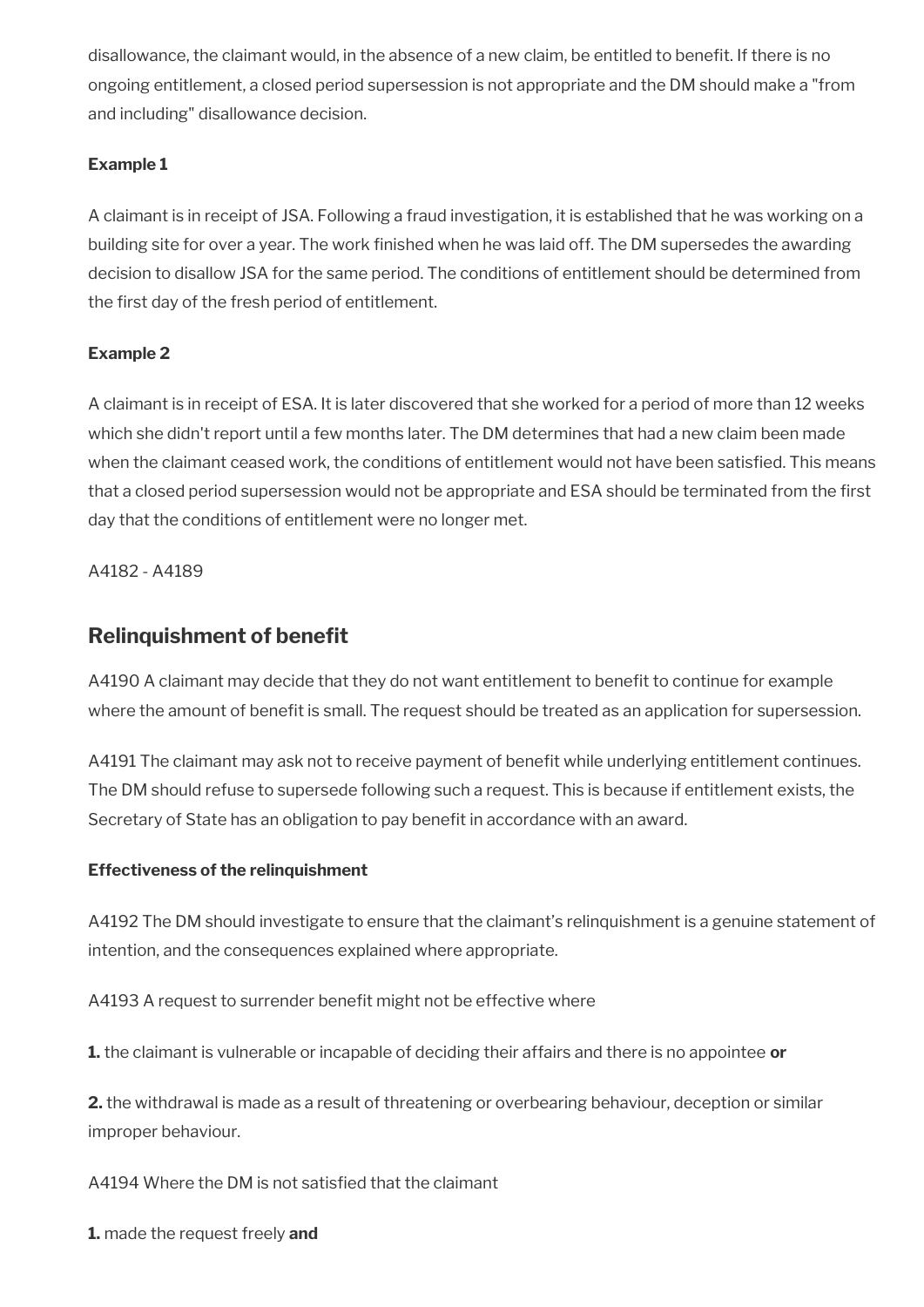disallowance, the claimant would, in the absence of a new claim, be entitled to benefit. If there is no ongoing entitlement, a closed period supersession is not appropriate and the DM should make a "from and including" disallowance decision.

**Example 1**

A claimant is in receipt of JSA. Following a fraud investigation, it is established that he was working on a building site for over a year. The work finished when he was laid off. The DM supersedes the awarding decision to disallow JSA for the same period. The conditions of entitlement should be determined from the first day of the fresh period of entitlement.

**Example 2**

A claimant is in receipt of ESA. It is later discovered that she worked for a period of more than 12 weeks which she didn't report until a few months later. The DM determines that had a new claim been made when the claimant ceased work, the conditions of entitlement would not have been satisfied. This means that a closed period supersession would not be appropriate and ESA should be terminated from the first day that the conditions of entitlement were no longer met.

A4182 - A4189

## Relinquishment of benefit

A4190 A claimant may decide that they do not want entitlement to benefit to continue for example where the amount of benefit is small. The request should be treated as an application for supersession.

A4191 The claimant may ask not to receive payment of benefit while underlying entitlement continues. The DM should refuse to supersede following such a request. This is because if entitlement exists, the Secretary of State has an obligation to pay benefit in accordance with an award.

**Effectiveness of the relinquishment**

A4192 The DM should investigate to ensure that the claimant's relinquishment is a genuine statement of intention, and the consequences explained where appropriate.

A4193 A request to surrender benefit might not be effective where

**1.** the claimant is vulnerable or incapable of deciding their affairs and there is no appointee **or**

**2.** the withdrawal is made as a result of threatening or overbearing behaviour, deception or similar improper behaviour.

A4194 Where the DM is not satisfied that the claimant

**1.** made the request freely **and**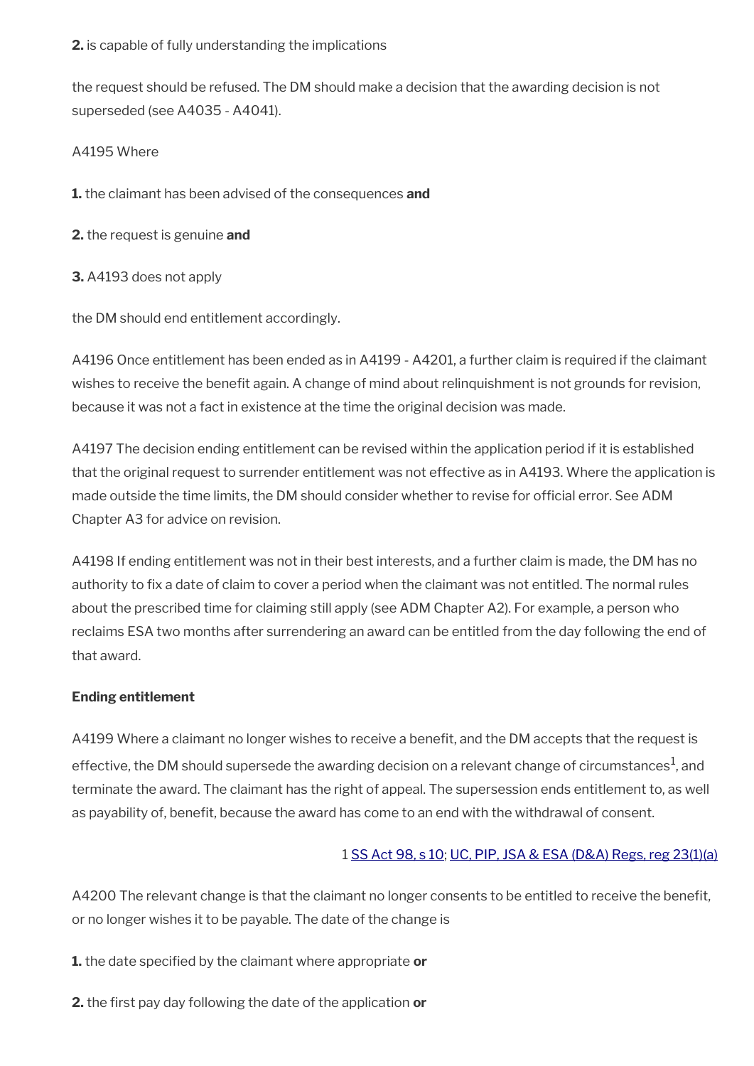**2.** is capable of fully understanding the implications

the request should be refused. The DM should make a decision that the awarding decision is not superseded (see A4035 - A4041).

A4195 Where

**1.** the claimant has been advised of the consequences **and**

**2.** the request is genuine **and**

**3.** A4193 does not apply

the DM should end entitlement accordingly.

A4196 Once entitlement has been ended as in A4199 - A4201, a further claim is required if the claimant wishes to receive the benefit again. A change of mind about relinquishment is not grounds for revision, because it was not a fact in existence at the time the original decision was made.

A4197 The decision ending entitlement can be revised within the application period if it is established that the original request to surrender entitlement was not effective as in A4193. Where the application is made outside the time limits, the DM should consider whether to revise for official error. See ADM Chapter A3 for advice on revision.

A4198 If ending entitlement was not in their best interests, and a further claim is made, the DM has no authority to fix a date of claim to cover a period when the claimant was not entitled. The normal rules about the prescribed time for claiming still apply (see ADM Chapter A2). For example, a person who reclaims ESA two months after surrendering an award can be entitled from the day following the end of that award.

**Ending entitlement**

A4199 Where a claimant no longer wishes to receive a benefit, and the DM accepts that the request is effective, the DM should supersede the awarding decision on a relevant change of circumstances[1], and terminate the award. The claimant has the right of appeal. The supersession ends entitlement to, as well as payability of, benefit, because the award has come to an end with the withdrawal of consent.

1 SS Act 98, s 10; UC, PIP, JSA & ESA (D&A) Regs, reg 23(1)(a)

A4200 The relevant change is that the claimant no longer consents to be entitled to receive the benefit, or no longer wishes it to be payable. The date of the change is

**1.** the date specified by the claimant where appropriate **or**

**2.** the first pay day following the date of the application **or**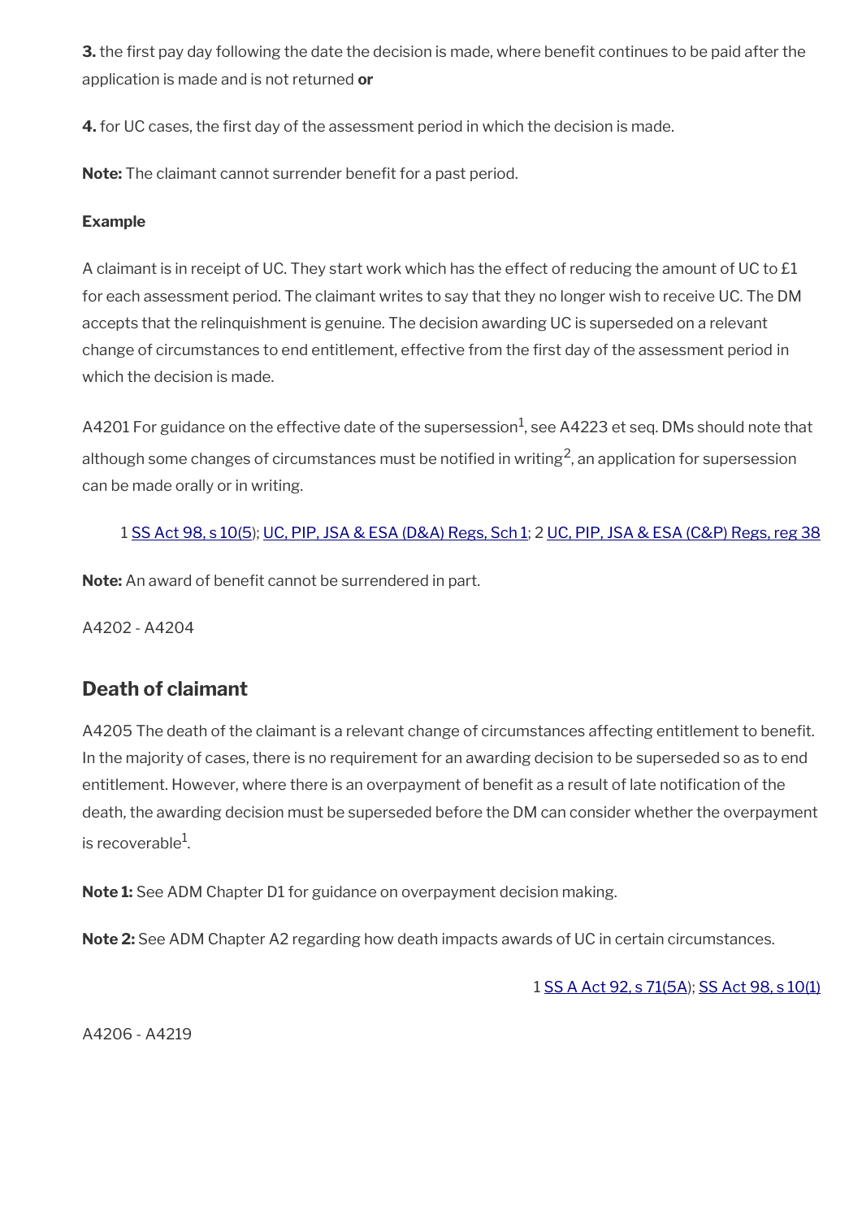**3.** the first pay day following the date the decision is made, where benefit continues to be paid after the application is made and is not returned **or**

**4.** for UC cases, the first day of the assessment period in which the decision is made.

**Note:** The claimant cannot surrender benefit for a past period.

**Example**

A claimant is in receipt of UC. They start work which has the effect of reducing the amount of UC to £1 for each assessment period. The claimant writes to say that they no longer wish to receive UC. The DM accepts that the relinquishment is genuine. The decision awarding UC is superseded on a relevant change of circumstances to end entitlement, effective from the first day of the assessment period in which the decision is made.

A4201 For guidance on the effective date of the supersession[1], see A4223 et seq. DMs should note that although some changes of circumstances must be notified in writing[2], an application for supersession can be made orally or in writing.

1 SS Act 98, s 10(5); UC, PIP, JSA & ESA (D&A) Regs, Sch 1; 2 UC, PIP, JSA & ESA (C&P) Regs, reg 38

**Note:** An award of benefit cannot be surrendered in part.

A4202 - A4204

## Death of claimant

A4205 The death of the claimant is a relevant change of circumstances affecting entitlement to benefit. In the majority of cases, there is no requirement for an awarding decision to be superseded so as to end entitlement. However, where there is an overpayment of benefit as a result of late notification of the death, the awarding decision must be superseded before the DM can consider whether the overpayment is recoverable[1].

**Note 1:** See ADM Chapter D1 for guidance on overpayment decision making.

**Note 2:** See ADM Chapter A2 regarding how death impacts awards of UC in certain circumstances.

1 SS A Act 92, s 71(5A); SS Act 98, s 10(1)

A4206 - A4219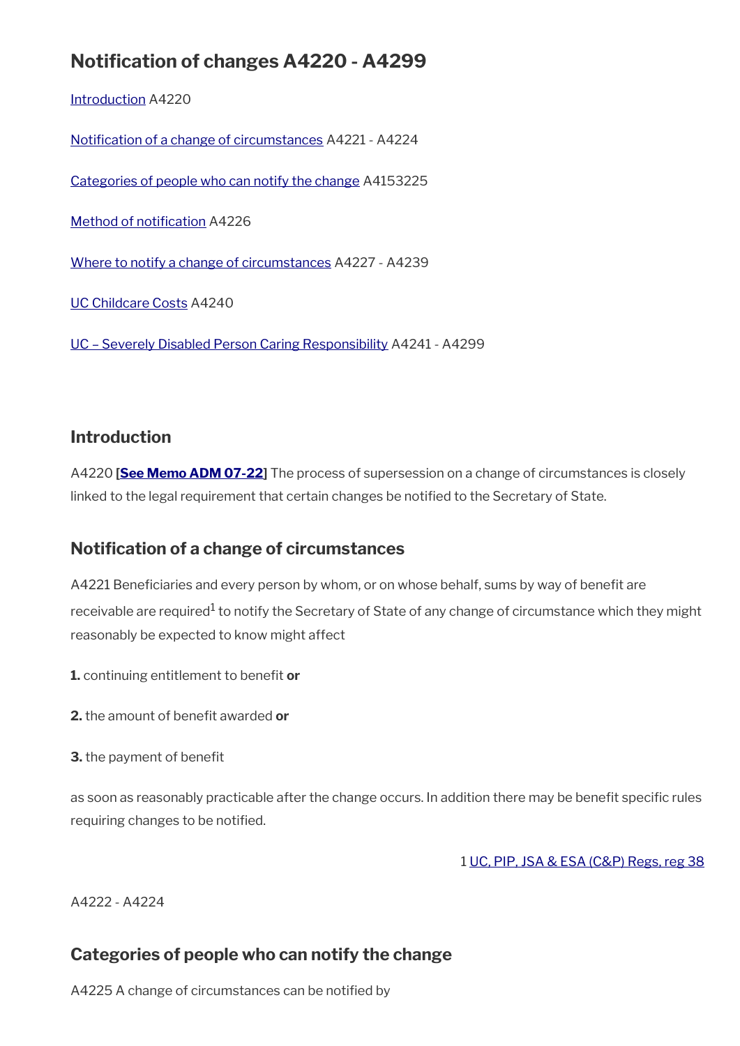# Notification of changes A4220 - A4299

Introduction A4220

Notification of a change of circumstances A4221 - A4224

Categories of people who can notify the change A4153225

Method of notification A4226

Where to notify a change of circumstances A4227 - A4239

UC Childcare Costs A4240

UC – Severely Disabled Person Caring Responsibility A4241 - A4299

## Introduction

A4220 [**See Memo ADM 07-22**] The process of supersession on a change of circumstances is closely linked to the legal requirement that certain changes be notified to the Secretary of State.

## Notification of a change of circumstances

A4221 Beneficiaries and every person by whom, or on whose behalf, sums by way of benefit are receivable are required[1] to notify the Secretary of State of any change of circumstance which they might reasonably be expected to know might affect

**1.** continuing entitlement to benefit **or**

**2.** the amount of benefit awarded **or**

**3.** the payment of benefit

as soon as reasonably practicable after the change occurs. In addition there may be benefit specific rules requiring changes to be notified.

1 UC, PIP, JSA & ESA (C&P) Regs, reg 38

A4222 - A4224

## Categories of people who can notify the change

A4225 A change of circumstances can be notified by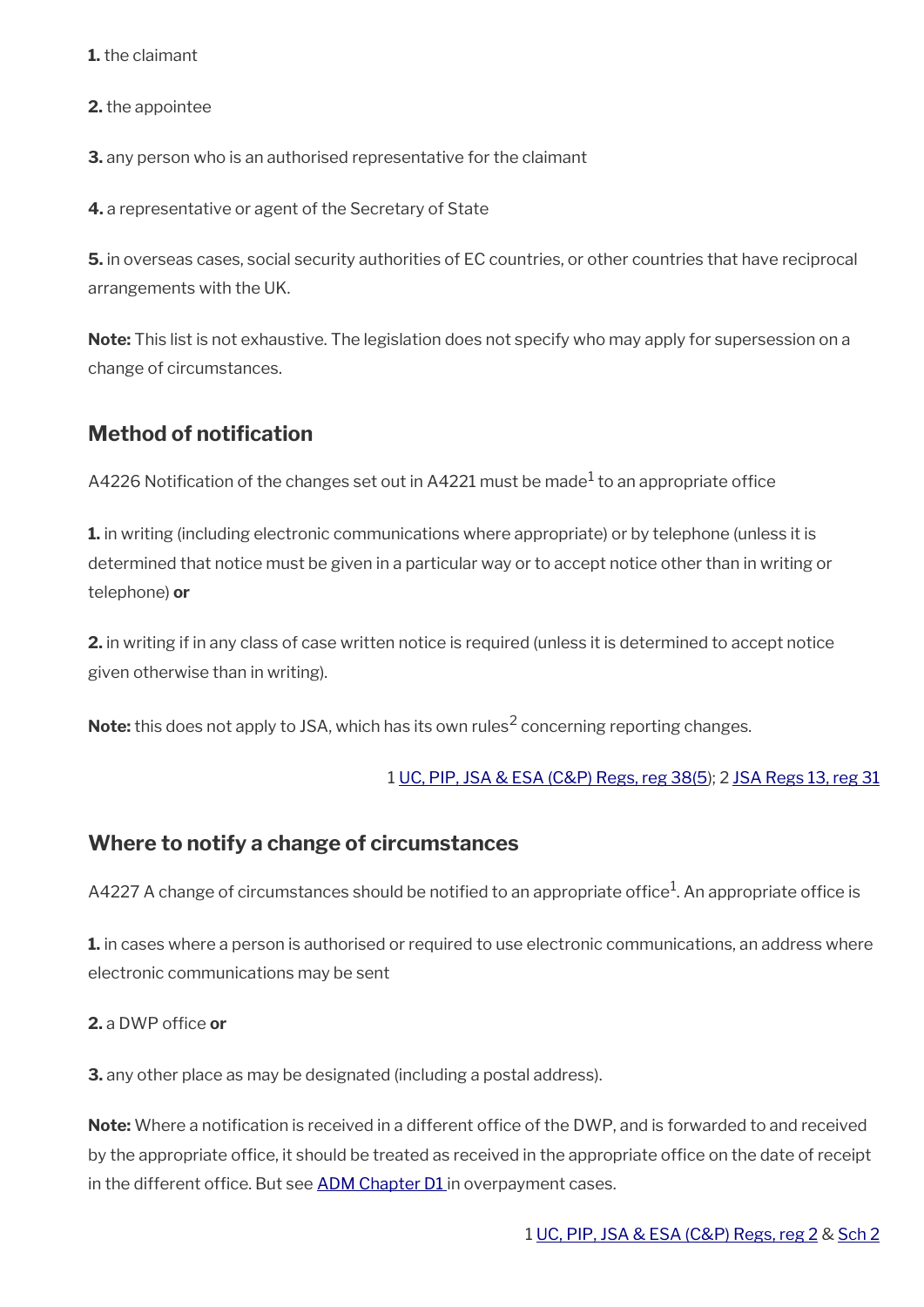**1.** the claimant

**2.** the appointee

**3.** any person who is an authorised representative for the claimant

**4.** a representative or agent of the Secretary of State

**5.** in overseas cases, social security authorities of EC countries, or other countries that have reciprocal arrangements with the UK.

**Note:** This list is not exhaustive. The legislation does not specify who may apply for supersession on a change of circumstances.

## Method of notification

A4226 Notification of the changes set out in A4221 must be made[1] to an appropriate office

**1.** in writing (including electronic communications where appropriate) or by telephone (unless it is determined that notice must be given in a particular way or to accept notice other than in writing or telephone) **or**

**2.** in writing if in any class of case written notice is required (unless it is determined to accept notice given otherwise than in writing).

**Note:** this does not apply to JSA, which has its own rules[2] concerning reporting changes.

1 UC, PIP, JSA & ESA (C&P) Regs, reg 38(5); 2 JSA Regs 13, reg 31

## Where to notify a change of circumstances

A4227 A change of circumstances should be notified to an appropriate office[1]. An appropriate office is

**1.** in cases where a person is authorised or required to use electronic communications, an address where electronic communications may be sent

**2.** a DWP office **or**

**3.** any other place as may be designated (including a postal address).

**Note:** Where a notification is received in a different office of the DWP, and is forwarded to and received by the appropriate office, it should be treated as received in the appropriate office on the date of receipt in the different office. But see ADM Chapter D1 in overpayment cases.

1 UC, PIP, JSA & ESA (C&P) Regs, reg 2 & Sch 2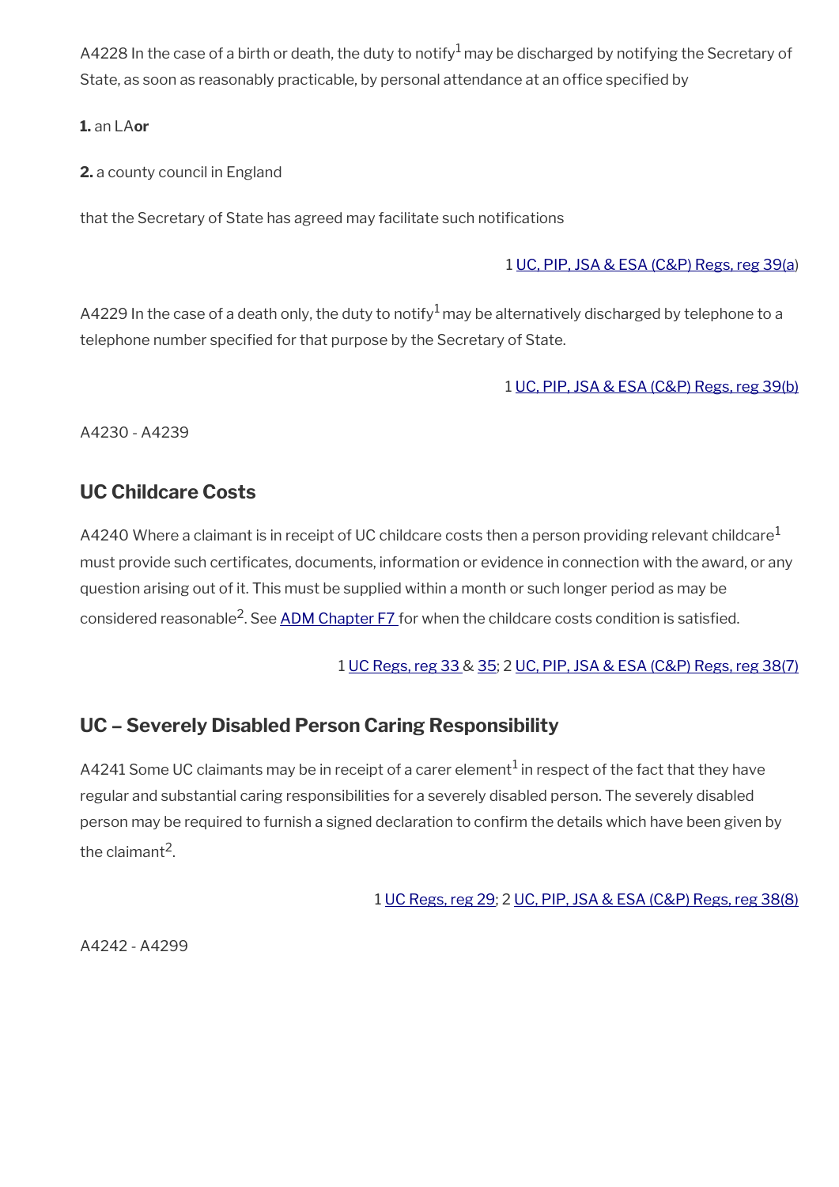A4228 In the case of a birth or death, the duty to notify[1] may be discharged by notifying the Secretary of State, as soon as reasonably practicable, by personal attendance at an office specified by

**1.** an LA **or**

**2.** a county council in England

that the Secretary of State has agreed may facilitate such notifications

1 UC, PIP, JSA & ESA (C&P) Regs, reg 39(a)

A4229 In the case of a death only, the duty to notify[1] may be alternatively discharged by telephone to a telephone number specified for that purpose by the Secretary of State.

1 UC, PIP, JSA & ESA (C&P) Regs, reg 39(b)

A4230 - A4239

## UC Childcare Costs

A4240 Where a claimant is in receipt of UC childcare costs then a person providing relevant childcare[1] must provide such certificates, documents, information or evidence in connection with the award, or any question arising out of it. This must be supplied within a month or such longer period as may be considered reasonable[2]. See ADM Chapter F7 for when the childcare costs condition is satisfied.

1 UC Regs, reg 33 & 35; 2 UC, PIP, JSA & ESA (C&P) Regs, reg 38(7)

## UC – Severely Disabled Person Caring Responsibility

A4241 Some UC claimants may be in receipt of a carer element[1] in respect of the fact that they have regular and substantial caring responsibilities for a severely disabled person. The severely disabled person may be required to furnish a signed declaration to confirm the details which have been given by the claimant[2].

1 UC Regs, reg 29; 2 UC, PIP, JSA & ESA (C&P) Regs, reg 38(8)

A4242 - A4299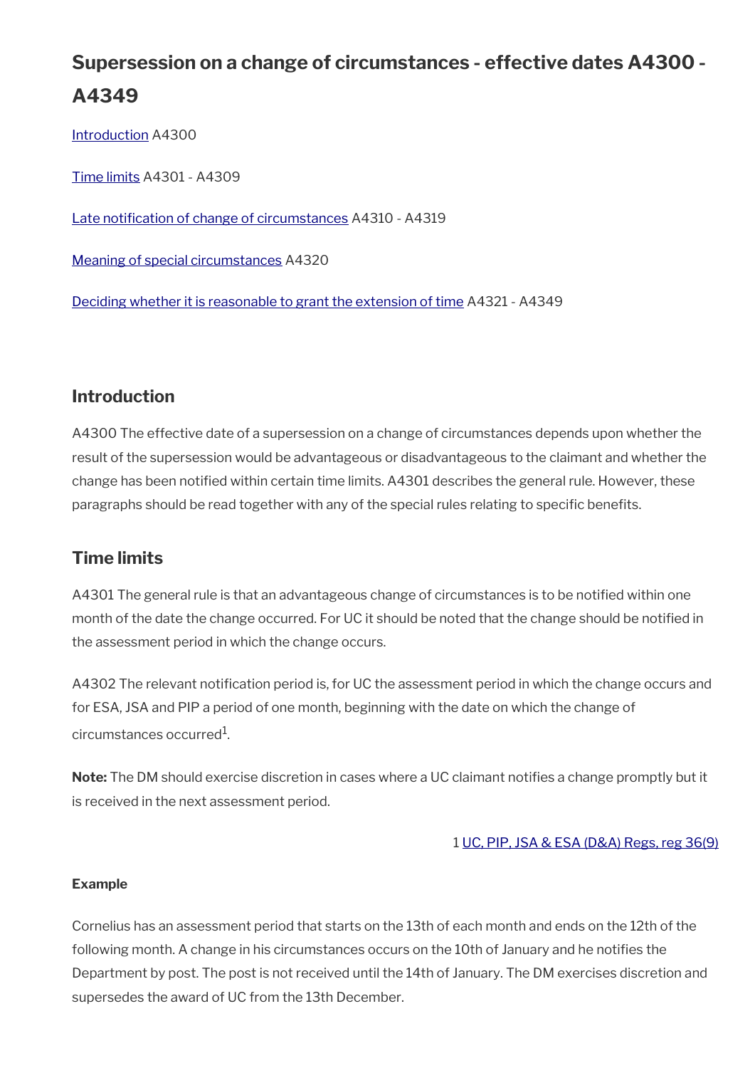# Supersession on a change of circumstances - effective dates A4300 - A4349

Introduction A4300

Time limits A4301 - A4309

Late notification of change of circumstances A4310 - A4319

Meaning of special circumstances A4320

Deciding whether it is reasonable to grant the extension of time A4321 - A4349

## Introduction

A4300 The effective date of a supersession on a change of circumstances depends upon whether the result of the supersession would be advantageous or disadvantageous to the claimant and whether the change has been notified within certain time limits. A4301 describes the general rule. However, these paragraphs should be read together with any of the special rules relating to specific benefits.

## Time limits

A4301 The general rule is that an advantageous change of circumstances is to be notified within one month of the date the change occurred. For UC it should be noted that the change should be notified in the assessment period in which the change occurs.

A4302 The relevant notification period is, for UC the assessment period in which the change occurs and for ESA, JSA and PIP a period of one month, beginning with the date on which the change of circumstances occurred[1].

**Note:** The DM should exercise discretion in cases where a UC claimant notifies a change promptly but it is received in the next assessment period.

1 UC, PIP, JSA & ESA (D&A) Regs, reg 36(9)

#### Example

Cornelius has an assessment period that starts on the 13th of each month and ends on the 12th of the following month. A change in his circumstances occurs on the 10th of January and he notifies the Department by post. The post is not received until the 14th of January. The DM exercises discretion and supersedes the award of UC from the 13th December.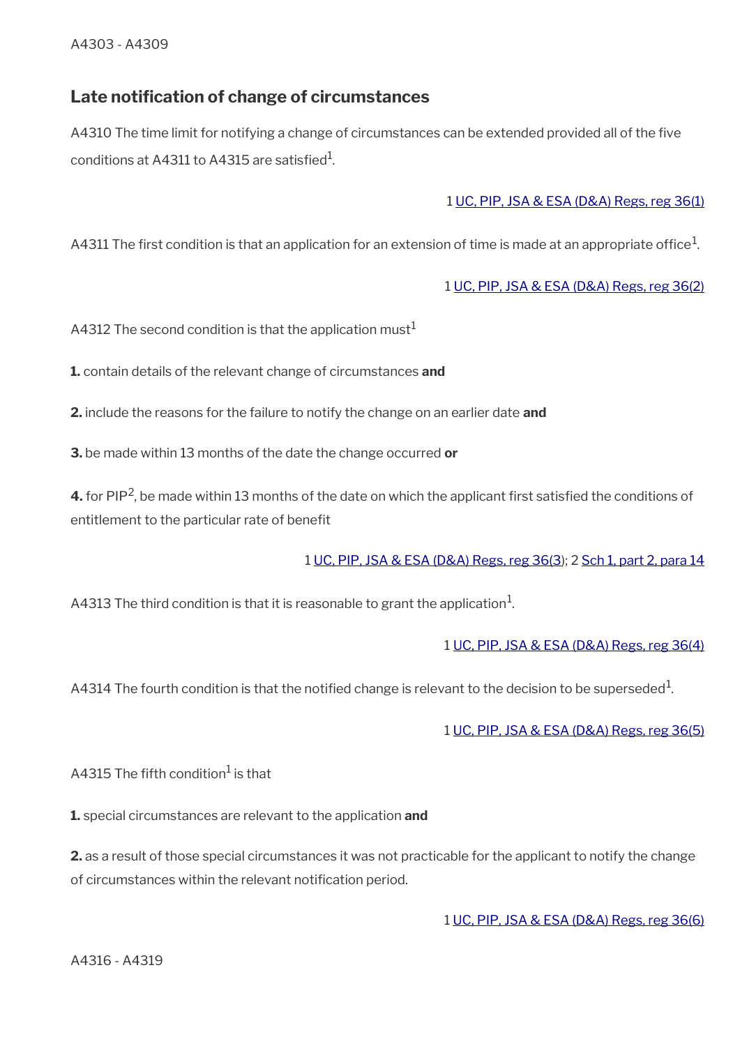A4303 - A4309

## Late notification of change of circumstances

A4310 The time limit for notifying a change of circumstances can be extended provided all of the five conditions at A4311 to A4315 are satisfied[1].

1 UC, PIP, JSA & ESA (D&A) Regs, reg 36(1)

A4311 The first condition is that an application for an extension of time is made at an appropriate office[1].

1 UC, PIP, JSA & ESA (D&A) Regs, reg 36(2)

A4312 The second condition is that the application must[1]

**1.** contain details of the relevant change of circumstances **and**

**2.** include the reasons for the failure to notify the change on an earlier date **and**

**3.** be made within 13 months of the date the change occurred **or**

**4.** for PIP[2], be made within 13 months of the date on which the applicant first satisfied the conditions of entitlement to the particular rate of benefit

1 UC, PIP, JSA & ESA (D&A) Regs, reg 36(3); 2 Sch 1, part 2, para 14

A4313 The third condition is that it is reasonable to grant the application[1].

1 UC, PIP, JSA & ESA (D&A) Regs, reg 36(4)

A4314 The fourth condition is that the notified change is relevant to the decision to be superseded[1].

1 UC, PIP, JSA & ESA (D&A) Regs, reg 36(5)

A4315 The fifth condition[1] is that

**1.** special circumstances are relevant to the application **and**

**2.** as a result of those special circumstances it was not practicable for the applicant to notify the change of circumstances within the relevant notification period.

1 UC, PIP, JSA & ESA (D&A) Regs, reg 36(6)

A4316 - A4319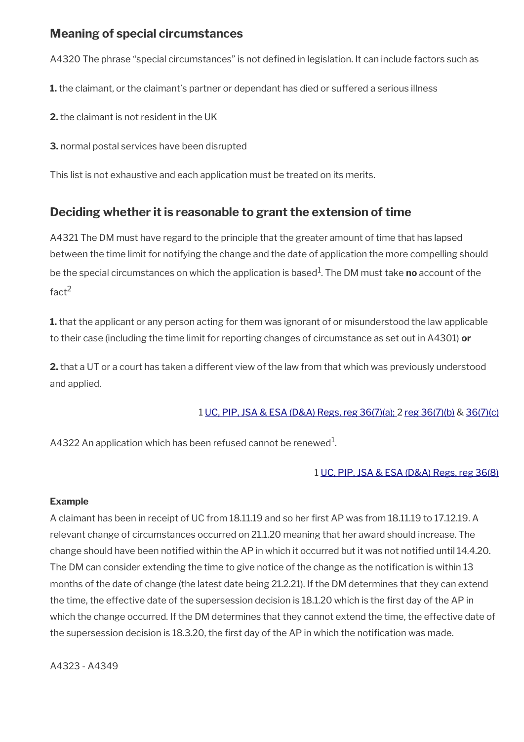## Meaning of special circumstances

A4320 The phrase "special circumstances" is not defined in legislation. It can include factors such as

**1.** the claimant, or the claimant's partner or dependant has died or suffered a serious illness

**2.** the claimant is not resident in the UK

**3.** normal postal services have been disrupted

This list is not exhaustive and each application must be treated on its merits.

## Deciding whether it is reasonable to grant the extension of time

A4321 The DM must have regard to the principle that the greater amount of time that has lapsed between the time limit for notifying the change and the date of application the more compelling should be the special circumstances on which the application is based[1]. The DM must take **no** account of the fact[2]

**1.** that the applicant or any person acting for them was ignorant of or misunderstood the law applicable to their case (including the time limit for reporting changes of circumstance as set out in A4301) **or**

**2.** that a UT or a court has taken a different view of the law from that which was previously understood and applied.

1 UC, PIP, JSA & ESA (D&A) Regs, reg 36(7)(a); 2 reg 36(7)(b) & 36(7)(c)

A4322 An application which has been refused cannot be renewed[1].

1 UC, PIP, JSA & ESA (D&A) Regs, reg 36(8)

**Example**

A claimant has been in receipt of UC from 18.11.19 and so her first AP was from 18.11.19 to 17.12.19. A relevant change of circumstances occurred on 21.1.20 meaning that her award should increase. The change should have been notified within the AP in which it occurred but it was not notified until 14.4.20. The DM can consider extending the time to give notice of the change as the notification is within 13 months of the date of change (the latest date being 21.2.21). If the DM determines that they can extend the time, the effective date of the supersession decision is 18.1.20 which is the first day of the AP in which the change occurred. If the DM determines that they cannot extend the time, the effective date of the supersession decision is 18.3.20, the first day of the AP in which the notification was made.

A4323 - A4349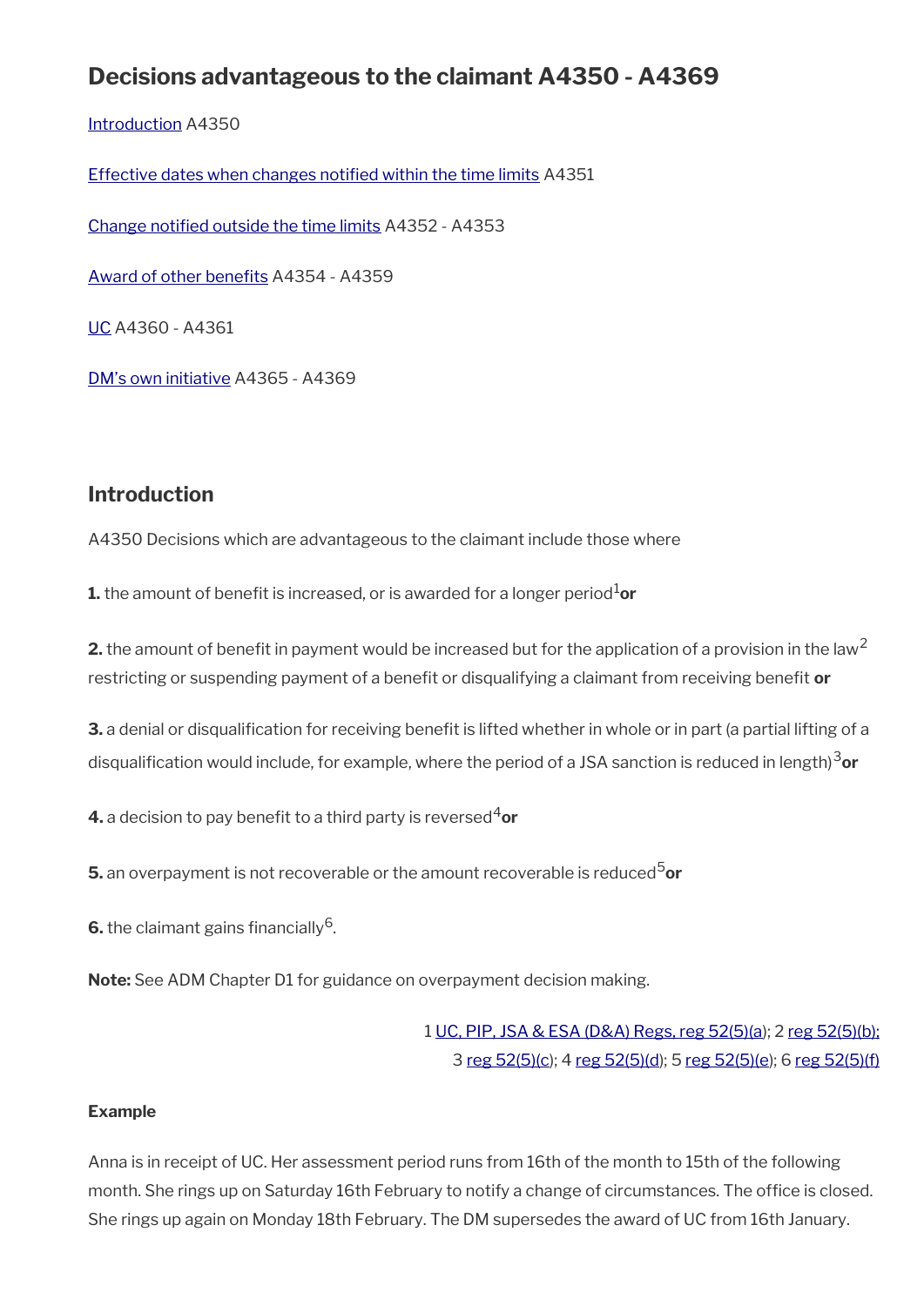# Decisions advantageous to the claimant A4350 - A4369

[Introduction](#) A4350

[Effective dates when changes notified within the time limits](#) A4351

[Change notified outside the time limits](#) A4352 - A4353

[Award of other benefits](#) A4354 - A4359

[UC](#) A4360 - A4361

[DM's own initiative](#) A4365 - A4369

## Introduction

A4350 Decisions which are advantageous to the claimant include those where

**1.** the amount of benefit is increased, or is awarded for a longer period[1] **or**

**2.** the amount of benefit in payment would be increased but for the application of a provision in the law[2] restricting or suspending payment of a benefit or disqualifying a claimant from receiving benefit **or**

**3.** a denial or disqualification for receiving benefit is lifted whether in whole or in part (a partial lifting of a disqualification would include, for example, where the period of a JSA sanction is reduced in length)[3] **or**

**4.** a decision to pay benefit to a third party is reversed[4] **or**

**5.** an overpayment is not recoverable or the amount recoverable is reduced[5] **or**

**6.** the claimant gains financially[6].

**Note:** See ADM Chapter D1 for guidance on overpayment decision making.

1 UC, PIP, JSA & ESA (D&A) Regs, reg 52(5)(a); 2 reg 52(5)(b); 3 reg 52(5)(c); 4 reg 52(5)(d); 5 reg 52(5)(e); 6 reg 52(5)(f)

**Example**

Anna is in receipt of UC. Her assessment period runs from 16th of the month to 15th of the following month. She rings up on Saturday 16th February to notify a change of circumstances. The office is closed. She rings up again on Monday 18th February. The DM supersedes the award of UC from 16th January.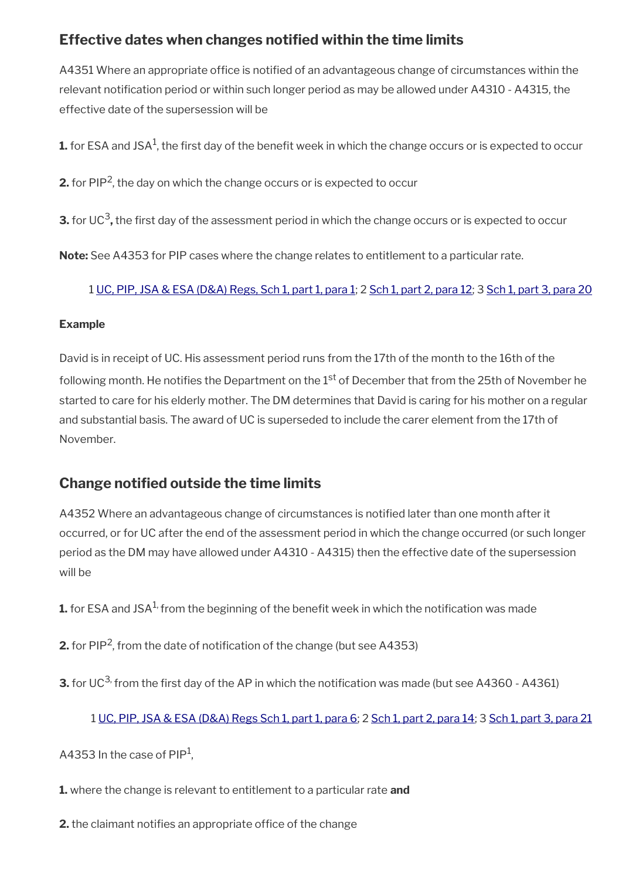## Effective dates when changes notified within the time limits

A4351 Where an appropriate office is notified of an advantageous change of circumstances within the relevant notification period or within such longer period as may be allowed under A4310 - A4315, the effective date of the supersession will be

**1.** for ESA and JSA[1], the first day of the benefit week in which the change occurs or is expected to occur

**2.** for PIP[2], the day on which the change occurs or is expected to occur

**3.** for UC[3]**,** the first day of the assessment period in which the change occurs or is expected to occur

**Note:** See A4353 for PIP cases where the change relates to entitlement to a particular rate.

1 UC, PIP, JSA & ESA (D&A) Regs, Sch 1, part 1, para 1; 2 Sch 1, part 2, para 12; 3 Sch 1, part 3, para 20

**Example**

David is in receipt of UC. His assessment period runs from the 17th of the month to the 16th of the following month. He notifies the Department on the 1st of December that from the 25th of November he started to care for his elderly mother. The DM determines that David is caring for his mother on a regular and substantial basis. The award of UC is superseded to include the carer element from the 17th of November.

## Change notified outside the time limits

A4352 Where an advantageous change of circumstances is notified later than one month after it occurred, or for UC after the end of the assessment period in which the change occurred (or such longer period as the DM may have allowed under A4310 - A4315) then the effective date of the supersession will be

**1.** for ESA and JSA[1], from the beginning of the benefit week in which the notification was made

**2.** for PIP[2], from the date of notification of the change (but see A4353)

**3.** for UC[3], from the first day of the AP in which the notification was made (but see A4360 - A4361)

1 UC, PIP, JSA & ESA (D&A) Regs Sch 1, part 1, para 6; 2 Sch 1, part 2, para 14; 3 Sch 1, part 3, para 21

A4353 In the case of PIP[1],

**1.** where the change is relevant to entitlement to a particular rate **and**

**2.** the claimant notifies an appropriate office of the change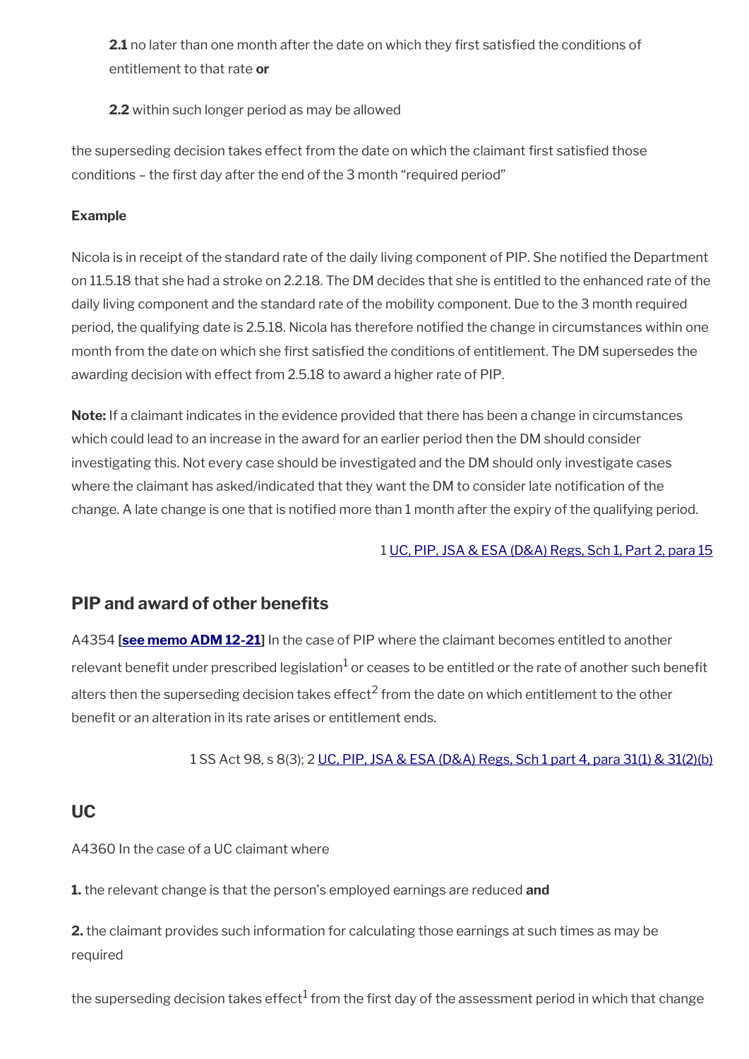**2.1** no later than one month after the date on which they first satisfied the conditions of entitlement to that rate **or**

**2.2** within such longer period as may be allowed

the superseding decision takes effect from the date on which the claimant first satisfied those conditions – the first day after the end of the 3 month "required period"

**Example**

Nicola is in receipt of the standard rate of the daily living component of PIP. She notified the Department on 11.5.18 that she had a stroke on 2.2.18. The DM decides that she is entitled to the enhanced rate of the daily living component and the standard rate of the mobility component. Due to the 3 month required period, the qualifying date is 2.5.18. Nicola has therefore notified the change in circumstances within one month from the date on which she first satisfied the conditions of entitlement. The DM supersedes the awarding decision with effect from 2.5.18 to award a higher rate of PIP.

**Note:** If a claimant indicates in the evidence provided that there has been a change in circumstances which could lead to an increase in the award for an earlier period then the DM should consider investigating this. Not every case should be investigated and the DM should only investigate cases where the claimant has asked/indicated that they want the DM to consider late notification of the change. A late change is one that is notified more than 1 month after the expiry of the qualifying period.

1 UC, PIP, JSA & ESA (D&A) Regs, Sch 1, Part 2, para 15

## PIP and award of other benefits

A4354 **[see memo ADM 12-21]** In the case of PIP where the claimant becomes entitled to another relevant benefit under prescribed legislation[1] or ceases to be entitled or the rate of another such benefit alters then the superseding decision takes effect[2] from the date on which entitlement to the other benefit or an alteration in its rate arises or entitlement ends.

1 SS Act 98, s 8(3); 2 UC, PIP, JSA & ESA (D&A) Regs, Sch 1 part 4, para 31(1) & 31(2)(b)

## UC

A4360 In the case of a UC claimant where

**1.** the relevant change is that the person's employed earnings are reduced **and**

**2.** the claimant provides such information for calculating those earnings at such times as may be required

the superseding decision takes effect[1] from the first day of the assessment period in which that change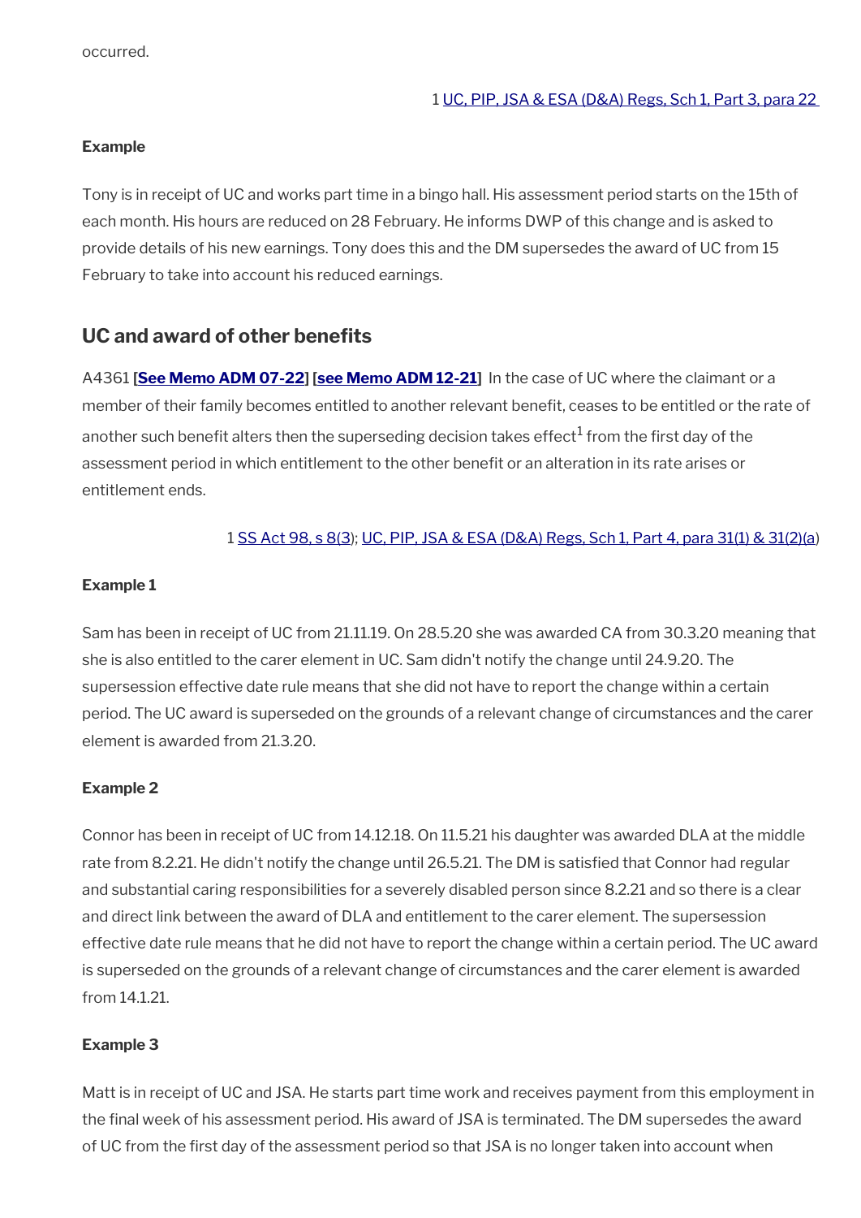occurred.

1 UC, PIP, JSA & ESA (D&A) Regs, Sch 1, Part 3, para 22

**Example**

Tony is in receipt of UC and works part time in a bingo hall. His assessment period starts on the 15th of each month. His hours are reduced on 28 February. He informs DWP of this change and is asked to provide details of his new earnings. Tony does this and the DM supersedes the award of UC from 15 February to take into account his reduced earnings.

## UC and award of other benefits

A4361 **[See Memo ADM 07-22] [see Memo ADM 12-21]** In the case of UC where the claimant or a member of their family becomes entitled to another relevant benefit, ceases to be entitled or the rate of another such benefit alters then the superseding decision takes effect[1] from the first day of the assessment period in which entitlement to the other benefit or an alteration in its rate arises or entitlement ends.

1 SS Act 98, s 8(3); UC, PIP, JSA & ESA (D&A) Regs, Sch 1, Part 4, para 31(1) & 31(2)(a)

**Example 1**

Sam has been in receipt of UC from 21.11.19. On 28.5.20 she was awarded CA from 30.3.20 meaning that she is also entitled to the carer element in UC. Sam didn't notify the change until 24.9.20. The supersession effective date rule means that she did not have to report the change within a certain period. The UC award is superseded on the grounds of a relevant change of circumstances and the carer element is awarded from 21.3.20.

**Example 2**

Connor has been in receipt of UC from 14.12.18. On 11.5.21 his daughter was awarded DLA at the middle rate from 8.2.21. He didn't notify the change until 26.5.21. The DM is satisfied that Connor had regular and substantial caring responsibilities for a severely disabled person since 8.2.21 and so there is a clear and direct link between the award of DLA and entitlement to the carer element. The supersession effective date rule means that he did not have to report the change within a certain period. The UC award is superseded on the grounds of a relevant change of circumstances and the carer element is awarded from 14.1.21.

**Example 3**

Matt is in receipt of UC and JSA. He starts part time work and receives payment from this employment in the final week of his assessment period. His award of JSA is terminated. The DM supersedes the award of UC from the first day of the assessment period so that JSA is no longer taken into account when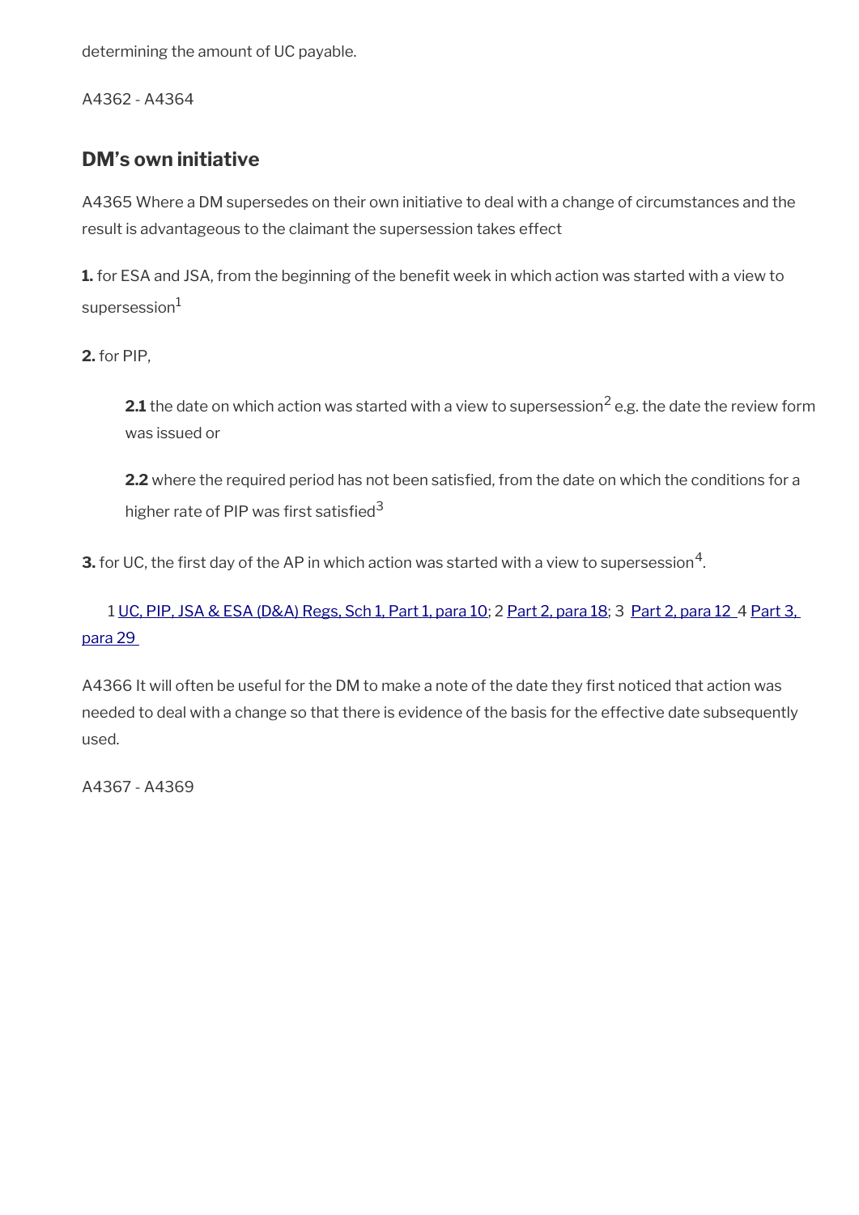determining the amount of UC payable.

A4362 - A4364

## DM's own initiative

A4365 Where a DM supersedes on their own initiative to deal with a change of circumstances and the result is advantageous to the claimant the supersession takes effect

**1.** for ESA and JSA, from the beginning of the benefit week in which action was started with a view to supersession[1]

**2.** for PIP,

> **2.1** the date on which action was started with a view to supersession[2] e.g. the date the review form was issued or
>
> **2.2** where the required period has not been satisfied, from the date on which the conditions for a higher rate of PIP was first satisfied[3]

**3.** for UC, the first day of the AP in which action was started with a view to supersession[4].

1 UC, PIP, JSA & ESA (D&A) Regs, Sch 1, Part 1, para 10; 2 Part 2, para 18; 3 Part 2, para 12 4 Part 3, para 29

A4366 It will often be useful for the DM to make a note of the date they first noticed that action was needed to deal with a change so that there is evidence of the basis for the effective date subsequently used.

A4367 - A4369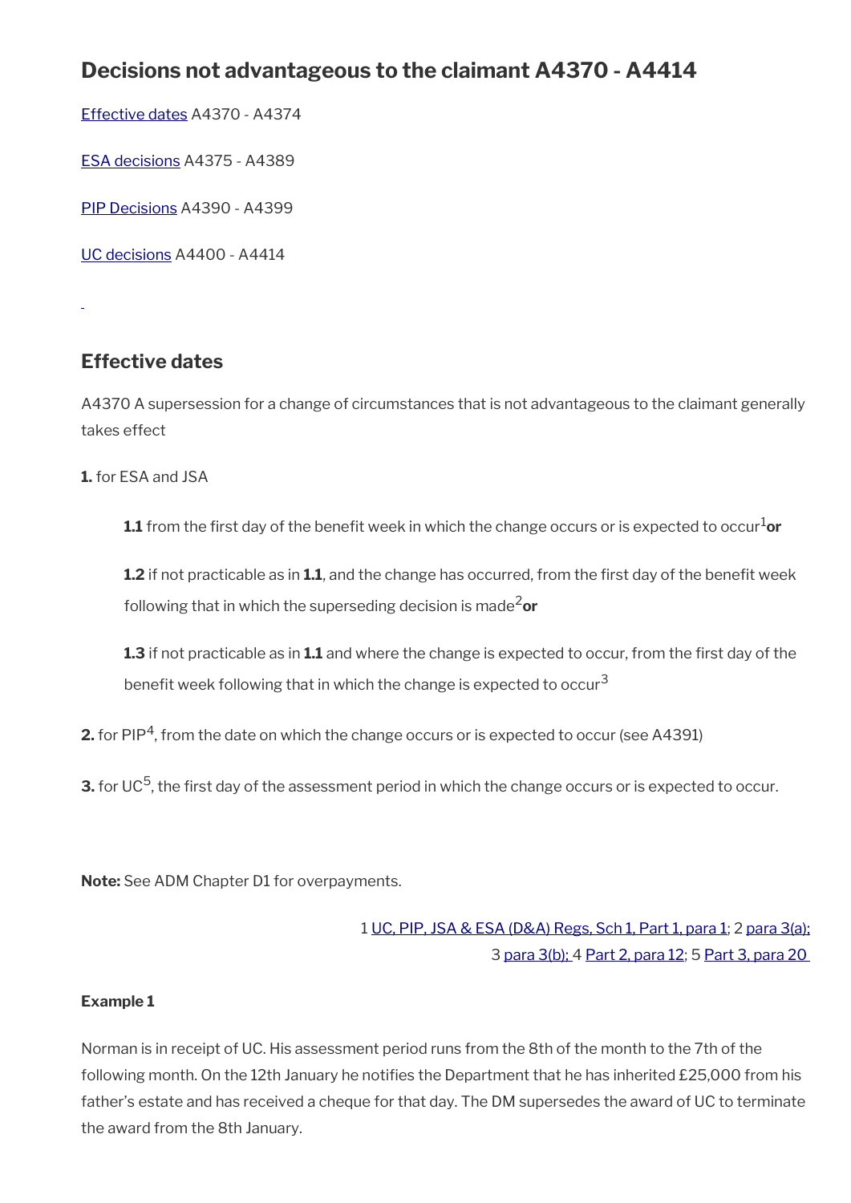## Decisions not advantageous to the claimant A4370 - A4414

Effective dates A4370 - A4374

ESA decisions A4375 - A4389

PIP Decisions A4390 - A4399

UC decisions A4400 - A4414

### Effective dates

A4370 A supersession for a change of circumstances that is not advantageous to the claimant generally takes effect

**1.** for ESA and JSA

> **1.1** from the first day of the benefit week in which the change occurs or is expected to occur[1] **or**
>
> **1.2** if not practicable as in **1.1**, and the change has occurred, from the first day of the benefit week following that in which the superseding decision is made[2] **or**
>
> **1.3** if not practicable as in **1.1** and where the change is expected to occur, from the first day of the benefit week following that in which the change is expected to occur[3]

**2.** for PIP[4], from the date on which the change occurs or is expected to occur (see A4391)

**3.** for UC[5], the first day of the assessment period in which the change occurs or is expected to occur.

**Note:** See ADM Chapter D1 for overpayments.

1 UC, PIP, JSA & ESA (D&A) Regs, Sch 1, Part 1, para 1; 2 para 3(a); 3 para 3(b); 4 Part 2, para 12; 5 Part 3, para 20

**Example 1**

Norman is in receipt of UC. His assessment period runs from the 8th of the month to the 7th of the following month. On the 12th January he notifies the Department that he has inherited £25,000 from his father's estate and has received a cheque for that day. The DM supersedes the award of UC to terminate the award from the 8th January.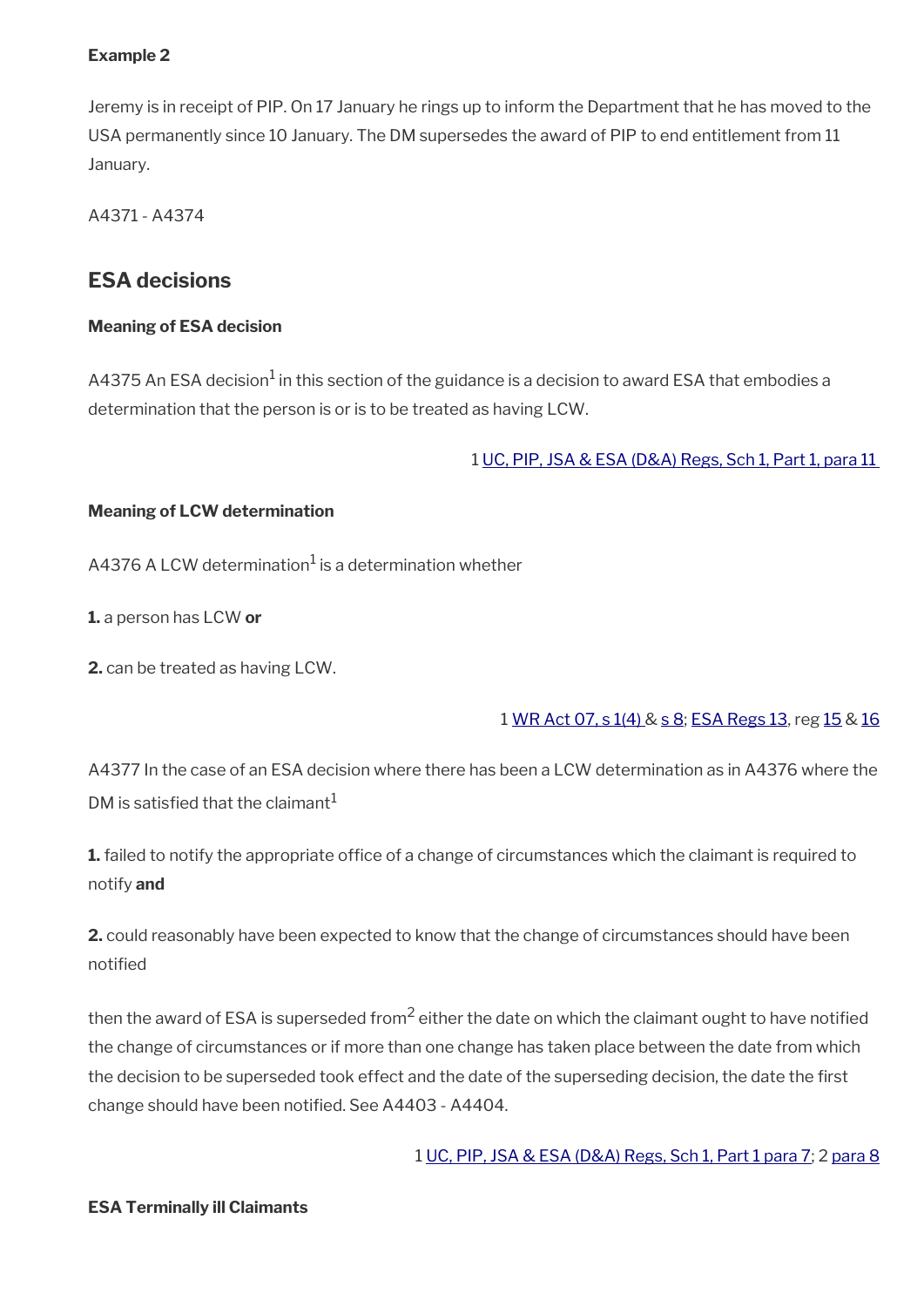**Example 2**

Jeremy is in receipt of PIP. On 17 January he rings up to inform the Department that he has moved to the USA permanently since 10 January. The DM supersedes the award of PIP to end entitlement from 11 January.

A4371 - A4374

## ESA decisions

**Meaning of ESA decision**

A4375 An ESA decision[1] in this section of the guidance is a decision to award ESA that embodies a determination that the person is or is to be treated as having LCW.

1 UC, PIP, JSA & ESA (D&A) Regs, Sch 1, Part 1, para 11

**Meaning of LCW determination**

A4376 A LCW determination[1] is a determination whether

**1.** a person has LCW **or**

**2.** can be treated as having LCW.

1 WR Act 07, s 1(4) & s 8; ESA Regs 13, reg 15 & 16

A4377 In the case of an ESA decision where there has been a LCW determination as in A4376 where the DM is satisfied that the claimant[1]

**1.** failed to notify the appropriate office of a change of circumstances which the claimant is required to notify **and**

**2.** could reasonably have been expected to know that the change of circumstances should have been notified

then the award of ESA is superseded from[2] either the date on which the claimant ought to have notified the change of circumstances or if more than one change has taken place between the date from which the decision to be superseded took effect and the date of the superseding decision, the date the first change should have been notified. See A4403 - A4404.

1 UC, PIP, JSA & ESA (D&A) Regs, Sch 1, Part 1 para 7; 2 para 8

**ESA Terminally ill Claimants**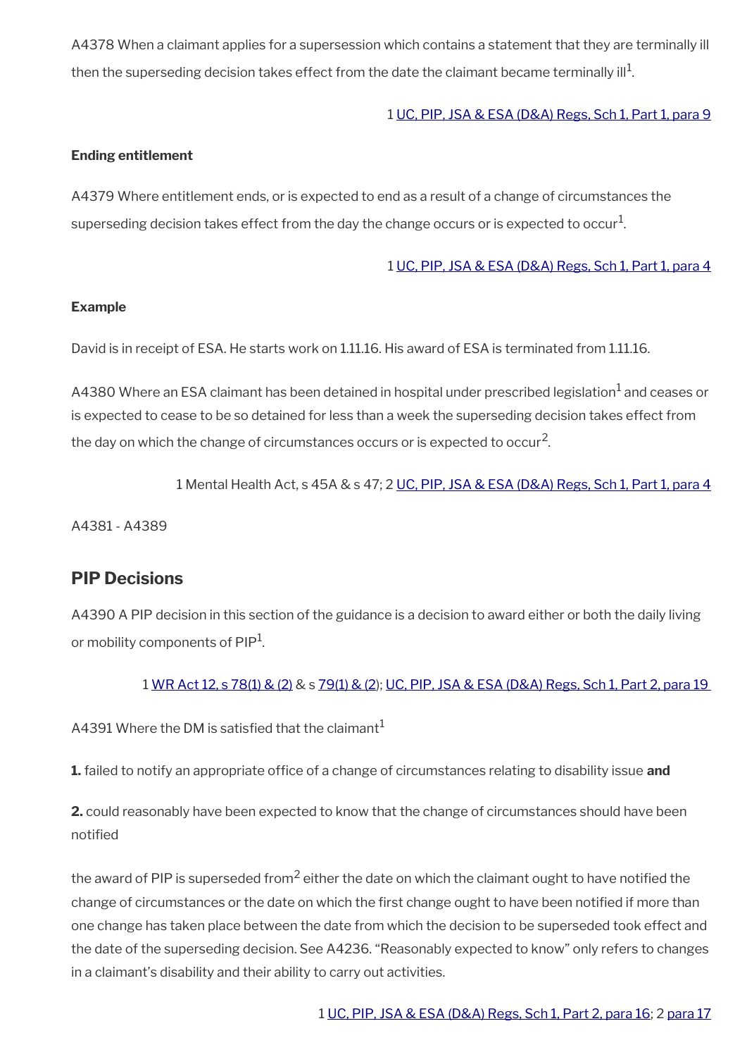A4378 When a claimant applies for a supersession which contains a statement that they are terminally ill then the superseding decision takes effect from the date the claimant became terminally ill[1].

1 UC, PIP, JSA & ESA (D&A) Regs, Sch 1, Part 1, para 9

**Ending entitlement**

A4379 Where entitlement ends, or is expected to end as a result of a change of circumstances the superseding decision takes effect from the day the change occurs or is expected to occur[1].

1 UC, PIP, JSA & ESA (D&A) Regs, Sch 1, Part 1, para 4

**Example**

David is in receipt of ESA. He starts work on 1.11.16. His award of ESA is terminated from 1.11.16.

A4380 Where an ESA claimant has been detained in hospital under prescribed legislation[1] and ceases or is expected to cease to be so detained for less than a week the superseding decision takes effect from the day on which the change of circumstances occurs or is expected to occur[2].

1 Mental Health Act, s 45A & s 47; 2 UC, PIP, JSA & ESA (D&A) Regs, Sch 1, Part 1, para 4

A4381 - A4389

## PIP Decisions

A4390 A PIP decision in this section of the guidance is a decision to award either or both the daily living or mobility components of PIP[1].

1 WR Act 12, s 78(1) & (2) & s 79(1) & (2); UC, PIP, JSA & ESA (D&A) Regs, Sch 1, Part 2, para 19

A4391 Where the DM is satisfied that the claimant[1]

**1.** failed to notify an appropriate office of a change of circumstances relating to disability issue **and**

**2.** could reasonably have been expected to know that the change of circumstances should have been notified

the award of PIP is superseded from[2] either the date on which the claimant ought to have notified the change of circumstances or the date on which the first change ought to have been notified if more than one change has taken place between the date from which the decision to be superseded took effect and the date of the superseding decision. See A4236. "Reasonably expected to know" only refers to changes in a claimant's disability and their ability to carry out activities.

1 UC, PIP, JSA & ESA (D&A) Regs, Sch 1, Part 2, para 16; 2 para 17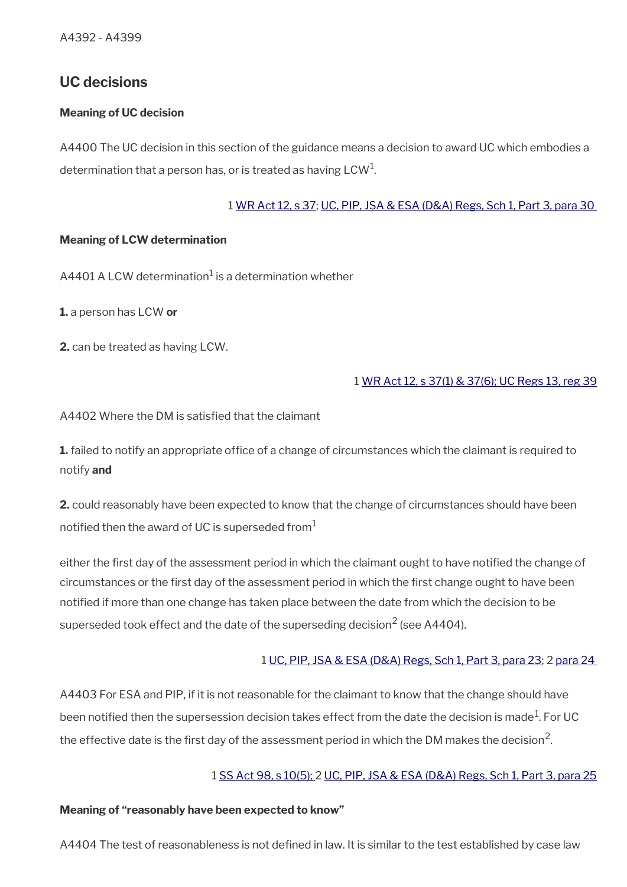A4392 - A4399

## UC decisions

### Meaning of UC decision

A4400 The UC decision in this section of the guidance means a decision to award UC which embodies a determination that a person has, or is treated as having LCW[1].

1 WR Act 12, s 37; UC, PIP, JSA & ESA (D&A) Regs, Sch 1, Part 3, para 30

### Meaning of LCW determination

A4401 A LCW determination[1] is a determination whether

**1.** a person has LCW **or**

**2.** can be treated as having LCW.

1 WR Act 12, s 37(1) & 37(6); UC Regs 13, reg 39

A4402 Where the DM is satisfied that the claimant

**1.** failed to notify an appropriate office of a change of circumstances which the claimant is required to notify **and**

**2.** could reasonably have been expected to know that the change of circumstances should have been notified then the award of UC is superseded from[1]

either the first day of the assessment period in which the claimant ought to have notified the change of circumstances or the first day of the assessment period in which the first change ought to have been notified if more than one change has taken place between the date from which the decision to be superseded took effect and the date of the superseding decision[2] (see A4404).

1 UC, PIP, JSA & ESA (D&A) Regs, Sch 1, Part 3, para 23; 2 para 24

A4403 For ESA and PIP, if it is not reasonable for the claimant to know that the change should have been notified then the supersession decision takes effect from the date the decision is made[1]. For UC the effective date is the first day of the assessment period in which the DM makes the decision[2].

1 SS Act 98, s 10(5); 2 UC, PIP, JSA & ESA (D&A) Regs, Sch 1, Part 3, para 25

### Meaning of "reasonably have been expected to know"

A4404 The test of reasonableness is not defined in law. It is similar to the test established by case law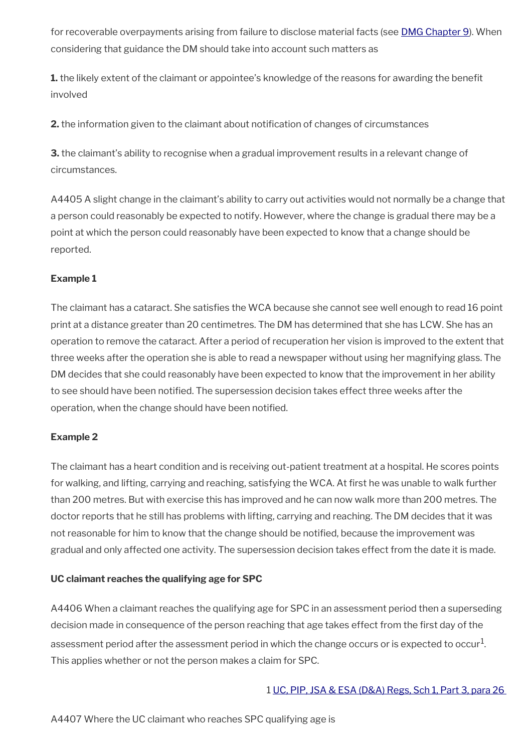for recoverable overpayments arising from failure to disclose material facts (see [DMG Chapter 9](#)). When considering that guidance the DM should take into account such matters as

**1.** the likely extent of the claimant or appointee's knowledge of the reasons for awarding the benefit involved

**2.** the information given to the claimant about notification of changes of circumstances

**3.** the claimant's ability to recognise when a gradual improvement results in a relevant change of circumstances.

A4405 A slight change in the claimant's ability to carry out activities would not normally be a change that a person could reasonably be expected to notify. However, where the change is gradual there may be a point at which the person could reasonably have been expected to know that a change should be reported.

**Example 1**

The claimant has a cataract. She satisfies the WCA because she cannot see well enough to read 16 point print at a distance greater than 20 centimetres. The DM has determined that she has LCW. She has an operation to remove the cataract. After a period of recuperation her vision is improved to the extent that three weeks after the operation she is able to read a newspaper without using her magnifying glass. The DM decides that she could reasonably have been expected to know that the improvement in her ability to see should have been notified. The supersession decision takes effect three weeks after the operation, when the change should have been notified.

**Example 2**

The claimant has a heart condition and is receiving out-patient treatment at a hospital. He scores points for walking, and lifting, carrying and reaching, satisfying the WCA. At first he was unable to walk further than 200 metres. But with exercise this has improved and he can now walk more than 200 metres. The doctor reports that he still has problems with lifting, carrying and reaching. The DM decides that it was not reasonable for him to know that the change should be notified, because the improvement was gradual and only affected one activity. The supersession decision takes effect from the date it is made.

**UC claimant reaches the qualifying age for SPC**

A4406 When a claimant reaches the qualifying age for SPC in an assessment period then a superseding decision made in consequence of the person reaching that age takes effect from the first day of the assessment period after the assessment period in which the change occurs or is expected to occur[1]. This applies whether or not the person makes a claim for SPC.

1 [UC, PIP, JSA & ESA (D&A) Regs, Sch 1, Part 3, para 26](#)

A4407 Where the UC claimant who reaches SPC qualifying age is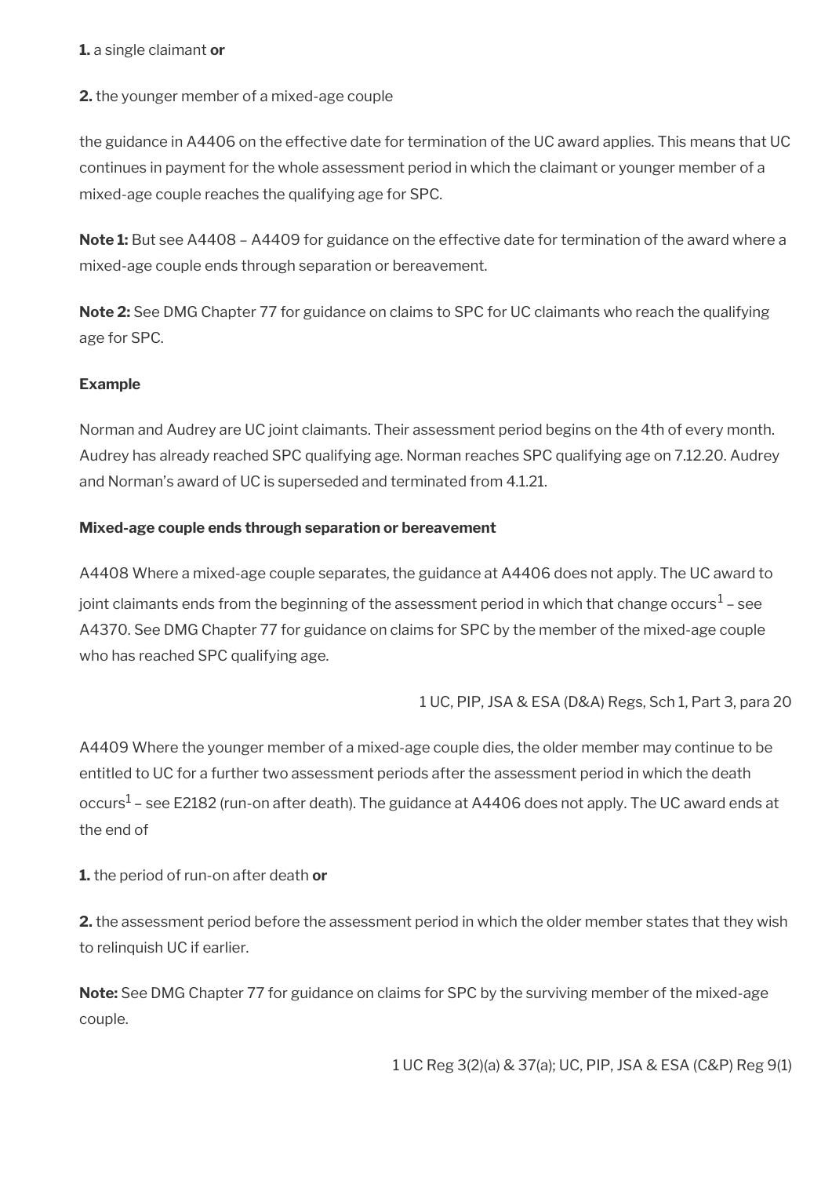**1.** a single claimant **or**

**2.** the younger member of a mixed-age couple

the guidance in A4406 on the effective date for termination of the UC award applies. This means that UC continues in payment for the whole assessment period in which the claimant or younger member of a mixed-age couple reaches the qualifying age for SPC.

**Note 1:** But see A4408 – A4409 for guidance on the effective date for termination of the award where a mixed-age couple ends through separation or bereavement.

**Note 2:** See DMG Chapter 77 for guidance on claims to SPC for UC claimants who reach the qualifying age for SPC.

**Example**

Norman and Audrey are UC joint claimants. Their assessment period begins on the 4th of every month. Audrey has already reached SPC qualifying age. Norman reaches SPC qualifying age on 7.12.20. Audrey and Norman's award of UC is superseded and terminated from 4.1.21.

**Mixed-age couple ends through separation or bereavement**

A4408 Where a mixed-age couple separates, the guidance at A4406 does not apply. The UC award to joint claimants ends from the beginning of the assessment period in which that change occurs[1] – see A4370. See DMG Chapter 77 for guidance on claims for SPC by the member of the mixed-age couple who has reached SPC qualifying age.

1 UC, PIP, JSA & ESA (D&A) Regs, Sch 1, Part 3, para 20

A4409 Where the younger member of a mixed-age couple dies, the older member may continue to be entitled to UC for a further two assessment periods after the assessment period in which the death occurs[1] – see E2182 (run-on after death). The guidance at A4406 does not apply. The UC award ends at the end of

**1.** the period of run-on after death **or**

**2.** the assessment period before the assessment period in which the older member states that they wish to relinquish UC if earlier.

**Note:** See DMG Chapter 77 for guidance on claims for SPC by the surviving member of the mixed-age couple.

1 UC Reg 3(2)(a) & 37(a); UC, PIP, JSA & ESA (C&P) Reg 9(1)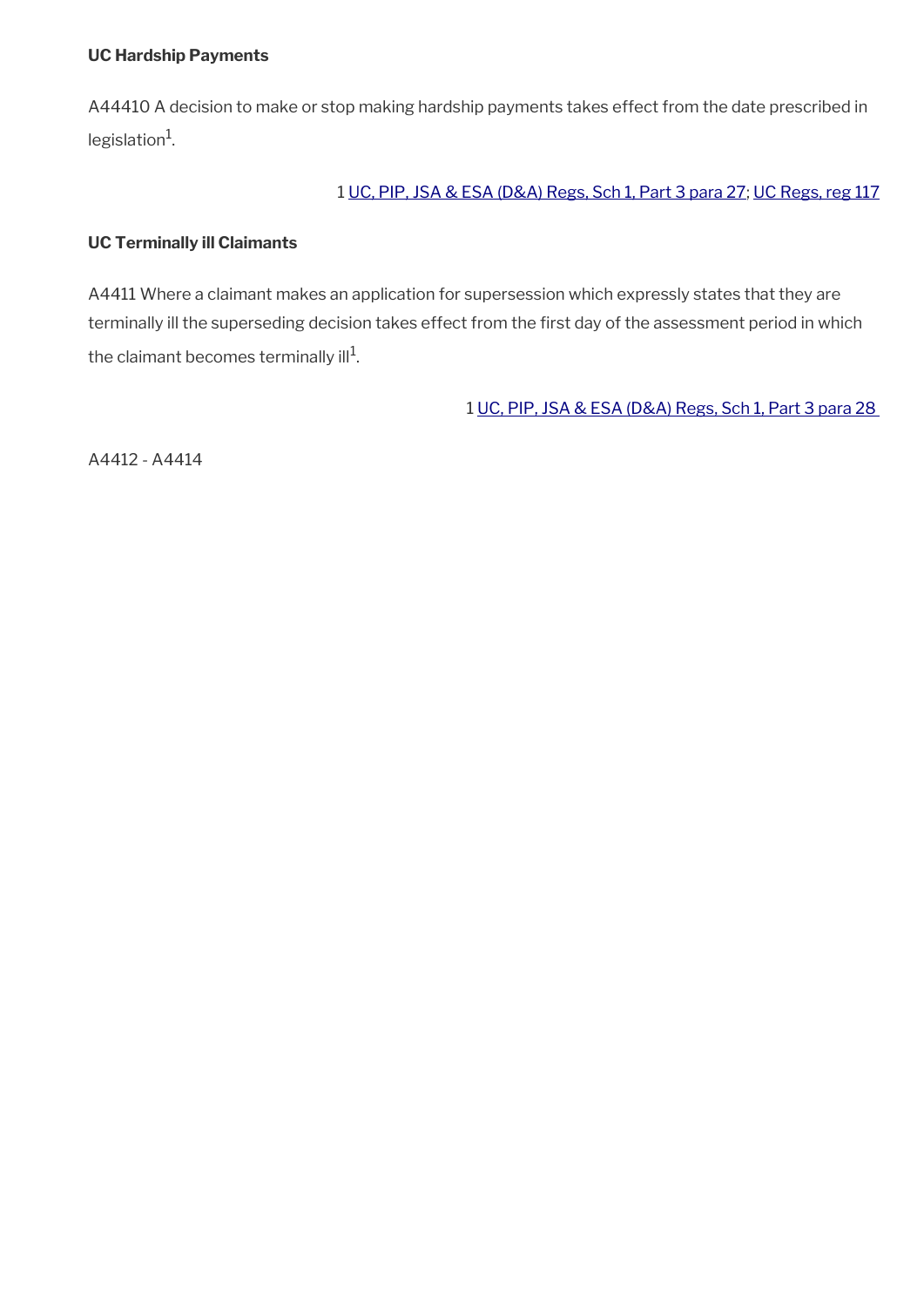**UC Hardship Payments**

A44410 A decision to make or stop making hardship payments takes effect from the date prescribed in legislation[1].

1 UC, PIP, JSA & ESA (D&A) Regs, Sch 1, Part 3 para 27; UC Regs, reg 117

**UC Terminally ill Claimants**

A4411 Where a claimant makes an application for supersession which expressly states that they are terminally ill the superseding decision takes effect from the first day of the assessment period in which the claimant becomes terminally ill[1].

1 UC, PIP, JSA & ESA (D&A) Regs, Sch 1, Part 3 para 28

A4412 - A4414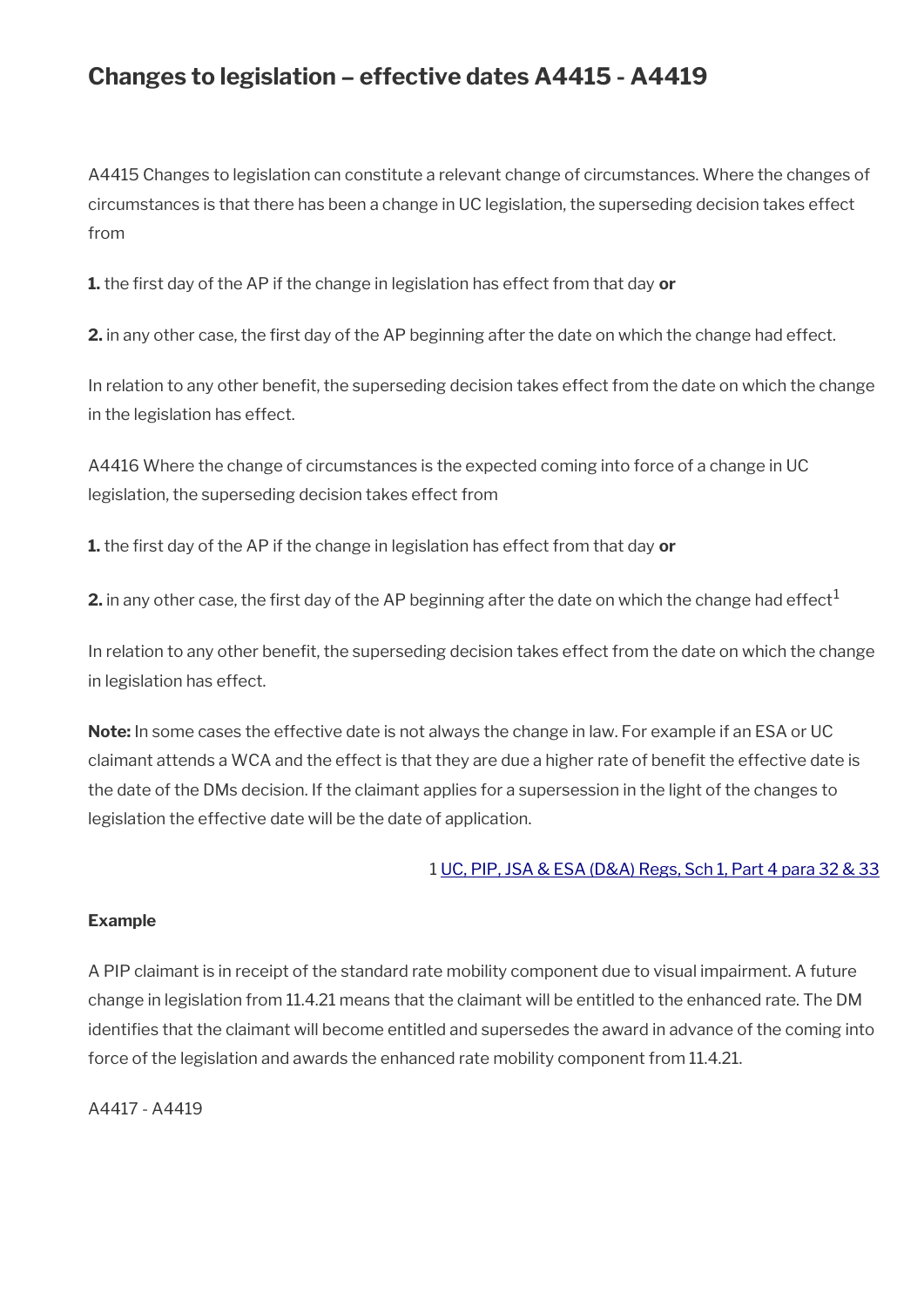## Changes to legislation – effective dates A4415 - A4419

A4415 Changes to legislation can constitute a relevant change of circumstances. Where the changes of circumstances is that there has been a change in UC legislation, the superseding decision takes effect from

**1.** the first day of the AP if the change in legislation has effect from that day **or**

**2.** in any other case, the first day of the AP beginning after the date on which the change had effect.

In relation to any other benefit, the superseding decision takes effect from the date on which the change in the legislation has effect.

A4416 Where the change of circumstances is the expected coming into force of a change in UC legislation, the superseding decision takes effect from

**1.** the first day of the AP if the change in legislation has effect from that day **or**

**2.** in any other case, the first day of the AP beginning after the date on which the change had effect[1]

In relation to any other benefit, the superseding decision takes effect from the date on which the change in legislation has effect.

**Note:** In some cases the effective date is not always the change in law. For example if an ESA or UC claimant attends a WCA and the effect is that they are due a higher rate of benefit the effective date is the date of the DMs decision. If the claimant applies for a supersession in the light of the changes to legislation the effective date will be the date of application.

1 UC, PIP, JSA & ESA (D&A) Regs, Sch 1, Part 4 para 32 & 33

**Example**

A PIP claimant is in receipt of the standard rate mobility component due to visual impairment. A future change in legislation from 11.4.21 means that the claimant will be entitled to the enhanced rate. The DM identifies that the claimant will become entitled and supersedes the award in advance of the coming into force of the legislation and awards the enhanced rate mobility component from 11.4.21.

A4417 - A4419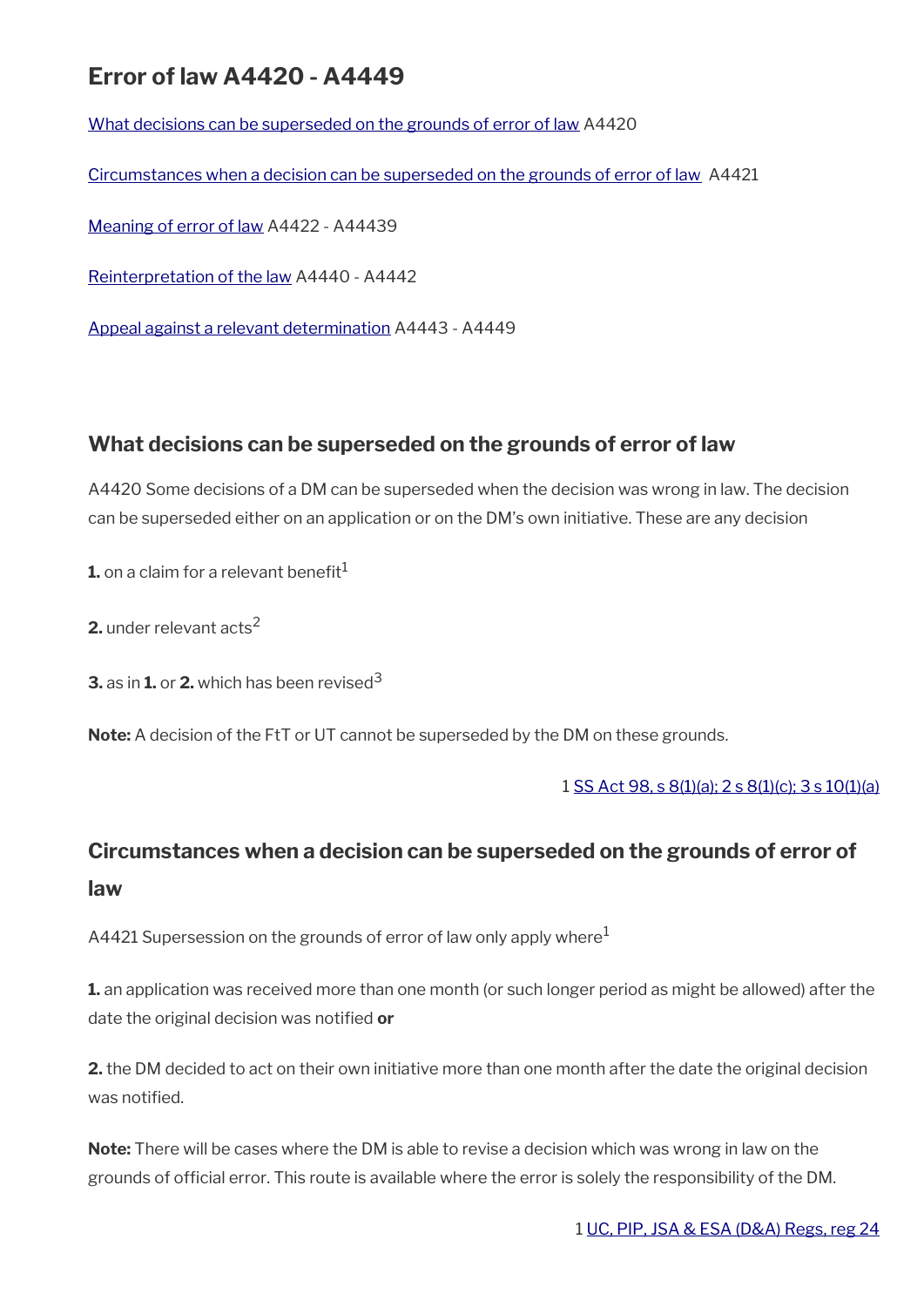# Error of law A4420 - A4449

What decisions can be superseded on the grounds of error of law A4420

Circumstances when a decision can be superseded on the grounds of error of law A4421

Meaning of error of law A4422 - A44439

Reinterpretation of the law A4440 - A4442

Appeal against a relevant determination A4443 - A4449

## What decisions can be superseded on the grounds of error of law

A4420 Some decisions of a DM can be superseded when the decision was wrong in law. The decision can be superseded either on an application or on the DM's own initiative. These are any decision

**1.** on a claim for a relevant benefit[1]

**2.** under relevant acts[2]

**3.** as in **1.** or **2.** which has been revised[3]

**Note:** A decision of the FtT or UT cannot be superseded by the DM on these grounds.

1 SS Act 98, s 8(1)(a); 2 s 8(1)(c); 3 s 10(1)(a)

## Circumstances when a decision can be superseded on the grounds of error of law

A4421 Supersession on the grounds of error of law only apply where[1]

**1.** an application was received more than one month (or such longer period as might be allowed) after the date the original decision was notified **or**

**2.** the DM decided to act on their own initiative more than one month after the date the original decision was notified.

**Note:** There will be cases where the DM is able to revise a decision which was wrong in law on the grounds of official error. This route is available where the error is solely the responsibility of the DM.

1 UC, PIP, JSA & ESA (D&A) Regs, reg 24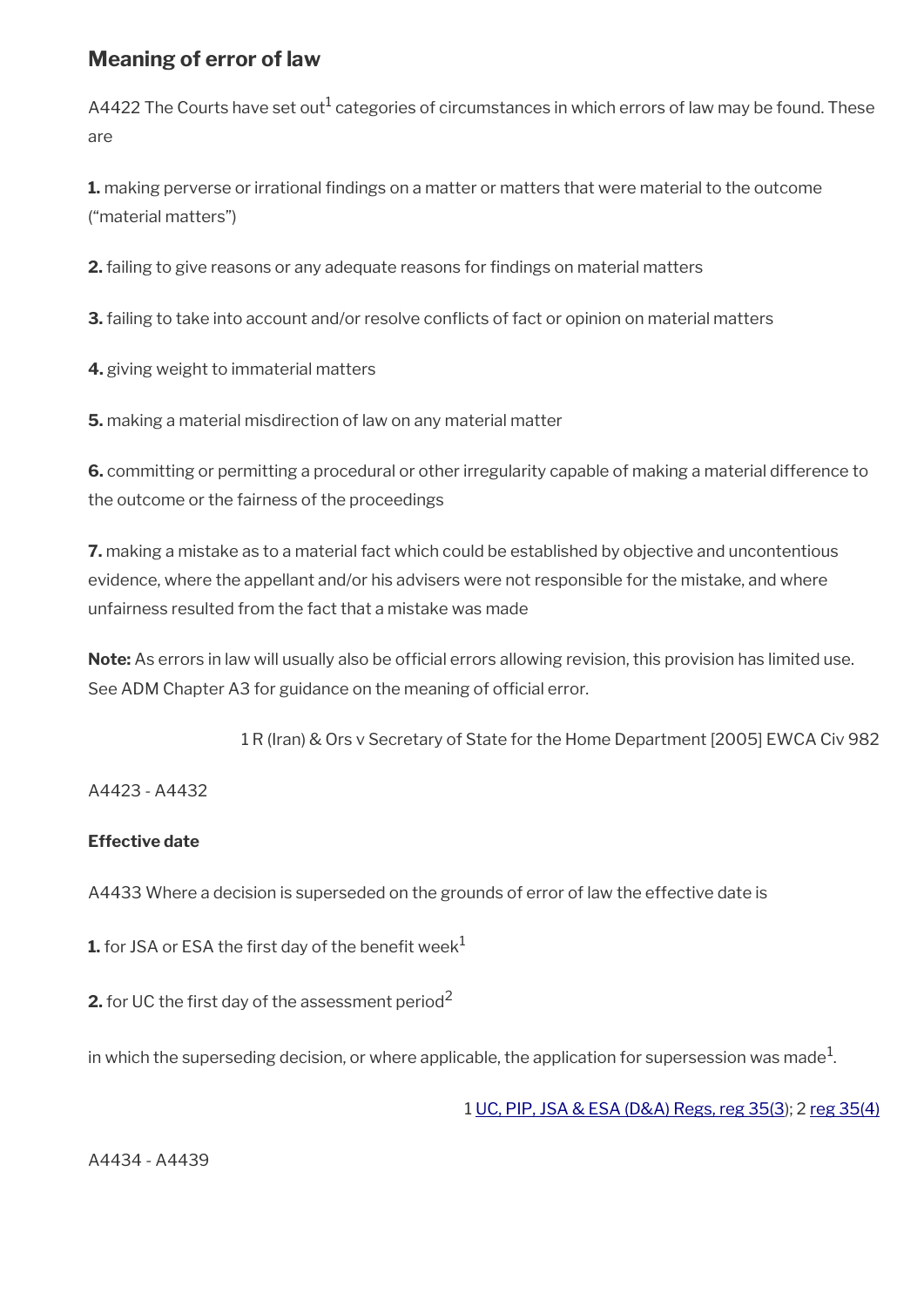## Meaning of error of law

A4422 The Courts have set out[1] categories of circumstances in which errors of law may be found. These are

**1.** making perverse or irrational findings on a matter or matters that were material to the outcome ("material matters")

**2.** failing to give reasons or any adequate reasons for findings on material matters

**3.** failing to take into account and/or resolve conflicts of fact or opinion on material matters

**4.** giving weight to immaterial matters

**5.** making a material misdirection of law on any material matter

**6.** committing or permitting a procedural or other irregularity capable of making a material difference to the outcome or the fairness of the proceedings

**7.** making a mistake as to a material fact which could be established by objective and uncontentious evidence, where the appellant and/or his advisers were not responsible for the mistake, and where unfairness resulted from the fact that a mistake was made

**Note:** As errors in law will usually also be official errors allowing revision, this provision has limited use. See ADM Chapter A3 for guidance on the meaning of official error.

1 R (Iran) & Ors v Secretary of State for the Home Department [2005] EWCA Civ 982

A4423 - A4432

**Effective date**

A4433 Where a decision is superseded on the grounds of error of law the effective date is

**1.** for JSA or ESA the first day of the benefit week[1]

**2.** for UC the first day of the assessment period[2]

in which the superseding decision, or where applicable, the application for supersession was made[1].

1 UC, PIP, JSA & ESA (D&A) Regs, reg 35(3); 2 reg 35(4)

A4434 - A4439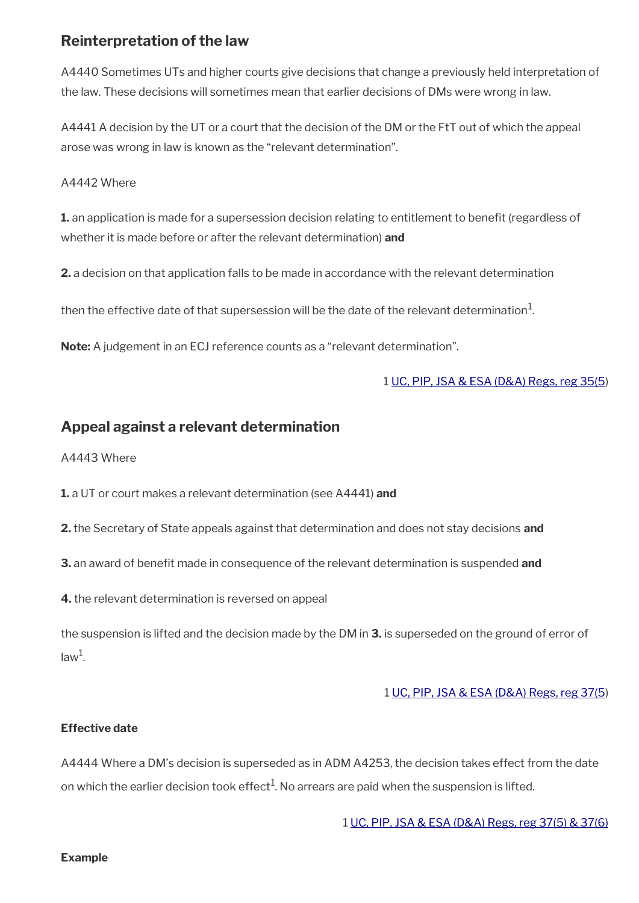## Reinterpretation of the law

A4440 Sometimes UTs and higher courts give decisions that change a previously held interpretation of the law. These decisions will sometimes mean that earlier decisions of DMs were wrong in law.

A4441 A decision by the UT or a court that the decision of the DM or the FtT out of which the appeal arose was wrong in law is known as the "relevant determination".

A4442 Where

**1.** an application is made for a supersession decision relating to entitlement to benefit (regardless of whether it is made before or after the relevant determination) **and**

**2.** a decision on that application falls to be made in accordance with the relevant determination

then the effective date of that supersession will be the date of the relevant determination[1].

**Note:** A judgement in an ECJ reference counts as a "relevant determination".

1 UC, PIP, JSA & ESA (D&A) Regs, reg 35(5)

## Appeal against a relevant determination

A4443 Where

**1.** a UT or court makes a relevant determination (see A4441) **and**

**2.** the Secretary of State appeals against that determination and does not stay decisions **and**

**3.** an award of benefit made in consequence of the relevant determination is suspended **and**

**4.** the relevant determination is reversed on appeal

the suspension is lifted and the decision made by the DM in **3.** is superseded on the ground of error of law[1].

1 UC, PIP, JSA & ESA (D&A) Regs, reg 37(5)

### Effective date

A4444 Where a DM's decision is superseded as in ADM A4253, the decision takes effect from the date on which the earlier decision took effect[1]. No arrears are paid when the suspension is lifted.

1 UC, PIP, JSA & ESA (D&A) Regs, reg 37(5) & 37(6)

**Example**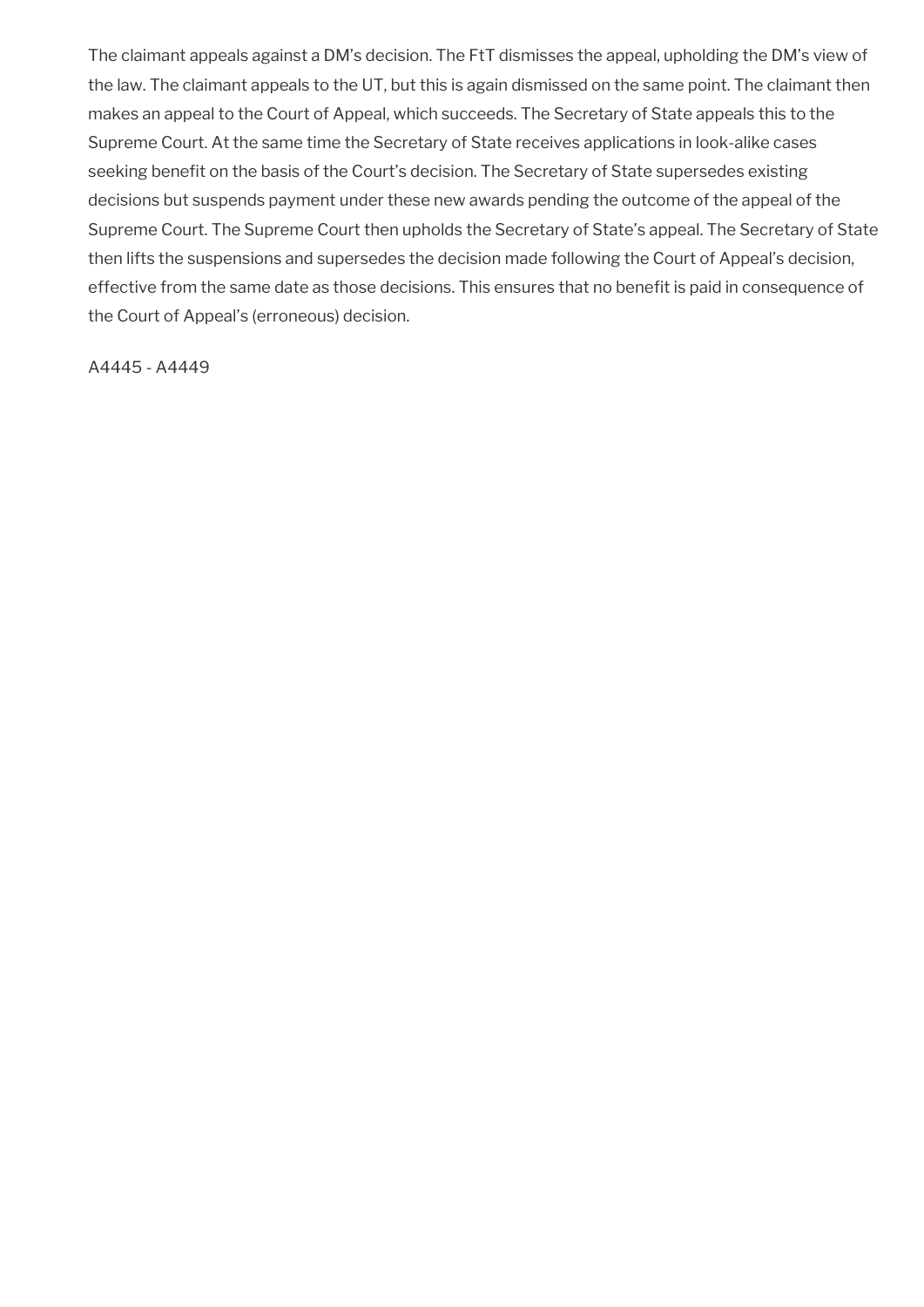The claimant appeals against a DM's decision. The FtT dismisses the appeal, upholding the DM's view of the law. The claimant appeals to the UT, but this is again dismissed on the same point. The claimant then makes an appeal to the Court of Appeal, which succeeds. The Secretary of State appeals this to the Supreme Court. At the same time the Secretary of State receives applications in look-alike cases seeking benefit on the basis of the Court's decision. The Secretary of State supersedes existing decisions but suspends payment under these new awards pending the outcome of the appeal of the Supreme Court. The Supreme Court then upholds the Secretary of State's appeal. The Secretary of State then lifts the suspensions and supersedes the decision made following the Court of Appeal's decision, effective from the same date as those decisions. This ensures that no benefit is paid in consequence of the Court of Appeal's (erroneous) decision.

A4445 - A4449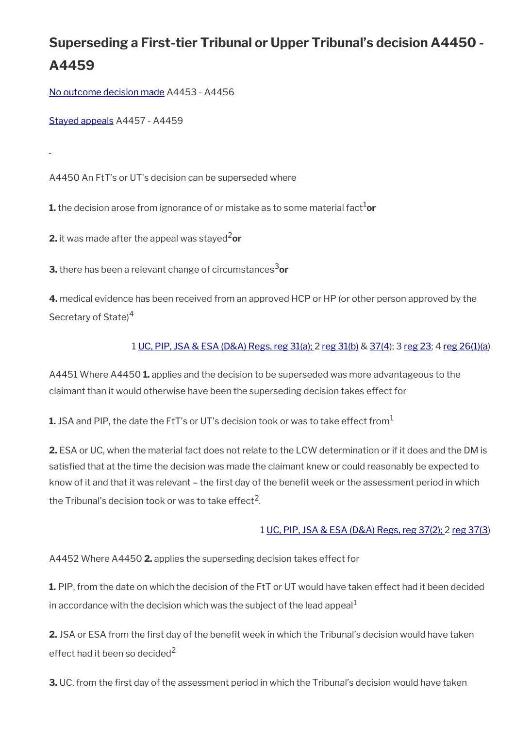# Superseding a First-tier Tribunal or Upper Tribunal's decision A4450 - A4459

[No outcome decision made](#) A4453 - A4456

[Stayed appeals](#) A4457 - A4459

A4450 An FtT's or UT's decision can be superseded where

**1.** the decision arose from ignorance of or mistake as to some material fact[1] **or**

**2.** it was made after the appeal was stayed[2] **or**

**3.** there has been a relevant change of circumstances[3] **or**

**4.** medical evidence has been received from an approved HCP or HP (or other person approved by the Secretary of State)[4]

1 UC, PIP, JSA & ESA (D&A) Regs, reg 31(a); 2 reg 31(b) & 37(4); 3 reg 23; 4 reg 26(1)(a)

A4451 Where A4450 **1.** applies and the decision to be superseded was more advantageous to the claimant than it would otherwise have been the superseding decision takes effect for

**1.** JSA and PIP, the date the FtT's or UT's decision took or was to take effect from[1]

**2.** ESA or UC, when the material fact does not relate to the LCW determination or if it does and the DM is satisfied that at the time the decision was made the claimant knew or could reasonably be expected to know of it and that it was relevant – the first day of the benefit week or the assessment period in which the Tribunal's decision took or was to take effect[2].

1 UC, PIP, JSA & ESA (D&A) Regs, reg 37(2); 2 reg 37(3)

A4452 Where A4450 **2.** applies the superseding decision takes effect for

**1.** PIP, from the date on which the decision of the FtT or UT would have taken effect had it been decided in accordance with the decision which was the subject of the lead appeal[1]

**2.** JSA or ESA from the first day of the benefit week in which the Tribunal's decision would have taken effect had it been so decided[2]

**3.** UC, from the first day of the assessment period in which the Tribunal's decision would have taken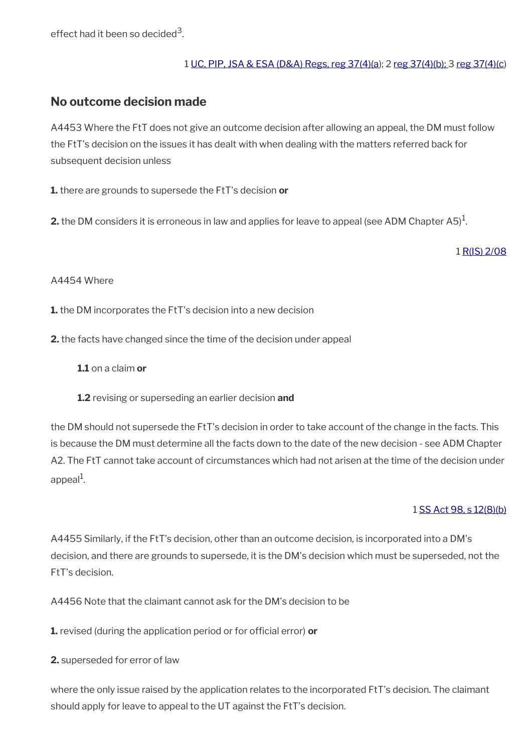effect had it been so decided[3].

1 UC, PIP, JSA & ESA (D&A) Regs, reg 37(4)(a); 2 reg 37(4)(b); 3 reg 37(4)(c)

## No outcome decision made

A4453 Where the FtT does not give an outcome decision after allowing an appeal, the DM must follow the FtT's decision on the issues it has dealt with when dealing with the matters referred back for subsequent decision unless

**1.** there are grounds to supersede the FtT's decision **or**

**2.** the DM considers it is erroneous in law and applies for leave to appeal (see ADM Chapter A5)[1].

1 R(IS) 2/08

A4454 Where

**1.** the DM incorporates the FtT's decision into a new decision

**2.** the facts have changed since the time of the decision under appeal

**1.1** on a claim **or**

**1.2** revising or superseding an earlier decision **and**

the DM should not supersede the FtT's decision in order to take account of the change in the facts. This is because the DM must determine all the facts down to the date of the new decision - see ADM Chapter A2. The FtT cannot take account of circumstances which had not arisen at the time of the decision under appeal[1].

1 SS Act 98, s 12(8)(b)

A4455 Similarly, if the FtT's decision, other than an outcome decision, is incorporated into a DM's decision, and there are grounds to supersede, it is the DM's decision which must be superseded, not the FtT's decision.

A4456 Note that the claimant cannot ask for the DM's decision to be

**1.** revised (during the application period or for official error) **or**

**2.** superseded for error of law

where the only issue raised by the application relates to the incorporated FtT's decision. The claimant should apply for leave to appeal to the UT against the FtT's decision.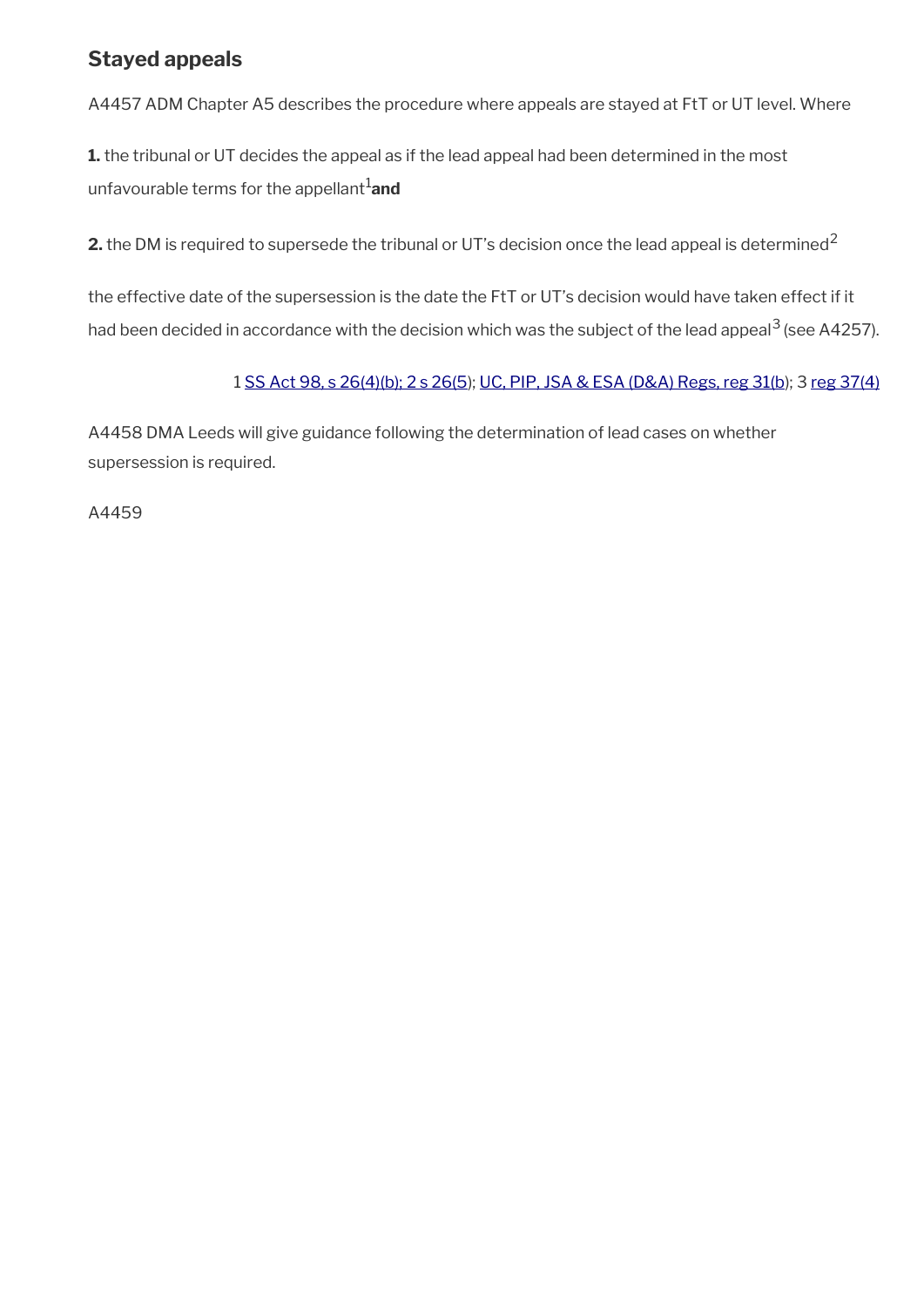## Stayed appeals

A4457 ADM Chapter A5 describes the procedure where appeals are stayed at FtT or UT level. Where

**1.** the tribunal or UT decides the appeal as if the lead appeal had been determined in the most unfavourable terms for the appellant[1] **and**

**2.** the DM is required to supersede the tribunal or UT's decision once the lead appeal is determined[2]

the effective date of the supersession is the date the FtT or UT's decision would have taken effect if it had been decided in accordance with the decision which was the subject of the lead appeal[3] (see A4257).

1 SS Act 98, s 26(4)(b); 2 s 26(5); UC, PIP, JSA & ESA (D&A) Regs, reg 31(b); 3 reg 37(4)

A4458 DMA Leeds will give guidance following the determination of lead cases on whether supersession is required.

A4459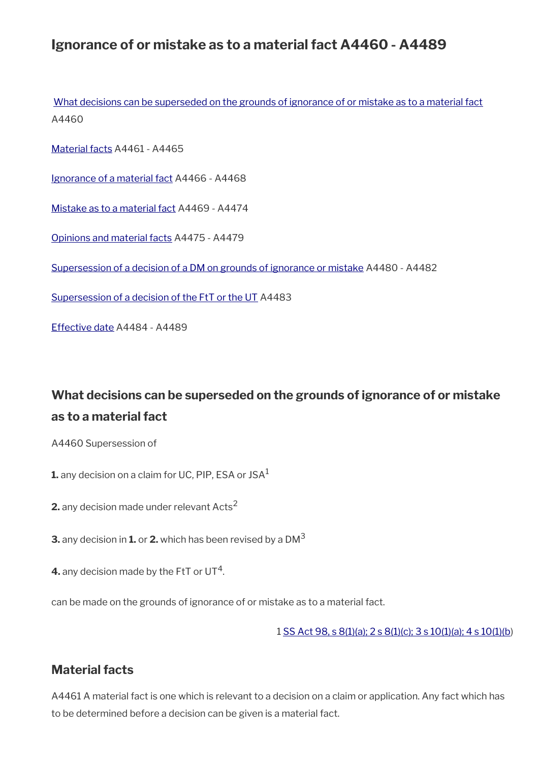## Ignorance of or mistake as to a material fact A4460 - A4489

What decisions can be superseded on the grounds of ignorance of or mistake as to a material fact A4460

Material facts A4461 - A4465

Ignorance of a material fact A4466 - A4468

Mistake as to a material fact A4469 - A4474

Opinions and material facts A4475 - A4479

Supersession of a decision of a DM on grounds of ignorance or mistake A4480 - A4482

Supersession of a decision of the FtT or the UT A4483

Effective date A4484 - A4489

### What decisions can be superseded on the grounds of ignorance of or mistake as to a material fact

A4460 Supersession of

**1.** any decision on a claim for UC, PIP, ESA or JSA[1]

**2.** any decision made under relevant Acts[2]

**3.** any decision in **1.** or **2.** which has been revised by a DM[3]

**4.** any decision made by the FtT or UT[4].

can be made on the grounds of ignorance of or mistake as to a material fact.

1 SS Act 98, s 8(1)(a); 2 s 8(1)(c); 3 s 10(1)(a); 4 s 10(1)(b)

### Material facts

A4461 A material fact is one which is relevant to a decision on a claim or application. Any fact which has to be determined before a decision can be given is a material fact.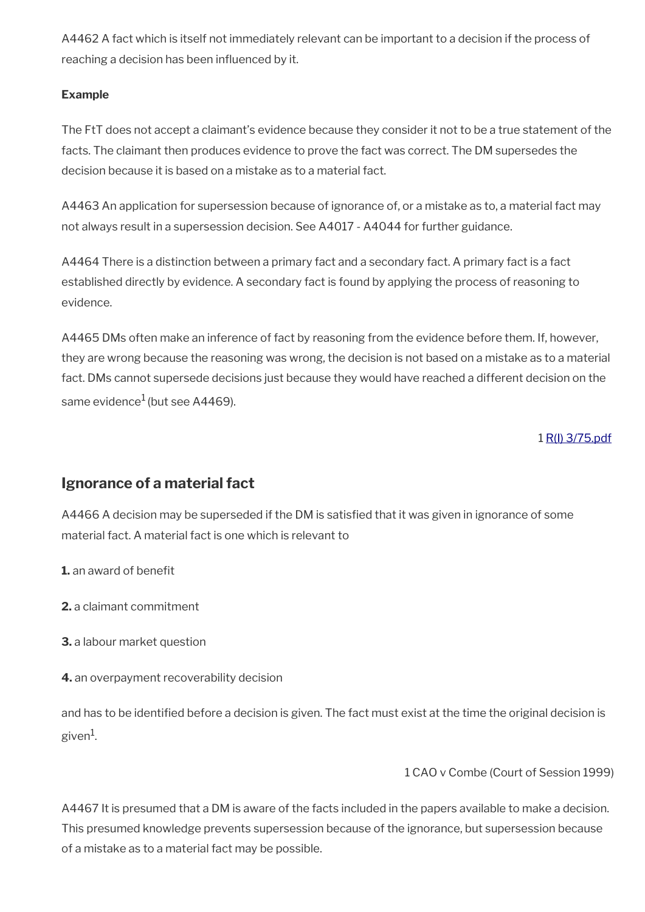A4462 A fact which is itself not immediately relevant can be important to a decision if the process of reaching a decision has been influenced by it.

**Example**

The FtT does not accept a claimant's evidence because they consider it not to be a true statement of the facts. The claimant then produces evidence to prove the fact was correct. The DM supersedes the decision because it is based on a mistake as to a material fact.

A4463 An application for supersession because of ignorance of, or a mistake as to, a material fact may not always result in a supersession decision. See A4017 - A4044 for further guidance.

A4464 There is a distinction between a primary fact and a secondary fact. A primary fact is a fact established directly by evidence. A secondary fact is found by applying the process of reasoning to evidence.

A4465 DMs often make an inference of fact by reasoning from the evidence before them. If, however, they are wrong because the reasoning was wrong, the decision is not based on a mistake as to a material fact. DMs cannot supersede decisions just because they would have reached a different decision on the same evidence[1] (but see A4469).

1 R(I) 3/75.pdf

## Ignorance of a material fact

A4466 A decision may be superseded if the DM is satisfied that it was given in ignorance of some material fact. A material fact is one which is relevant to

**1.** an award of benefit

**2.** a claimant commitment

**3.** a labour market question

**4.** an overpayment recoverability decision

and has to be identified before a decision is given. The fact must exist at the time the original decision is given[1].

1 CAO v Combe (Court of Session 1999)

A4467 It is presumed that a DM is aware of the facts included in the papers available to make a decision. This presumed knowledge prevents supersession because of the ignorance, but supersession because of a mistake as to a material fact may be possible.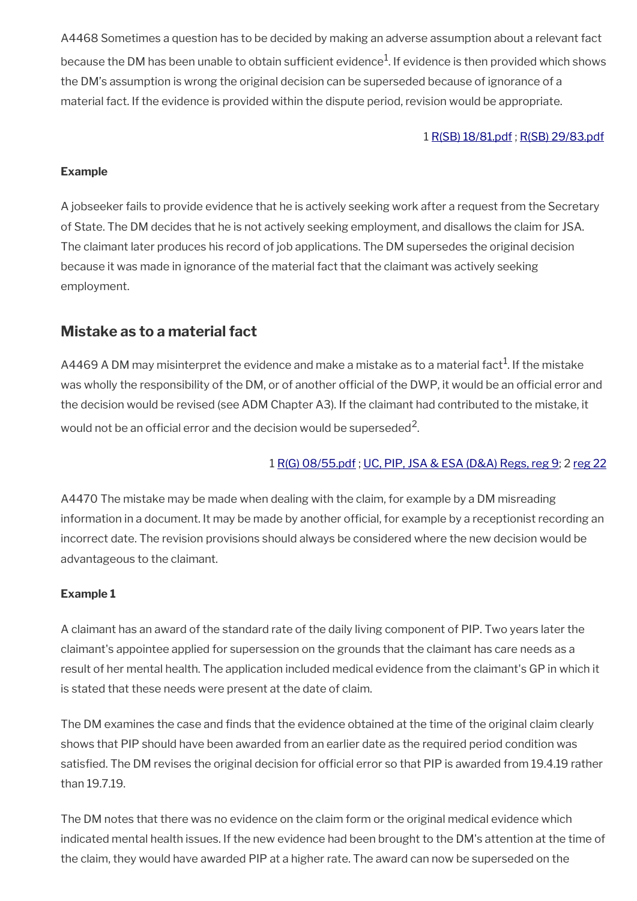A4468 Sometimes a question has to be decided by making an adverse assumption about a relevant fact because the DM has been unable to obtain sufficient evidence[1]. If evidence is then provided which shows the DM's assumption is wrong the original decision can be superseded because of ignorance of a material fact. If the evidence is provided within the dispute period, revision would be appropriate.

1 R(SB) 18/81.pdf ; R(SB) 29/83.pdf

**Example**

A jobseeker fails to provide evidence that he is actively seeking work after a request from the Secretary of State. The DM decides that he is not actively seeking employment, and disallows the claim for JSA. The claimant later produces his record of job applications. The DM supersedes the original decision because it was made in ignorance of the material fact that the claimant was actively seeking employment.

## Mistake as to a material fact

A4469 A DM may misinterpret the evidence and make a mistake as to a material fact[1]. If the mistake was wholly the responsibility of the DM, or of another official of the DWP, it would be an official error and the decision would be revised (see ADM Chapter A3). If the claimant had contributed to the mistake, it would not be an official error and the decision would be superseded[2].

1 R(G) 08/55.pdf ; UC, PIP, JSA & ESA (D&A) Regs, reg 9; 2 reg 22

A4470 The mistake may be made when dealing with the claim, for example by a DM misreading information in a document. It may be made by another official, for example by a receptionist recording an incorrect date. The revision provisions should always be considered where the new decision would be advantageous to the claimant.

**Example 1**

A claimant has an award of the standard rate of the daily living component of PIP. Two years later the claimant's appointee applied for supersession on the grounds that the claimant has care needs as a result of her mental health. The application included medical evidence from the claimant's GP in which it is stated that these needs were present at the date of claim.

The DM examines the case and finds that the evidence obtained at the time of the original claim clearly shows that PIP should have been awarded from an earlier date as the required period condition was satisfied. The DM revises the original decision for official error so that PIP is awarded from 19.4.19 rather than 19.7.19.

The DM notes that there was no evidence on the claim form or the original medical evidence which indicated mental health issues. If the new evidence had been brought to the DM's attention at the time of the claim, they would have awarded PIP at a higher rate. The award can now be superseded on the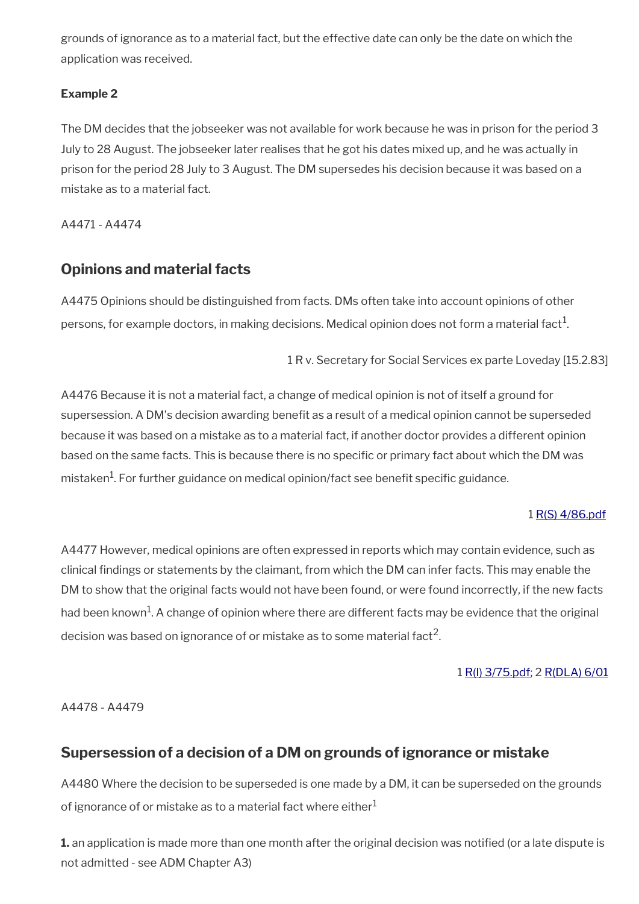grounds of ignorance as to a material fact, but the effective date can only be the date on which the application was received.

**Example 2**

The DM decides that the jobseeker was not available for work because he was in prison for the period 3 July to 28 August. The jobseeker later realises that he got his dates mixed up, and he was actually in prison for the period 28 July to 3 August. The DM supersedes his decision because it was based on a mistake as to a material fact.

A4471 - A4474

## Opinions and material facts

A4475 Opinions should be distinguished from facts. DMs often take into account opinions of other persons, for example doctors, in making decisions. Medical opinion does not form a material fact[1].

1 R v. Secretary for Social Services ex parte Loveday [15.2.83]

A4476 Because it is not a material fact, a change of medical opinion is not of itself a ground for supersession. A DM's decision awarding benefit as a result of a medical opinion cannot be superseded because it was based on a mistake as to a material fact, if another doctor provides a different opinion based on the same facts. This is because there is no specific or primary fact about which the DM was mistaken[1]. For further guidance on medical opinion/fact see benefit specific guidance.

1 R(S) 4/86.pdf

A4477 However, medical opinions are often expressed in reports which may contain evidence, such as clinical findings or statements by the claimant, from which the DM can infer facts. This may enable the DM to show that the original facts would not have been found, or were found incorrectly, if the new facts had been known[1]. A change of opinion where there are different facts may be evidence that the original decision was based on ignorance of or mistake as to some material fact[2].

1 R(I) 3/75.pdf; 2 R(DLA) 6/01

A4478 - A4479

## Supersession of a decision of a DM on grounds of ignorance or mistake

A4480 Where the decision to be superseded is one made by a DM, it can be superseded on the grounds of ignorance of or mistake as to a material fact where either[1]

**1.** an application is made more than one month after the original decision was notified (or a late dispute is not admitted - see ADM Chapter A3)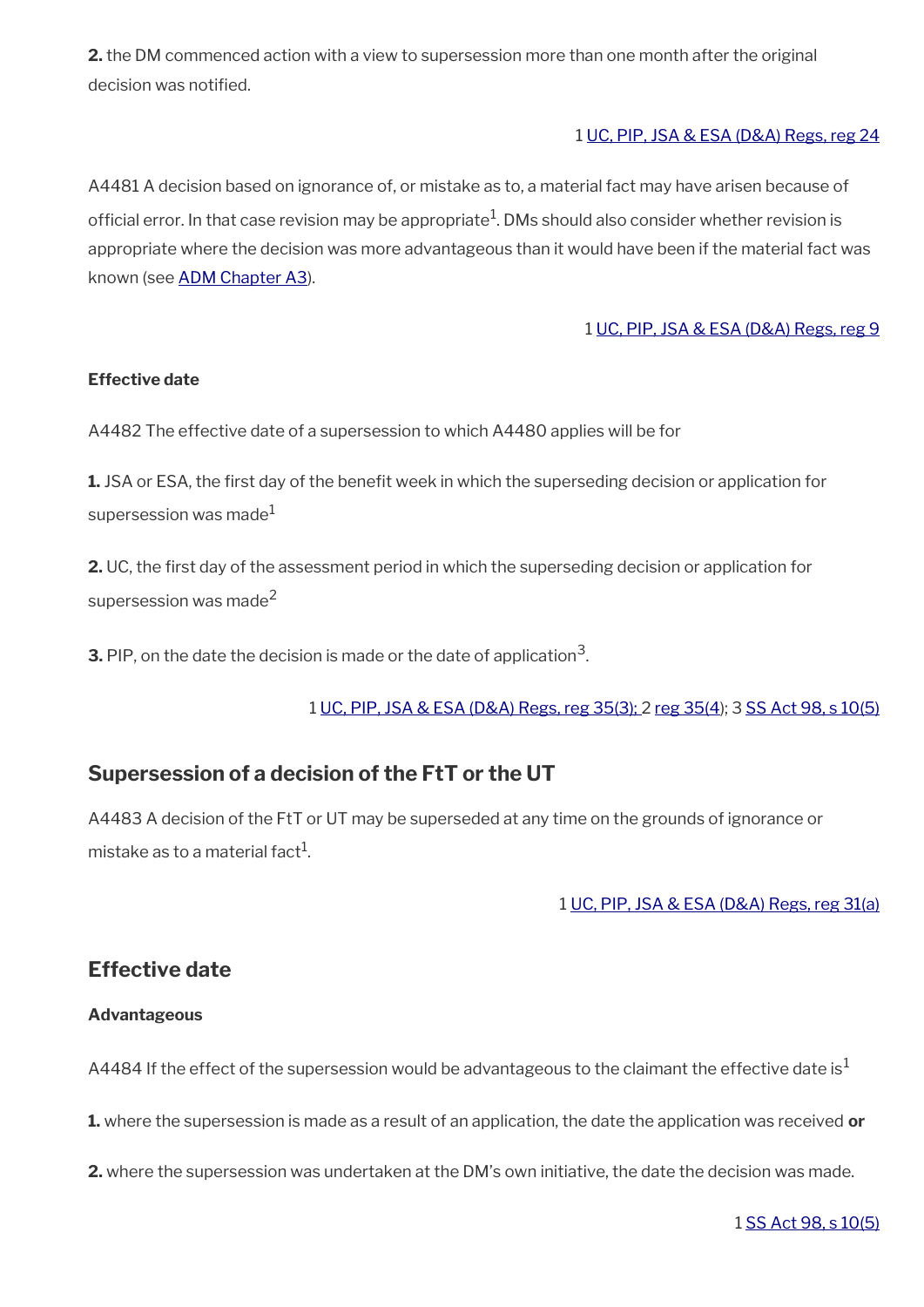**2.** the DM commenced action with a view to supersession more than one month after the original decision was notified.

1 [UC, PIP, JSA & ESA (D&A) Regs, reg 24](#)

A4481 A decision based on ignorance of, or mistake as to, a material fact may have arisen because of official error. In that case revision may be appropriate[1]. DMs should also consider whether revision is appropriate where the decision was more advantageous than it would have been if the material fact was known (see [ADM Chapter A3](#)).

1 [UC, PIP, JSA & ESA (D&A) Regs, reg 9](#)

**Effective date**

A4482 The effective date of a supersession to which A4480 applies will be for

**1.** JSA or ESA, the first day of the benefit week in which the superseding decision or application for supersession was made[1]

**2.** UC, the first day of the assessment period in which the superseding decision or application for supersession was made[2]

**3.** PIP, on the date the decision is made or the date of application[3].

1 [UC, PIP, JSA & ESA (D&A) Regs, reg 35(3);](#) 2 [reg 35(4)](#); 3 [SS Act 98, s 10(5)](#)

## Supersession of a decision of the FtT or the UT

A4483 A decision of the FtT or UT may be superseded at any time on the grounds of ignorance or mistake as to a material fact[1].

1 [UC, PIP, JSA & ESA (D&A) Regs, reg 31(a)](#)

## Effective date

**Advantageous**

A4484 If the effect of the supersession would be advantageous to the claimant the effective date is[1]

**1.** where the supersession is made as a result of an application, the date the application was received **or**

**2.** where the supersession was undertaken at the DM's own initiative, the date the decision was made.

1 [SS Act 98, s 10(5)](#)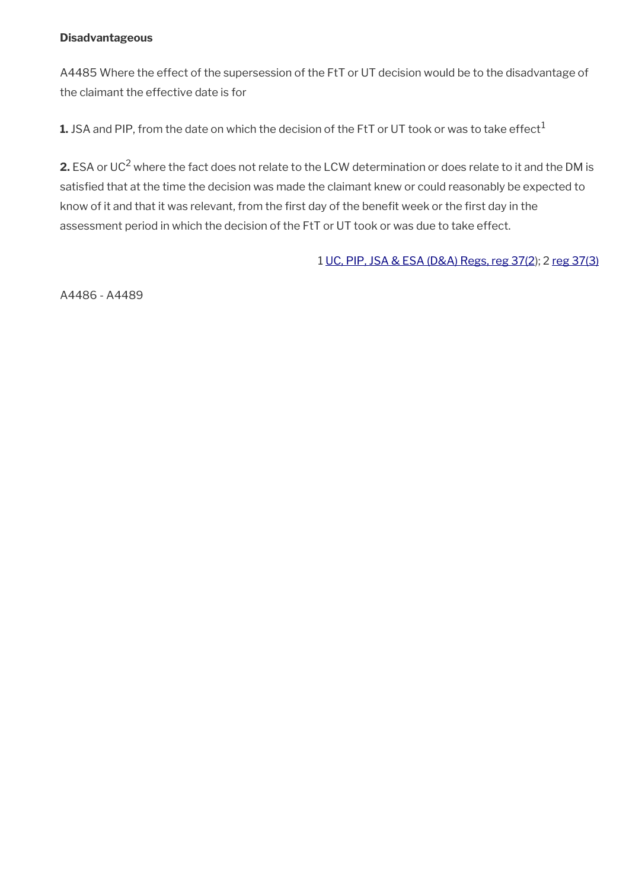**Disadvantageous**

A4485 Where the effect of the supersession of the FtT or UT decision would be to the disadvantage of the claimant the effective date is for

**1.** JSA and PIP, from the date on which the decision of the FtT or UT took or was to take effect[1]

**2.** ESA or UC[2] where the fact does not relate to the LCW determination or does relate to it and the DM is satisfied that at the time the decision was made the claimant knew or could reasonably be expected to know of it and that it was relevant, from the first day of the benefit week or the first day in the assessment period in which the decision of the FtT or UT took or was due to take effect.

1 UC, PIP, JSA & ESA (D&A) Regs, reg 37(2); 2 reg 37(3)

A4486 - A4489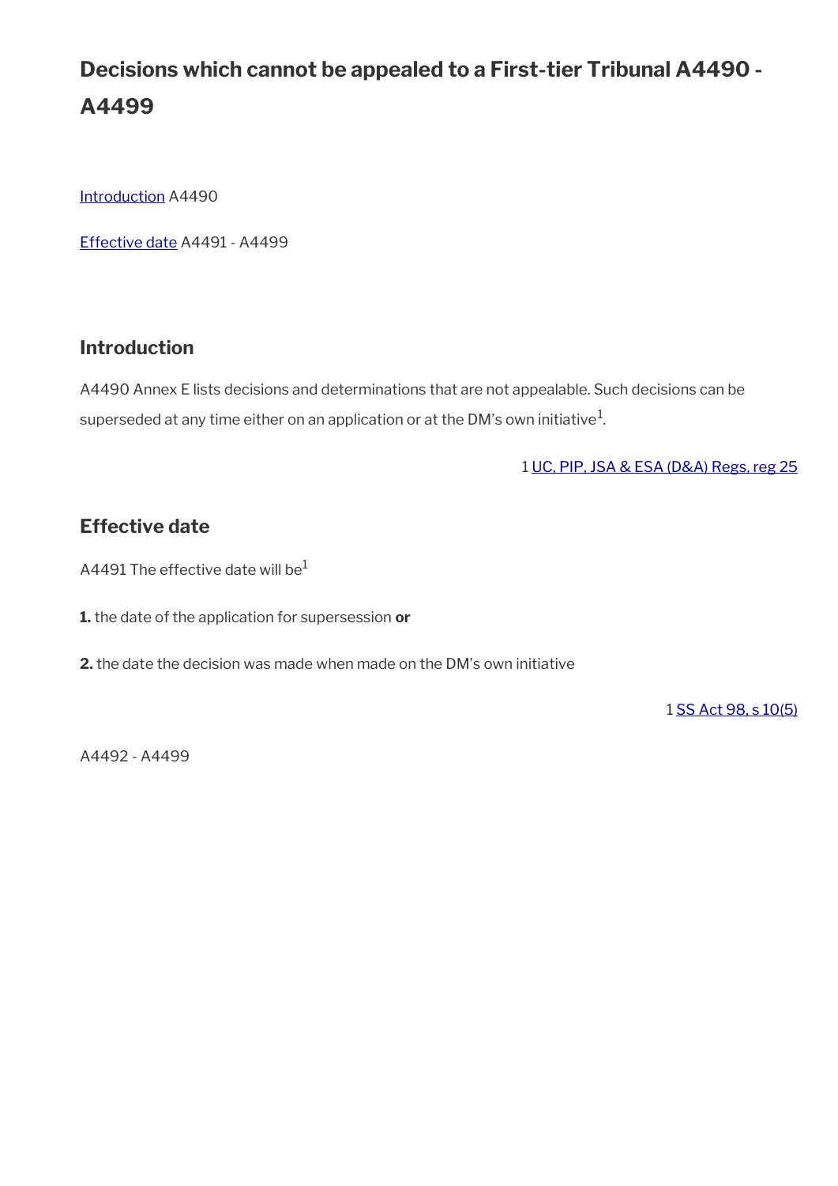# Decisions which cannot be appealed to a First-tier Tribunal A4490 - A4499

Introduction A4490

Effective date A4491 - A4499

## Introduction

A4490 Annex E lists decisions and determinations that are not appealable. Such decisions can be superseded at any time either on an application or at the DM's own initiative[1].

1 UC, PIP, JSA & ESA (D&A) Regs, reg 25

## Effective date

A4491 The effective date will be[1]

**1.** the date of the application for supersession **or**

**2.** the date the decision was made when made on the DM's own initiative

1 SS Act 98, s 10(5)

A4492 - A4499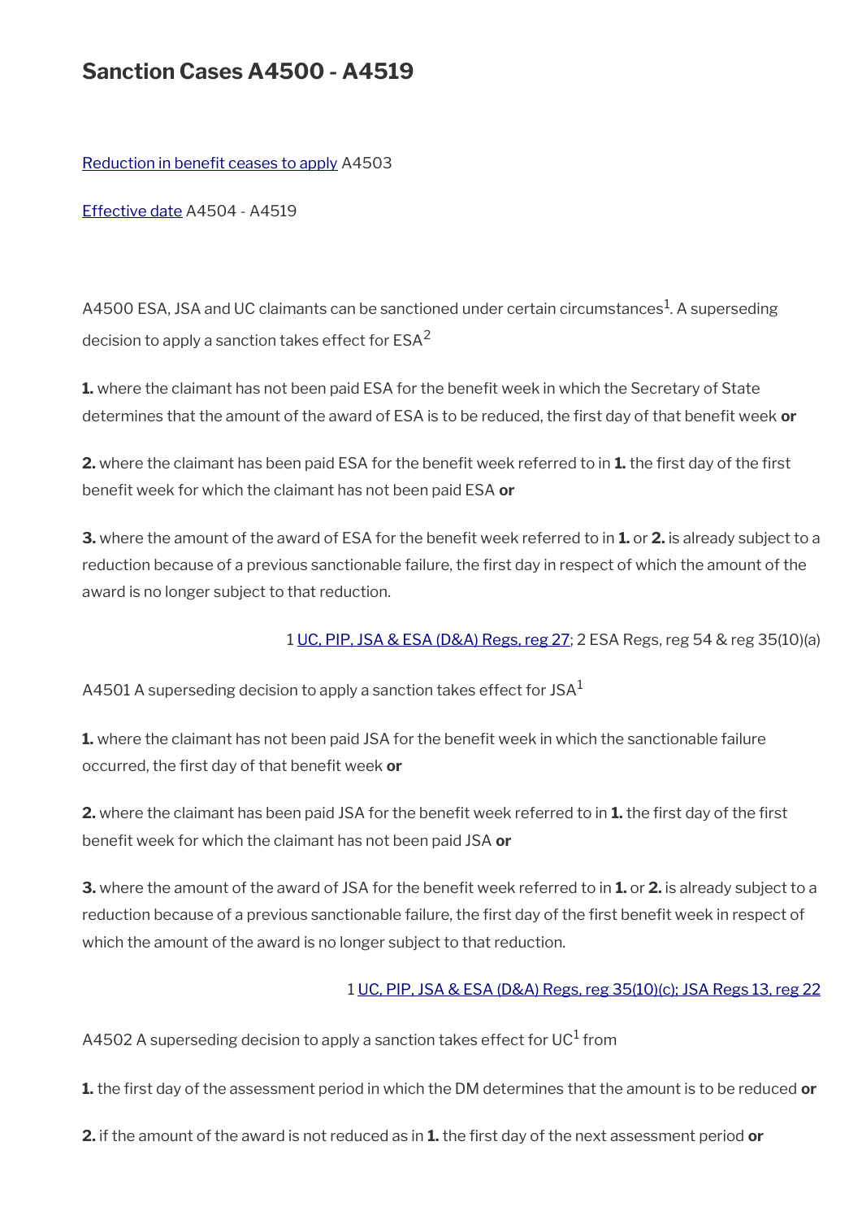# Sanction Cases A4500 - A4519

Reduction in benefit ceases to apply A4503

Effective date A4504 - A4519

A4500 ESA, JSA and UC claimants can be sanctioned under certain circumstances[1]. A superseding decision to apply a sanction takes effect for ESA[2]

**1.** where the claimant has not been paid ESA for the benefit week in which the Secretary of State determines that the amount of the award of ESA is to be reduced, the first day of that benefit week **or**

**2.** where the claimant has been paid ESA for the benefit week referred to in **1.** the first day of the first benefit week for which the claimant has not been paid ESA **or**

**3.** where the amount of the award of ESA for the benefit week referred to in **1.** or **2.** is already subject to a reduction because of a previous sanctionable failure, the first day in respect of which the amount of the award is no longer subject to that reduction.

1 UC, PIP, JSA & ESA (D&A) Regs, reg 27; 2 ESA Regs, reg 54 & reg 35(10)(a)

A4501 A superseding decision to apply a sanction takes effect for JSA[1]

**1.** where the claimant has not been paid JSA for the benefit week in which the sanctionable failure occurred, the first day of that benefit week **or**

**2.** where the claimant has been paid JSA for the benefit week referred to in **1.** the first day of the first benefit week for which the claimant has not been paid JSA **or**

**3.** where the amount of the award of JSA for the benefit week referred to in **1.** or **2.** is already subject to a reduction because of a previous sanctionable failure, the first day of the first benefit week in respect of which the amount of the award is no longer subject to that reduction.

1 UC, PIP, JSA & ESA (D&A) Regs, reg 35(10)(c); JSA Regs 13, reg 22

A4502 A superseding decision to apply a sanction takes effect for UC[1] from

**1.** the first day of the assessment period in which the DM determines that the amount is to be reduced **or**

**2.** if the amount of the award is not reduced as in **1.** the first day of the next assessment period **or**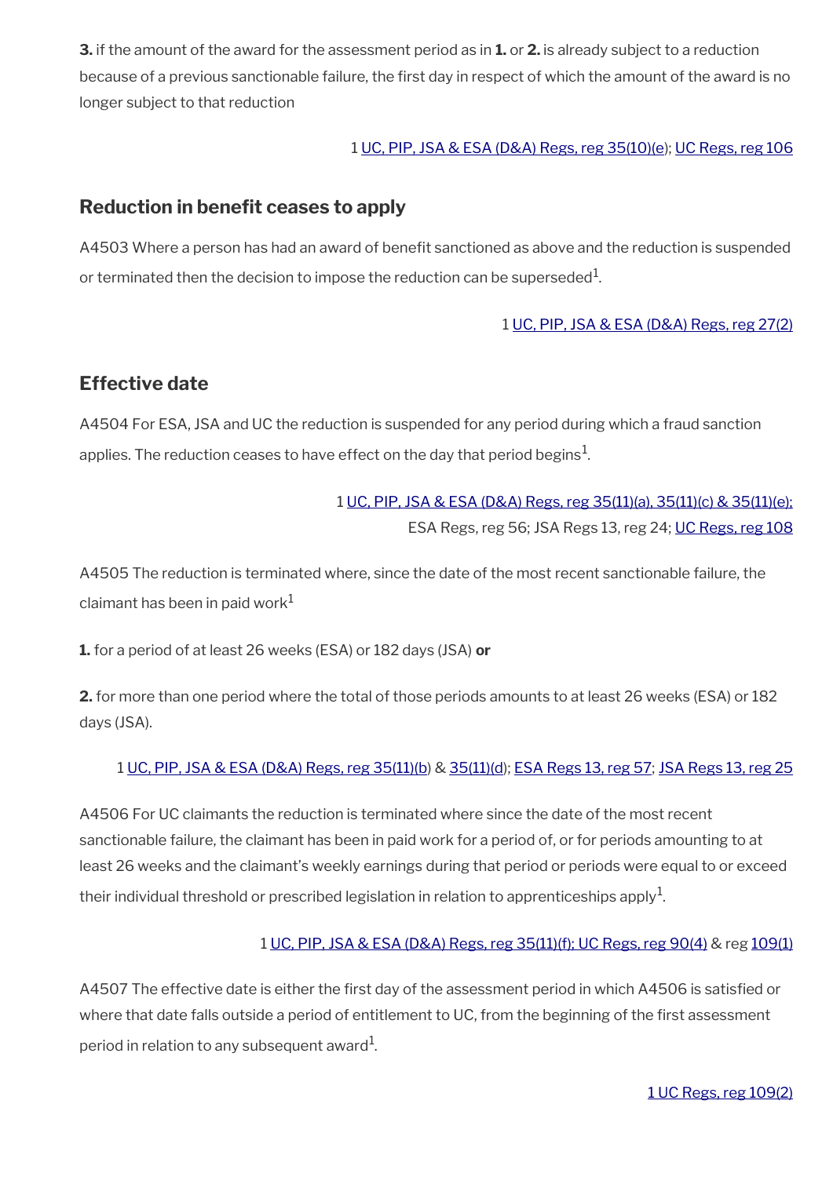**3.** if the amount of the award for the assessment period as in **1.** or **2.** is already subject to a reduction because of a previous sanctionable failure, the first day in respect of which the amount of the award is no longer subject to that reduction

1 UC, PIP, JSA & ESA (D&A) Regs, reg 35(10)(e); UC Regs, reg 106

## Reduction in benefit ceases to apply

A4503 Where a person has had an award of benefit sanctioned as above and the reduction is suspended or terminated then the decision to impose the reduction can be superseded[1].

1 UC, PIP, JSA & ESA (D&A) Regs, reg 27(2)

## Effective date

A4504 For ESA, JSA and UC the reduction is suspended for any period during which a fraud sanction applies. The reduction ceases to have effect on the day that period begins[1].

1 UC, PIP, JSA & ESA (D&A) Regs, reg 35(11)(a), 35(11)(c) & 35(11)(e); ESA Regs, reg 56; JSA Regs 13, reg 24; UC Regs, reg 108

A4505 The reduction is terminated where, since the date of the most recent sanctionable failure, the claimant has been in paid work[1]

**1.** for a period of at least 26 weeks (ESA) or 182 days (JSA) **or**

**2.** for more than one period where the total of those periods amounts to at least 26 weeks (ESA) or 182 days (JSA).

1 UC, PIP, JSA & ESA (D&A) Regs, reg 35(11)(b) & 35(11)(d); ESA Regs 13, reg 57; JSA Regs 13, reg 25

A4506 For UC claimants the reduction is terminated where since the date of the most recent sanctionable failure, the claimant has been in paid work for a period of, or for periods amounting to at least 26 weeks and the claimant's weekly earnings during that period or periods were equal to or exceed their individual threshold or prescribed legislation in relation to apprenticeships apply[1].

1 UC, PIP, JSA & ESA (D&A) Regs, reg 35(11)(f); UC Regs, reg 90(4) & reg 109(1)

A4507 The effective date is either the first day of the assessment period in which A4506 is satisfied or where that date falls outside a period of entitlement to UC, from the beginning of the first assessment period in relation to any subsequent award[1].

1 UC Regs, reg 109(2)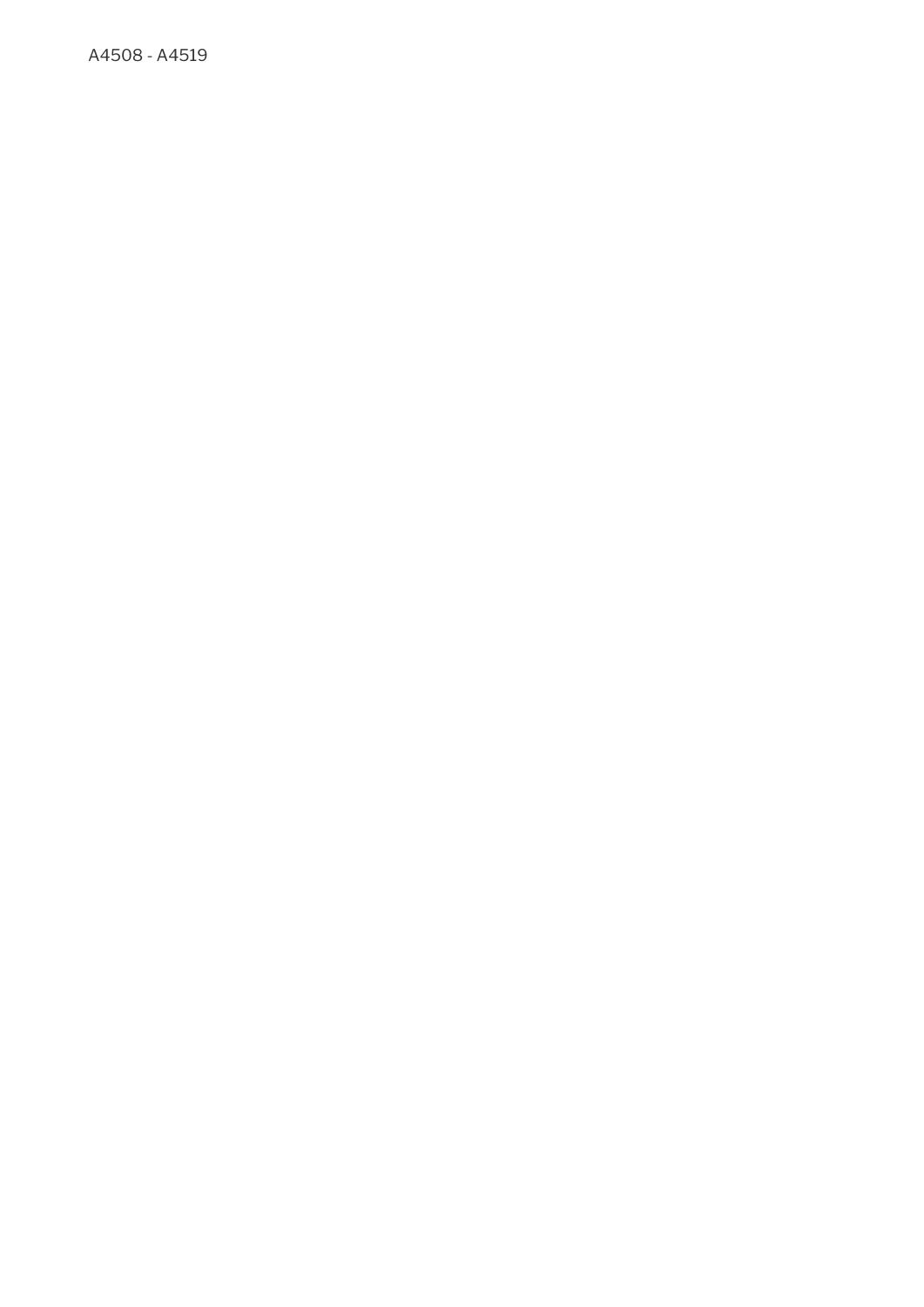A4508 - A4519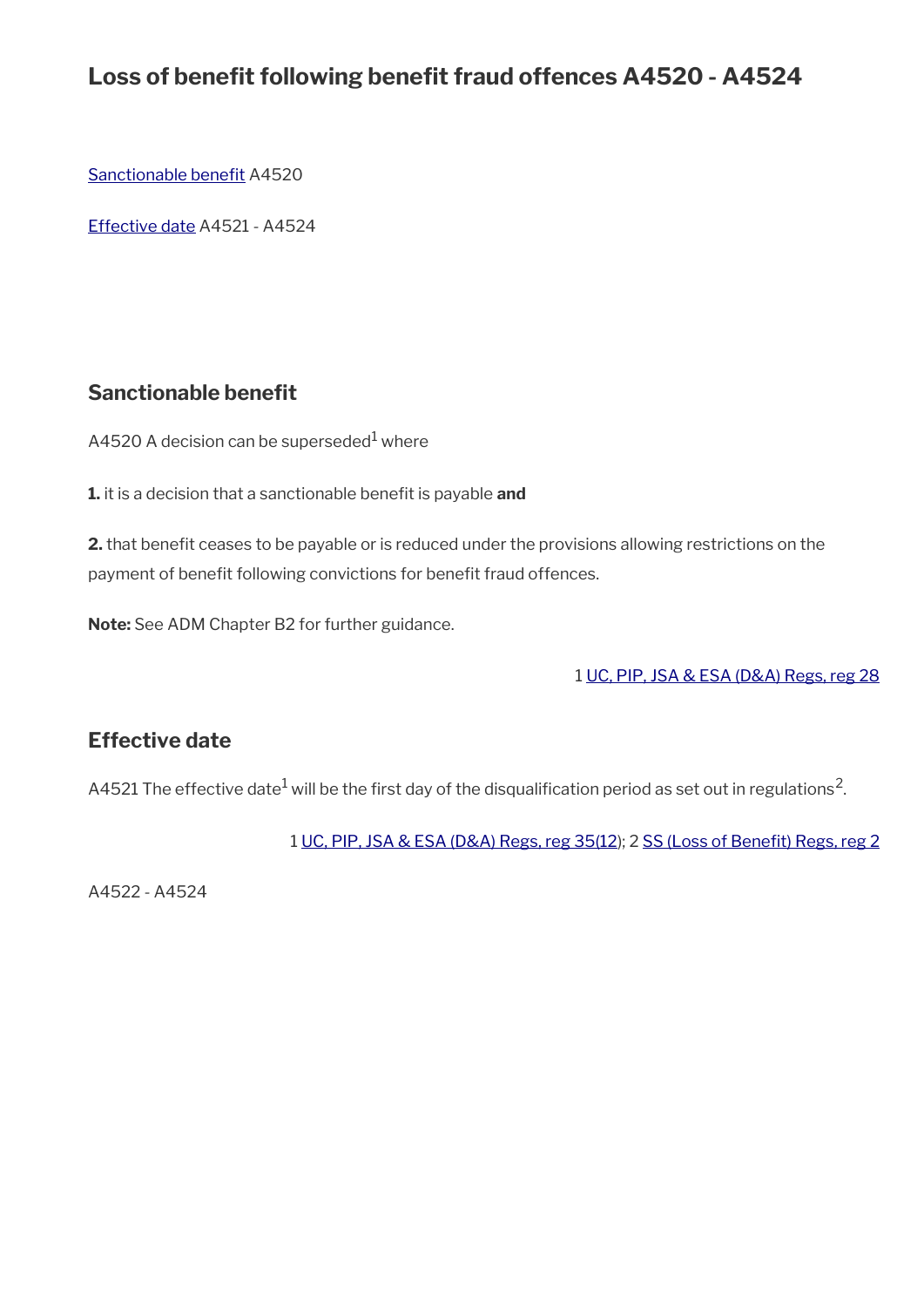# Loss of benefit following benefit fraud offences A4520 - A4524

[Sanctionable benefit](#) A4520

[Effective date](#) A4521 - A4524

## Sanctionable benefit

A4520 A decision can be superseded[1] where

**1.** it is a decision that a sanctionable benefit is payable **and**

**2.** that benefit ceases to be payable or is reduced under the provisions allowing restrictions on the payment of benefit following convictions for benefit fraud offences.

**Note:** See ADM Chapter B2 for further guidance.

1 [UC, PIP, JSA & ESA (D&A) Regs, reg 28](#)

## Effective date

A4521 The effective date[1] will be the first day of the disqualification period as set out in regulations[2].

1 [UC, PIP, JSA & ESA (D&A) Regs, reg 35(12)](#); 2 [SS (Loss of Benefit) Regs, reg 2](#)

A4522 - A4524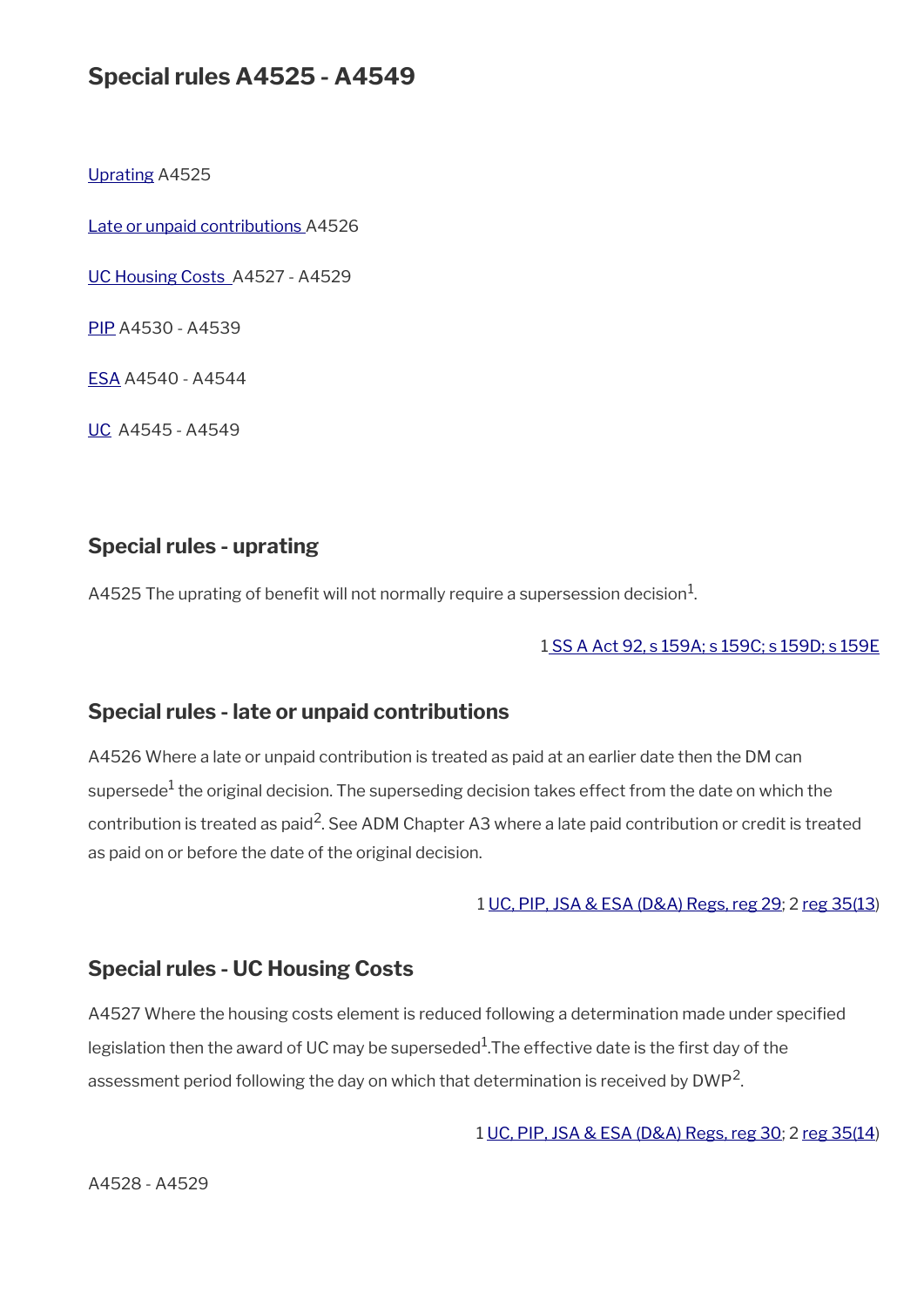## Special rules A4525 - A4549

Uprating A4525

Late or unpaid contributions A4526

UC Housing Costs A4527 - A4529

PIP A4530 - A4539

ESA A4540 - A4544

UC A4545 - A4549

### Special rules - uprating

A4525 The uprating of benefit will not normally require a supersession decision[1].

1 SS A Act 92, s 159A; s 159C; s 159D; s 159E

### Special rules - late or unpaid contributions

A4526 Where a late or unpaid contribution is treated as paid at an earlier date then the DM can supersede[1] the original decision. The superseding decision takes effect from the date on which the contribution is treated as paid[2]. See ADM Chapter A3 where a late paid contribution or credit is treated as paid on or before the date of the original decision.

1 UC, PIP, JSA & ESA (D&A) Regs, reg 29; 2 reg 35(13)

### Special rules - UC Housing Costs

A4527 Where the housing costs element is reduced following a determination made under specified legislation then the award of UC may be superseded[1].The effective date is the first day of the assessment period following the day on which that determination is received by DWP[2].

1 UC, PIP, JSA & ESA (D&A) Regs, reg 30; 2 reg 35(14)

A4528 - A4529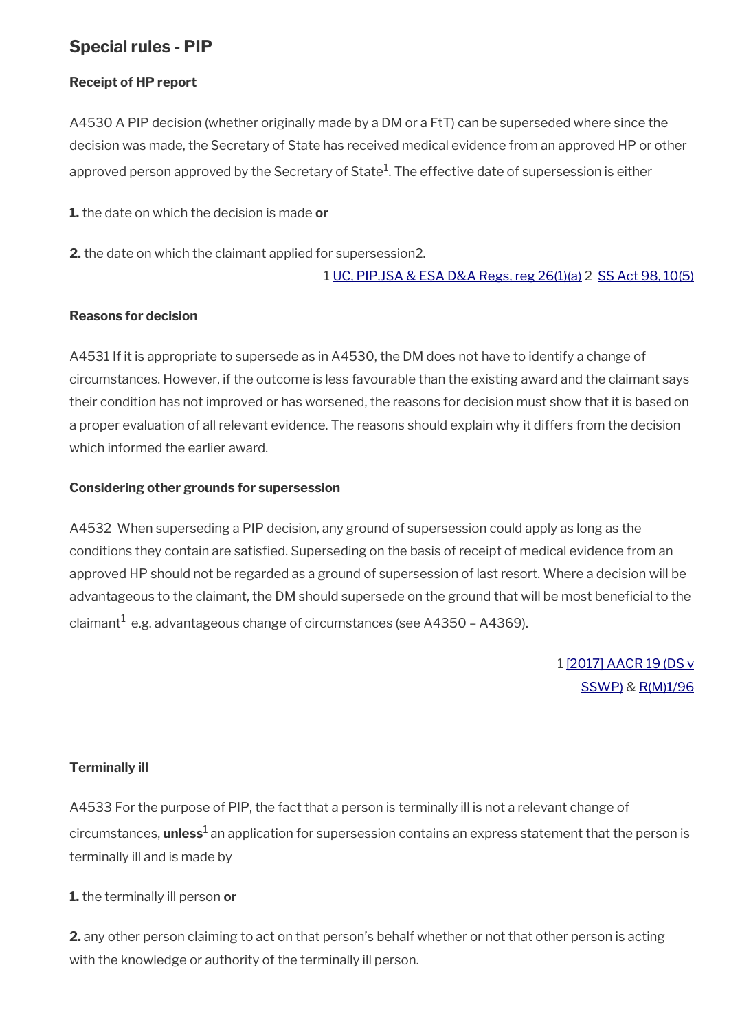## Special rules - PIP

### Receipt of HP report

A4530 A PIP decision (whether originally made by a DM or a FtT) can be superseded where since the decision was made, the Secretary of State has received medical evidence from an approved HP or other approved person approved by the Secretary of State[1]. The effective date of supersession is either

**1.** the date on which the decision is made **or**

**2.** the date on which the claimant applied for supersession2.

1 UC, PIP,JSA & ESA D&A Regs, reg 26(1)(a) 2 SS Act 98, 10(5)

### Reasons for decision

A4531 If it is appropriate to supersede as in A4530, the DM does not have to identify a change of circumstances. However, if the outcome is less favourable than the existing award and the claimant says their condition has not improved or has worsened, the reasons for decision must show that it is based on a proper evaluation of all relevant evidence. The reasons should explain why it differs from the decision which informed the earlier award.

### Considering other grounds for supersession

A4532 When superseding a PIP decision, any ground of supersession could apply as long as the conditions they contain are satisfied. Superseding on the basis of receipt of medical evidence from an approved HP should not be regarded as a ground of supersession of last resort. Where a decision will be advantageous to the claimant, the DM should supersede on the ground that will be most beneficial to the claimant[1] e.g. advantageous change of circumstances (see A4350 – A4369).

1 [2017] AACR 19 (DS v SSWP) & R(M)1/96

### Terminally ill

A4533 For the purpose of PIP, the fact that a person is terminally ill is not a relevant change of circumstances, **unless**[1] an application for supersession contains an express statement that the person is terminally ill and is made by

**1.** the terminally ill person **or**

**2.** any other person claiming to act on that person's behalf whether or not that other person is acting with the knowledge or authority of the terminally ill person.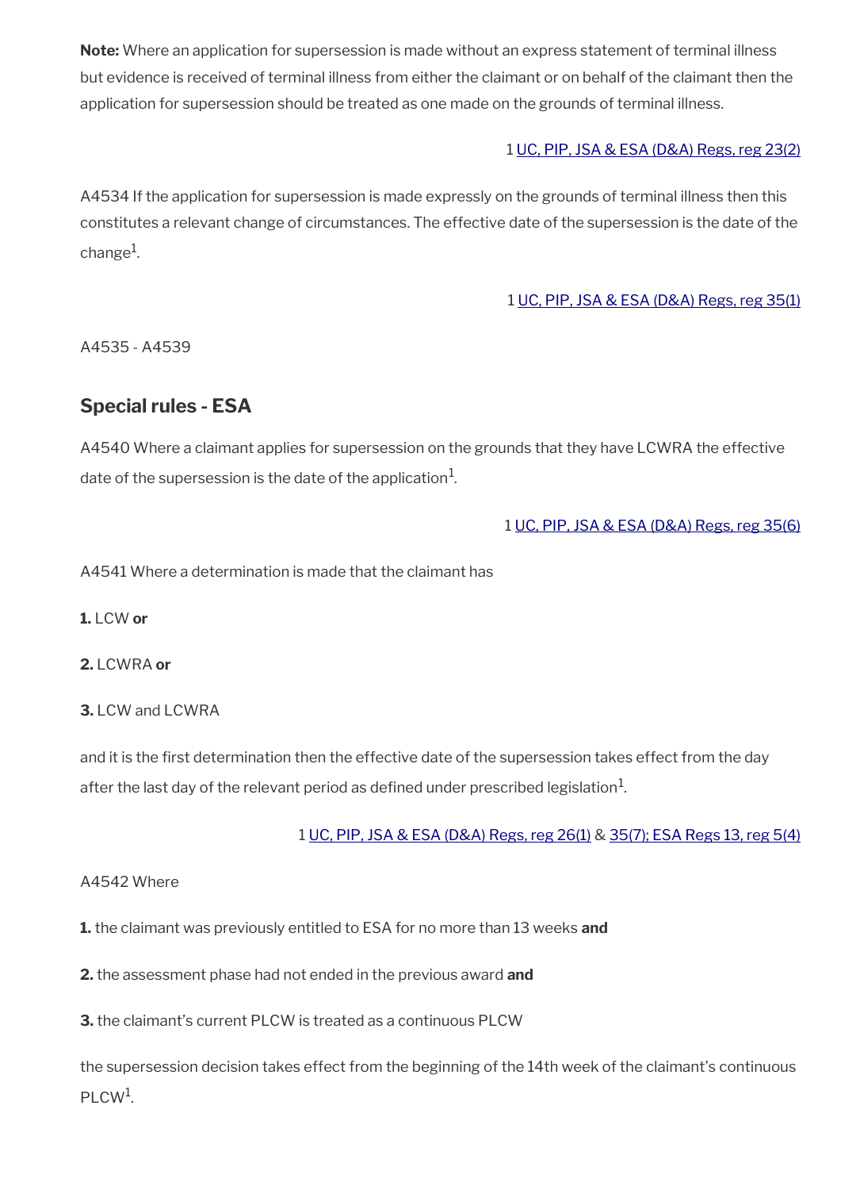**Note:** Where an application for supersession is made without an express statement of terminal illness but evidence is received of terminal illness from either the claimant or on behalf of the claimant then the application for supersession should be treated as one made on the grounds of terminal illness.

1 UC, PIP, JSA & ESA (D&A) Regs, reg 23(2)

A4534 If the application for supersession is made expressly on the grounds of terminal illness then this constitutes a relevant change of circumstances. The effective date of the supersession is the date of the change[1].

1 UC, PIP, JSA & ESA (D&A) Regs, reg 35(1)

A4535 - A4539

## Special rules - ESA

A4540 Where a claimant applies for supersession on the grounds that they have LCWRA the effective date of the supersession is the date of the application[1].

1 UC, PIP, JSA & ESA (D&A) Regs, reg 35(6)

A4541 Where a determination is made that the claimant has

**1.** LCW **or**

**2.** LCWRA **or**

**3.** LCW and LCWRA

and it is the first determination then the effective date of the supersession takes effect from the day after the last day of the relevant period as defined under prescribed legislation[1].

1 UC, PIP, JSA & ESA (D&A) Regs, reg 26(1) & 35(7); ESA Regs 13, reg 5(4)

A4542 Where

**1.** the claimant was previously entitled to ESA for no more than 13 weeks **and**

**2.** the assessment phase had not ended in the previous award **and**

**3.** the claimant's current PLCW is treated as a continuous PLCW

the supersession decision takes effect from the beginning of the 14th week of the claimant's continuous PLCW[1].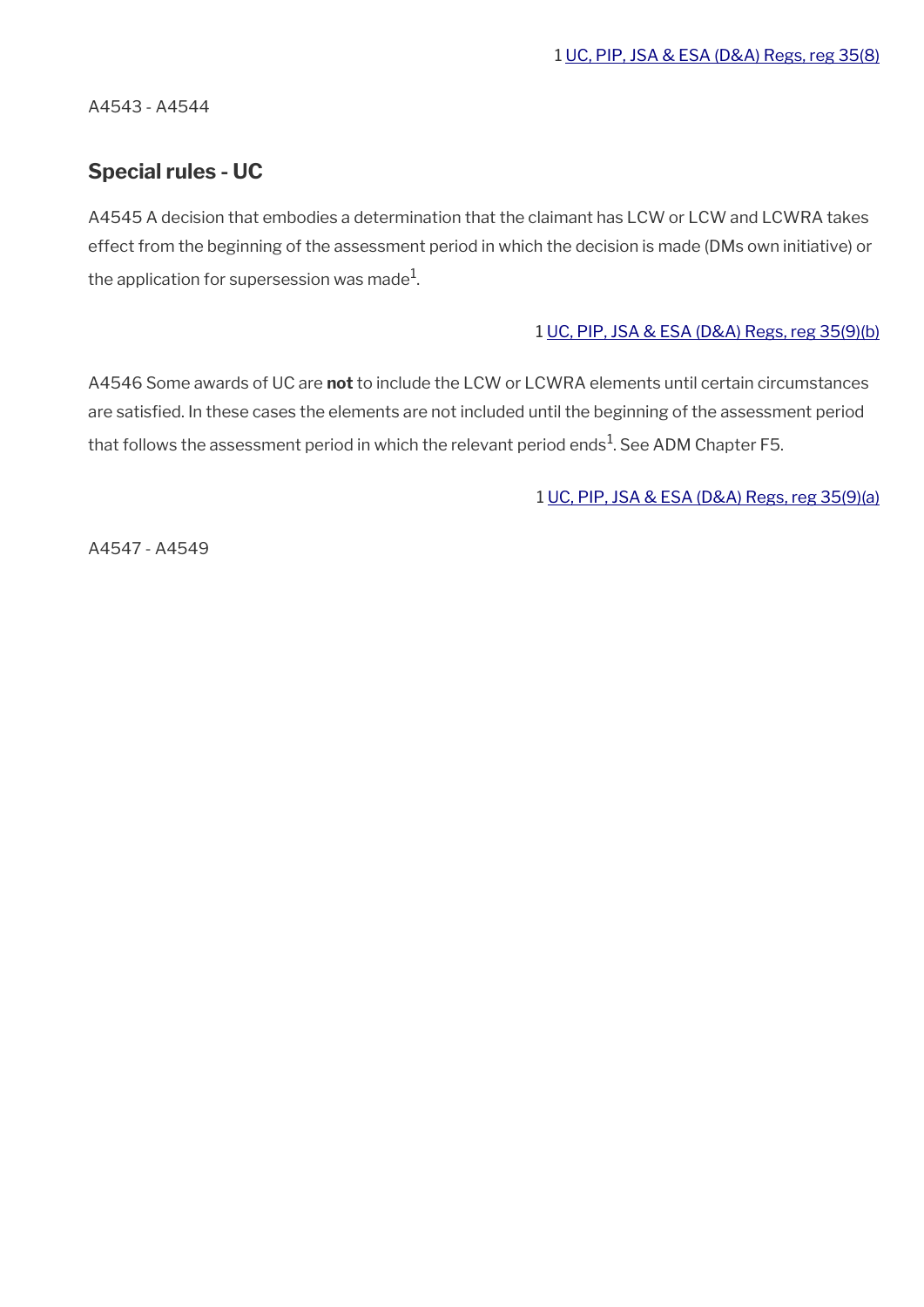1 UC, PIP, JSA & ESA (D&A) Regs, reg 35(8)

A4543 - A4544

## Special rules - UC

A4545 A decision that embodies a determination that the claimant has LCW or LCW and LCWRA takes effect from the beginning of the assessment period in which the decision is made (DMs own initiative) or the application for supersession was made[1].

1 UC, PIP, JSA & ESA (D&A) Regs, reg 35(9)(b)

A4546 Some awards of UC are **not** to include the LCW or LCWRA elements until certain circumstances are satisfied. In these cases the elements are not included until the beginning of the assessment period that follows the assessment period in which the relevant period ends[1]. See ADM Chapter F5.

1 UC, PIP, JSA & ESA (D&A) Regs, reg 35(9)(a)

A4547 - A4549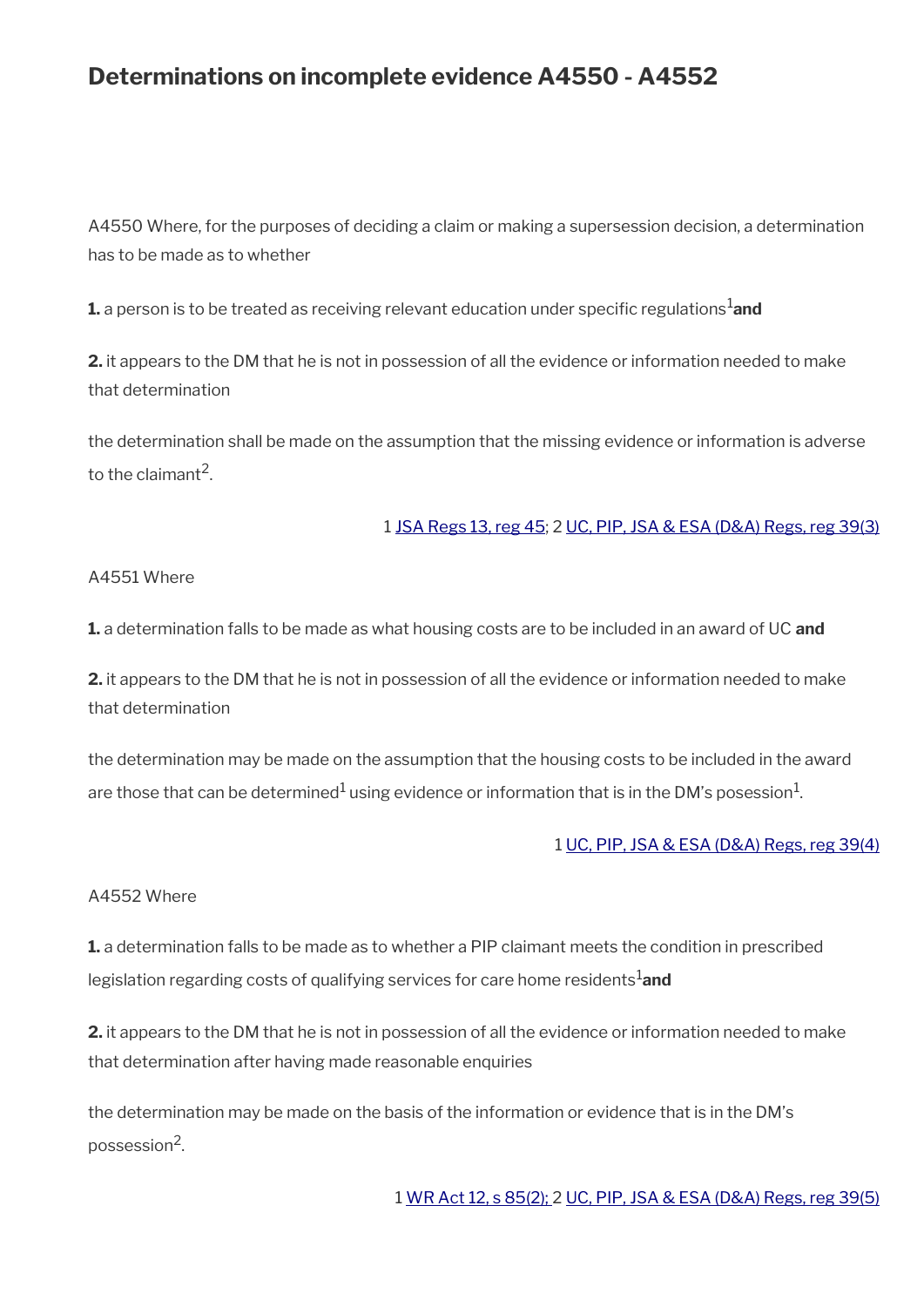## Determinations on incomplete evidence A4550 - A4552

A4550 Where, for the purposes of deciding a claim or making a supersession decision, a determination has to be made as to whether

**1.** a person is to be treated as receiving relevant education under specific regulations[1] **and**

**2.** it appears to the DM that he is not in possession of all the evidence or information needed to make that determination

the determination shall be made on the assumption that the missing evidence or information is adverse to the claimant[2].

1 JSA Regs 13, reg 45; 2 UC, PIP, JSA & ESA (D&A) Regs, reg 39(3)

A4551 Where

**1.** a determination falls to be made as what housing costs are to be included in an award of UC **and**

**2.** it appears to the DM that he is not in possession of all the evidence or information needed to make that determination

the determination may be made on the assumption that the housing costs to be included in the award are those that can be determined[1] using evidence or information that is in the DM's posession[1].

1 UC, PIP, JSA & ESA (D&A) Regs, reg 39(4)

A4552 Where

**1.** a determination falls to be made as to whether a PIP claimant meets the condition in prescribed legislation regarding costs of qualifying services for care home residents[1] **and**

**2.** it appears to the DM that he is not in possession of all the evidence or information needed to make that determination after having made reasonable enquiries

the determination may be made on the basis of the information or evidence that is in the DM's possession[2].

1 WR Act 12, s 85(2); 2 UC, PIP, JSA & ESA (D&A) Regs, reg 39(5)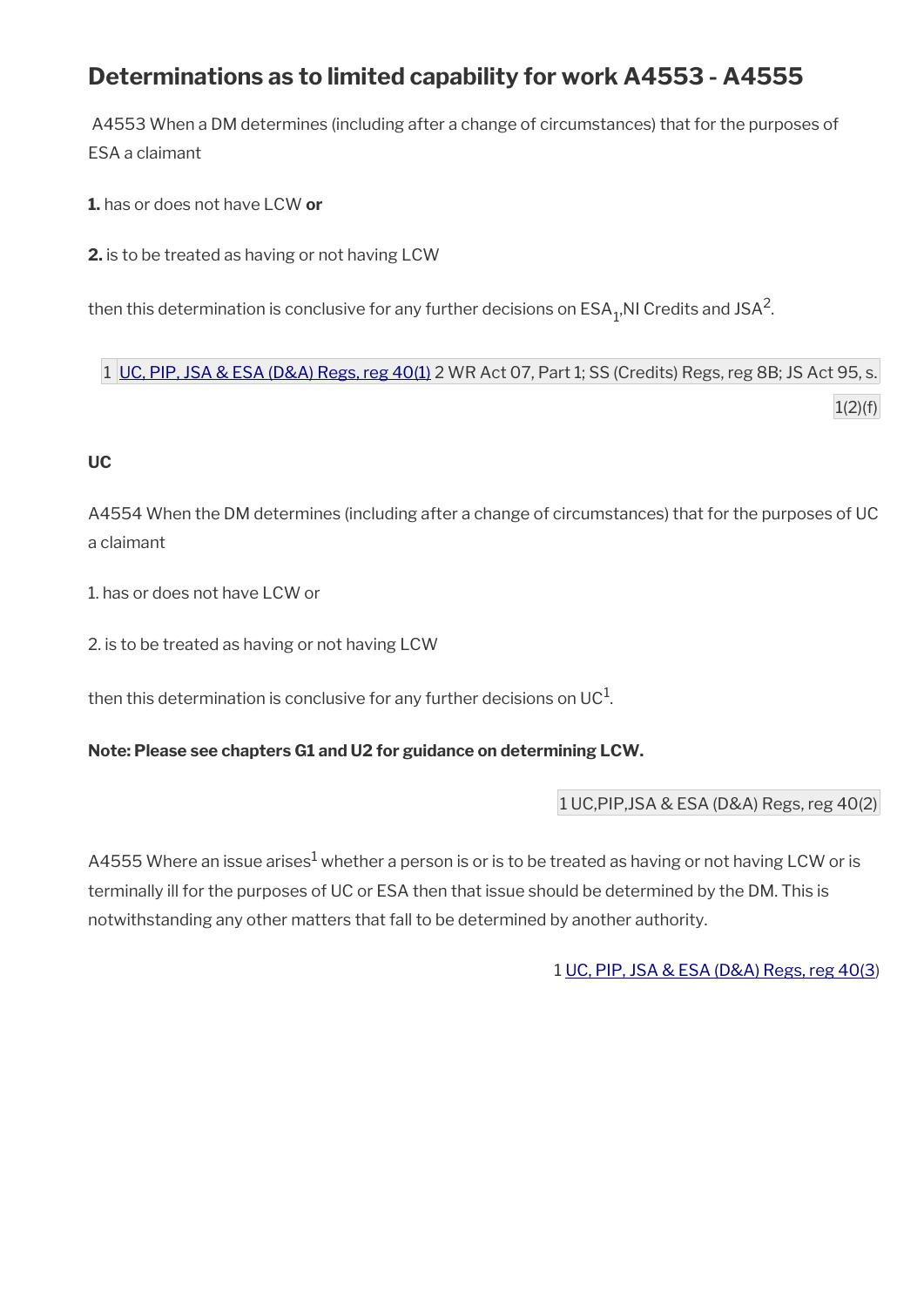## Determinations as to limited capability for work A4553 - A4555

A4553 When a DM determines (including after a change of circumstances) that for the purposes of ESA a claimant

**1.** has or does not have LCW **or**

**2.** is to be treated as having or not having LCW

then this determination is conclusive for any further decisions on ESA[1],NI Credits and JSA[2].

1 UC, PIP, JSA & ESA (D&A) Regs, reg 40(1) 2 WR Act 07, Part 1; SS (Credits) Regs, reg 8B; JS Act 95, s. 1(2)(f)

**UC**

A4554 When the DM determines (including after a change of circumstances) that for the purposes of UC a claimant

1. has or does not have LCW or

2. is to be treated as having or not having LCW

then this determination is conclusive for any further decisions on UC[1].

**Note: Please see chapters G1 and U2 for guidance on determining LCW.**

1 UC,PIP,JSA & ESA (D&A) Regs, reg 40(2)

A4555 Where an issue arises[1] whether a person is or is to be treated as having or not having LCW or is terminally ill for the purposes of UC or ESA then that issue should be determined by the DM. This is notwithstanding any other matters that fall to be determined by another authority.

1 UC, PIP, JSA & ESA (D&A) Regs, reg 40(3)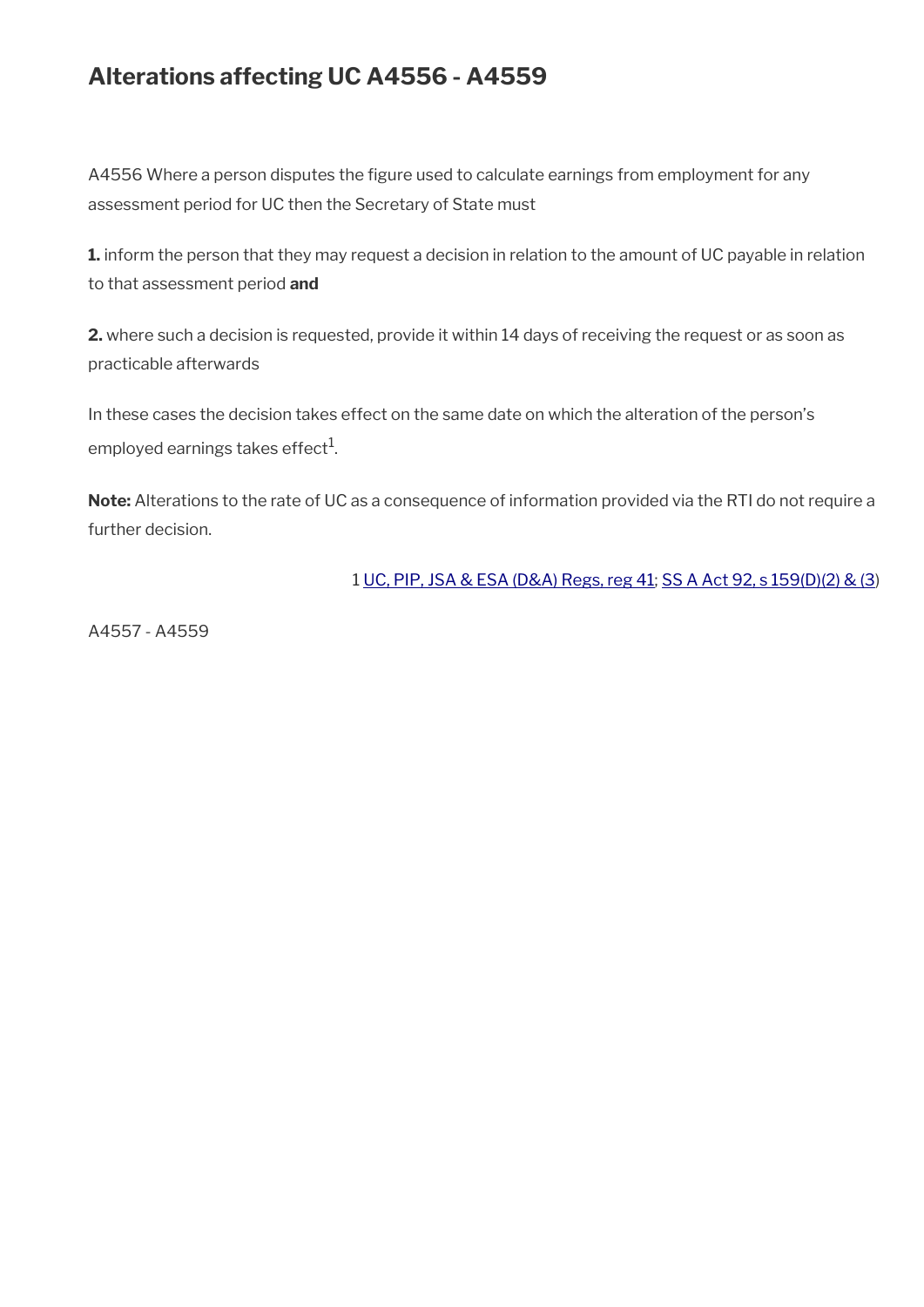# Alterations affecting UC A4556 - A4559

A4556 Where a person disputes the figure used to calculate earnings from employment for any assessment period for UC then the Secretary of State must

**1.** inform the person that they may request a decision in relation to the amount of UC payable in relation to that assessment period **and**

**2.** where such a decision is requested, provide it within 14 days of receiving the request or as soon as practicable afterwards

In these cases the decision takes effect on the same date on which the alteration of the person's employed earnings takes effect[1].

**Note:** Alterations to the rate of UC as a consequence of information provided via the RTI do not require a further decision.

1 UC, PIP, JSA & ESA (D&A) Regs, reg 41; SS A Act 92, s 159(D)(2) & (3)

A4557 - A4559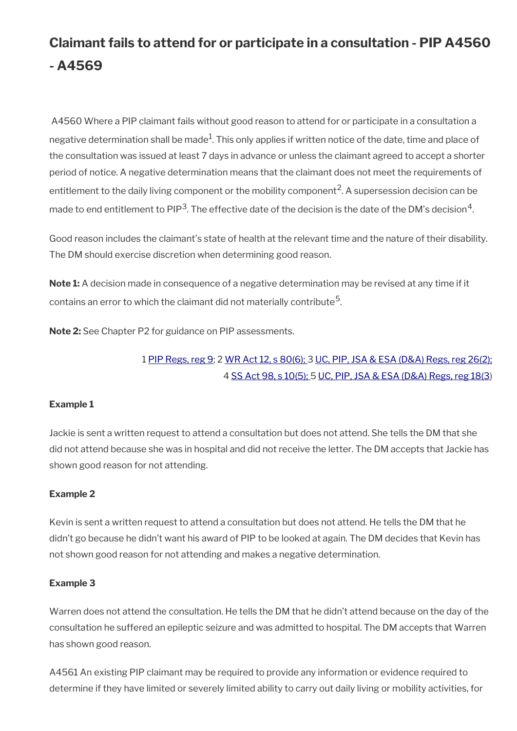# Claimant fails to attend for or participate in a consultation - PIP A4560 - A4569

A4560 Where a PIP claimant fails without good reason to attend for or participate in a consultation a negative determination shall be made[1]. This only applies if written notice of the date, time and place of the consultation was issued at least 7 days in advance or unless the claimant agreed to accept a shorter period of notice. A negative determination means that the claimant does not meet the requirements of entitlement to the daily living component or the mobility component[2]. A supersession decision can be made to end entitlement to PIP[3]. The effective date of the decision is the date of the DM's decision[4].

Good reason includes the claimant's state of health at the relevant time and the nature of their disability. The DM should exercise discretion when determining good reason.

**Note 1:** A decision made in consequence of a negative determination may be revised at any time if it contains an error to which the claimant did not materially contribute[5].

**Note 2:** See Chapter P2 for guidance on PIP assessments.

1 PIP Regs, reg 9; 2 WR Act 12, s 80(6); 3 UC, PIP, JSA & ESA (D&A) Regs, reg 26(2); 4 SS Act 98, s 10(5); 5 UC, PIP, JSA & ESA (D&A) Regs, reg 18(3)

**Example 1**

Jackie is sent a written request to attend a consultation but does not attend. She tells the DM that she did not attend because she was in hospital and did not receive the letter. The DM accepts that Jackie has shown good reason for not attending.

**Example 2**

Kevin is sent a written request to attend a consultation but does not attend. He tells the DM that he didn't go because he didn't want his award of PIP to be looked at again. The DM decides that Kevin has not shown good reason for not attending and makes a negative determination.

**Example 3**

Warren does not attend the consultation. He tells the DM that he didn't attend because on the day of the consultation he suffered an epileptic seizure and was admitted to hospital. The DM accepts that Warren has shown good reason.

A4561 An existing PIP claimant may be required to provide any information or evidence required to determine if they have limited or severely limited ability to carry out daily living or mobility activities, for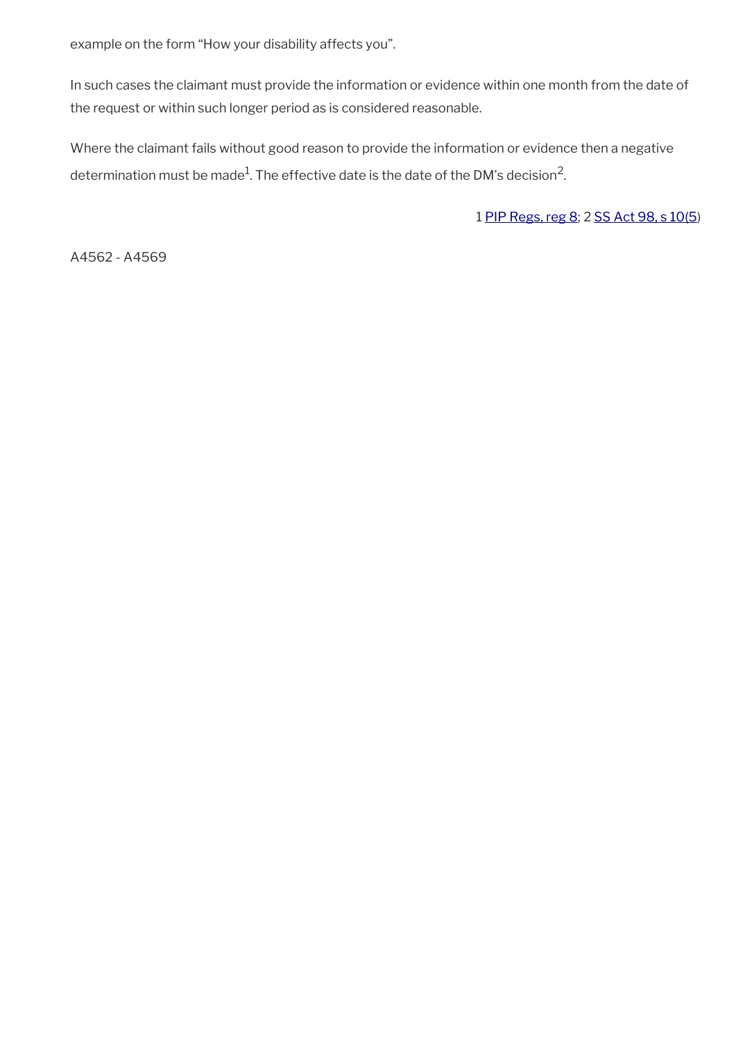example on the form “How your disability affects you”.

In such cases the claimant must provide the information or evidence within one month from the date of the request or within such longer period as is considered reasonable.

Where the claimant fails without good reason to provide the information or evidence then a negative determination must be made[1]. The effective date is the date of the DM’s decision[2].

1 PIP Regs, reg 8; 2 SS Act 98, s 10(5)

A4562 - A4569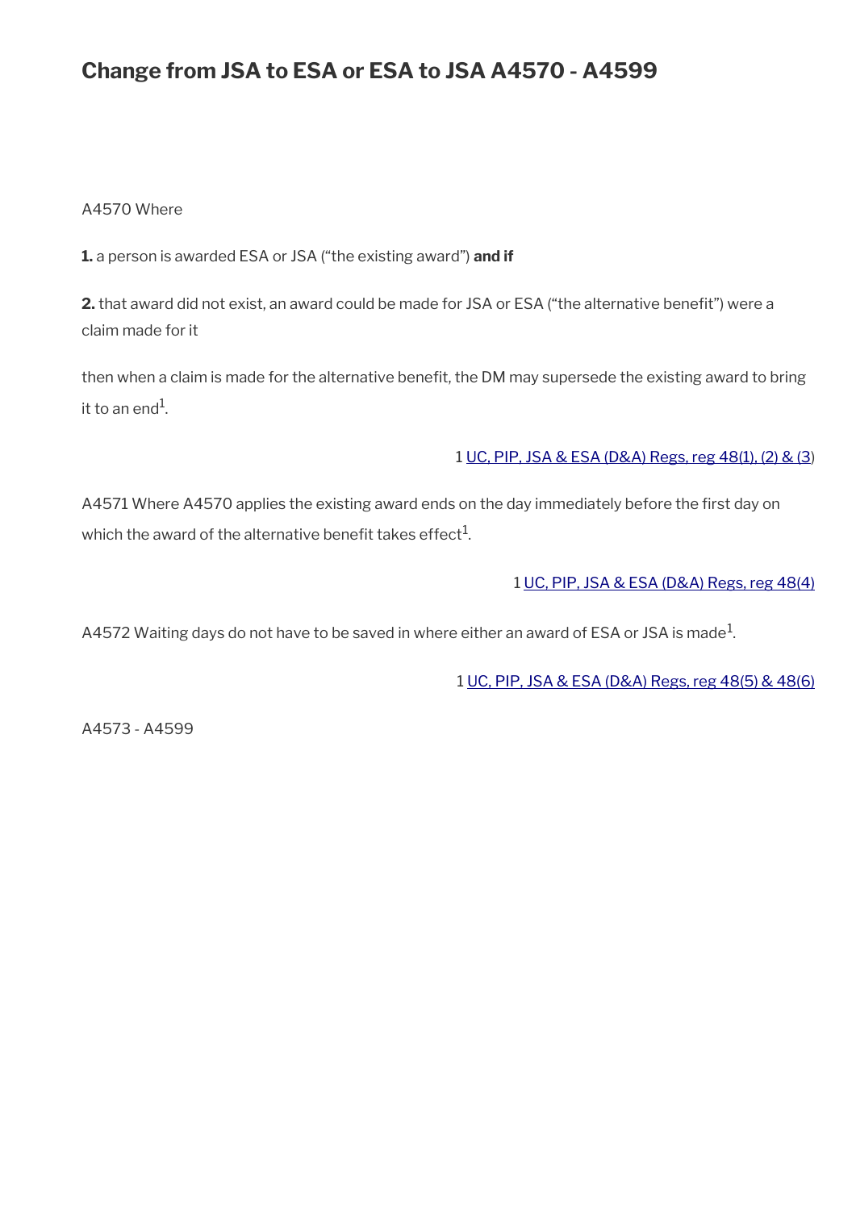# Change from JSA to ESA or ESA to JSA A4570 - A4599

A4570 Where

**1.** a person is awarded ESA or JSA ("the existing award") **and if**

**2.** that award did not exist, an award could be made for JSA or ESA ("the alternative benefit") were a claim made for it

then when a claim is made for the alternative benefit, the DM may supersede the existing award to bring it to an end[1].

1 UC, PIP, JSA & ESA (D&A) Regs, reg 48(1), (2) & (3)

A4571 Where A4570 applies the existing award ends on the day immediately before the first day on which the award of the alternative benefit takes effect[1].

1 UC, PIP, JSA & ESA (D&A) Regs, reg 48(4)

A4572 Waiting days do not have to be saved in where either an award of ESA or JSA is made[1].

1 UC, PIP, JSA & ESA (D&A) Regs, reg 48(5) & 48(6)

A4573 - A4599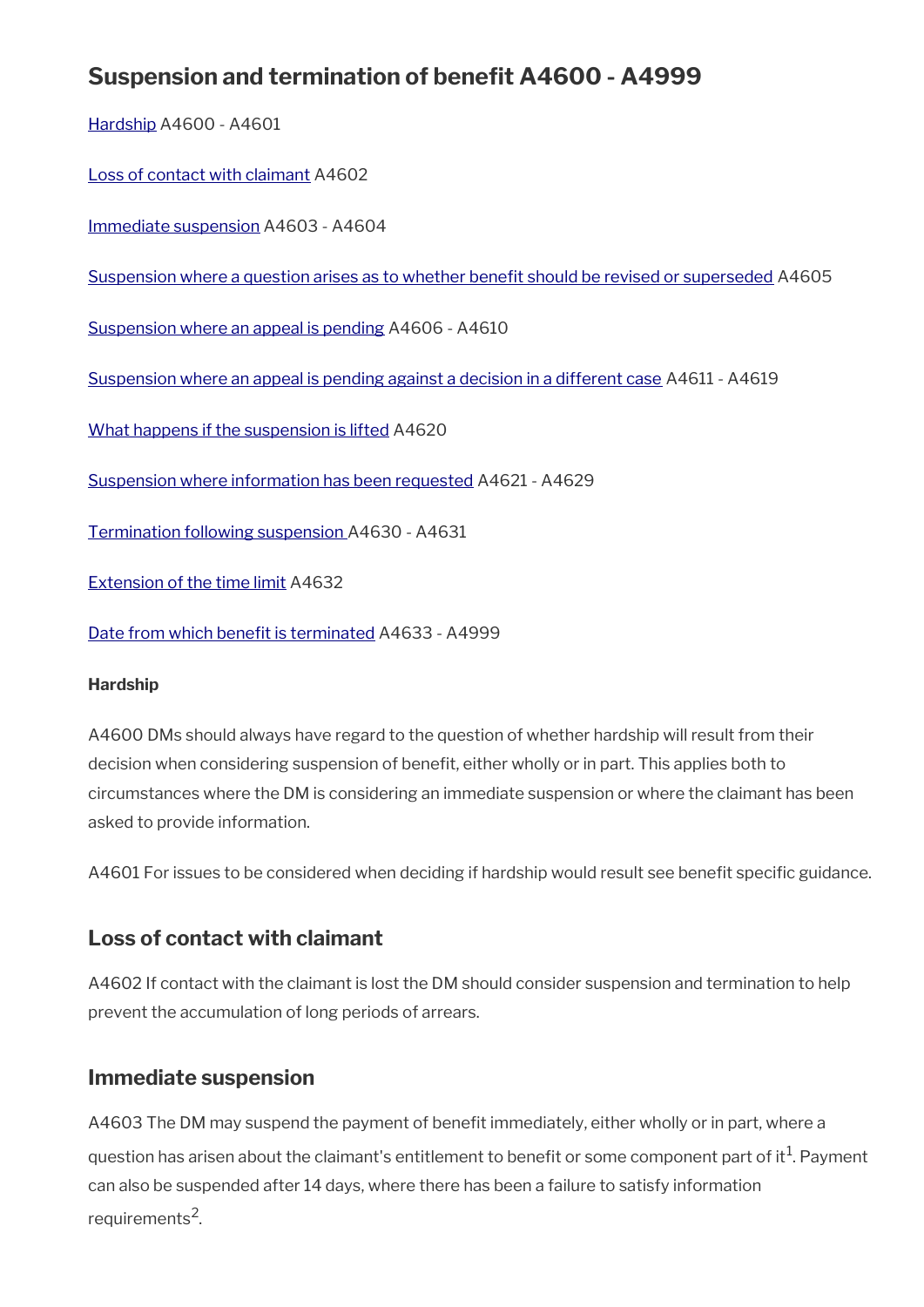# Suspension and termination of benefit A4600 - A4999

[Hardship](#) A4600 - A4601

[Loss of contact with claimant](#) A4602

[Immediate suspension](#) A4603 - A4604

[Suspension where a question arises as to whether benefit should be revised or superseded](#) A4605

[Suspension where an appeal is pending](#) A4606 - A4610

[Suspension where an appeal is pending against a decision in a different case](#) A4611 - A4619

[What happens if the suspension is lifted](#) A4620

[Suspension where information has been requested](#) A4621 - A4629

[Termination following suspension](#) A4630 - A4631

[Extension of the time limit](#) A4632

[Date from which benefit is terminated](#) A4633 - A4999

**Hardship**

A4600 DMs should always have regard to the question of whether hardship will result from their decision when considering suspension of benefit, either wholly or in part. This applies both to circumstances where the DM is considering an immediate suspension or where the claimant has been asked to provide information.

A4601 For issues to be considered when deciding if hardship would result see benefit specific guidance.

## Loss of contact with claimant

A4602 If contact with the claimant is lost the DM should consider suspension and termination to help prevent the accumulation of long periods of arrears.

## Immediate suspension

A4603 The DM may suspend the payment of benefit immediately, either wholly or in part, where a question has arisen about the claimant's entitlement to benefit or some component part of it[1]. Payment can also be suspended after 14 days, where there has been a failure to satisfy information requirements[2].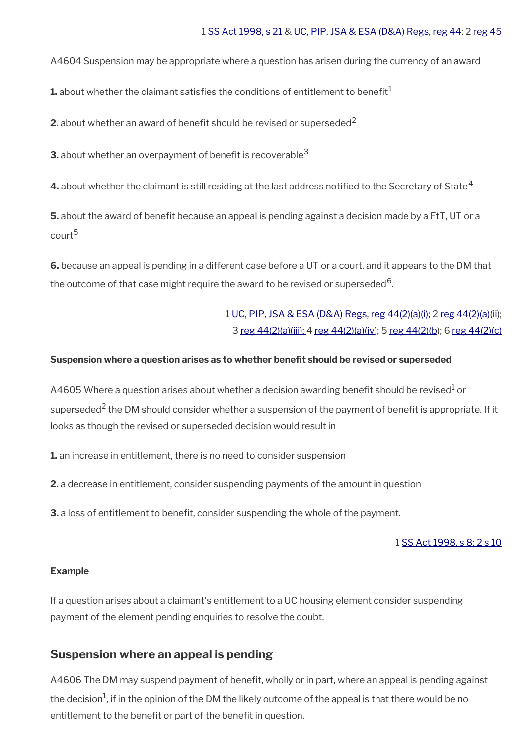1 SS Act 1998, s 21 & UC, PIP, JSA & ESA (D&A) Regs, reg 44; 2 reg 45

A4604 Suspension may be appropriate where a question has arisen during the currency of an award

**1.** about whether the claimant satisfies the conditions of entitlement to benefit[1]

**2.** about whether an award of benefit should be revised or superseded[2]

**3.** about whether an overpayment of benefit is recoverable[3]

**4.** about whether the claimant is still residing at the last address notified to the Secretary of State[4]

**5.** about the award of benefit because an appeal is pending against a decision made by a FtT, UT or a court[5]

**6.** because an appeal is pending in a different case before a UT or a court, and it appears to the DM that the outcome of that case might require the award to be revised or superseded[6].

1 UC, PIP, JSA & ESA (D&A) Regs, reg 44(2)(a)(i); 2 reg 44(2)(a)(ii); 3 reg 44(2)(a)(iii); 4 reg 44(2)(a)(iv); 5 reg 44(2)(b); 6 reg 44(2)(c)

**Suspension where a question arises as to whether benefit should be revised or superseded**

A4605 Where a question arises about whether a decision awarding benefit should be revised[1] or superseded[2] the DM should consider whether a suspension of the payment of benefit is appropriate. If it looks as though the revised or superseded decision would result in

**1.** an increase in entitlement, there is no need to consider suspension

**2.** a decrease in entitlement, consider suspending payments of the amount in question

**3.** a loss of entitlement to benefit, consider suspending the whole of the payment.

1 SS Act 1998, s 8; 2 s 10

**Example**

If a question arises about a claimant's entitlement to a UC housing element consider suspending payment of the element pending enquiries to resolve the doubt.

## Suspension where an appeal is pending

A4606 The DM may suspend payment of benefit, wholly or in part, where an appeal is pending against the decision[1], if in the opinion of the DM the likely outcome of the appeal is that there would be no entitlement to the benefit or part of the benefit in question.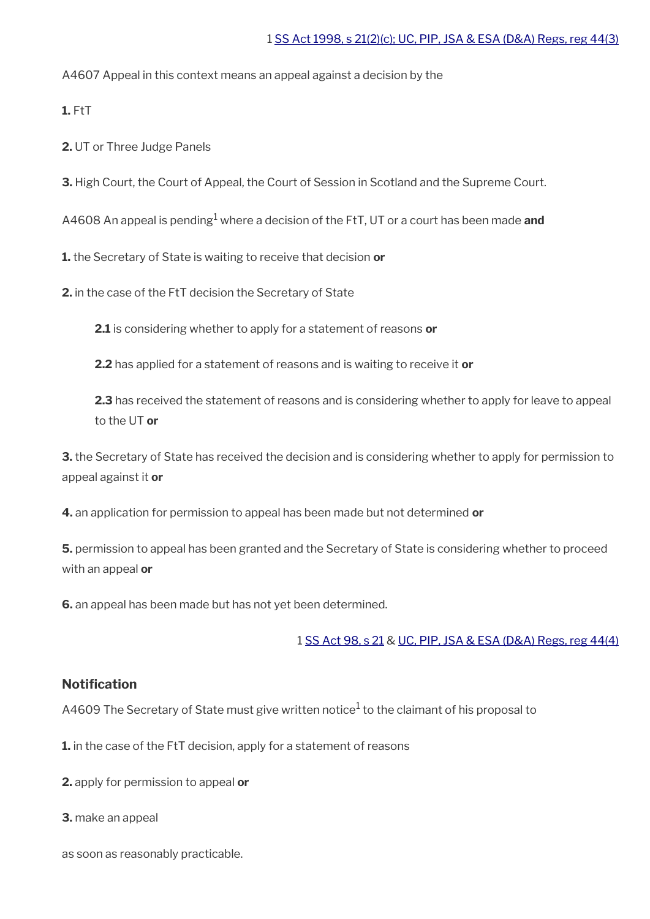1 SS Act 1998, s 21(2)(c); UC, PIP, JSA & ESA (D&A) Regs, reg 44(3)

A4607 Appeal in this context means an appeal against a decision by the

**1.** FtT

**2.** UT or Three Judge Panels

**3.** High Court, the Court of Appeal, the Court of Session in Scotland and the Supreme Court.

A4608 An appeal is pending[1] where a decision of the FtT, UT or a court has been made **and**

**1.** the Secretary of State is waiting to receive that decision **or**

**2.** in the case of the FtT decision the Secretary of State

> **2.1** is considering whether to apply for a statement of reasons **or**
>
> **2.2** has applied for a statement of reasons and is waiting to receive it **or**
>
> **2.3** has received the statement of reasons and is considering whether to apply for leave to appeal to the UT **or**

**3.** the Secretary of State has received the decision and is considering whether to apply for permission to appeal against it **or**

**4.** an application for permission to appeal has been made but not determined **or**

**5.** permission to appeal has been granted and the Secretary of State is considering whether to proceed with an appeal **or**

**6.** an appeal has been made but has not yet been determined.

1 SS Act 98, s 21 & UC, PIP, JSA & ESA (D&A) Regs, reg 44(4)

### Notification

A4609 The Secretary of State must give written notice[1] to the claimant of his proposal to

**1.** in the case of the FtT decision, apply for a statement of reasons

**2.** apply for permission to appeal **or**

**3.** make an appeal

as soon as reasonably practicable.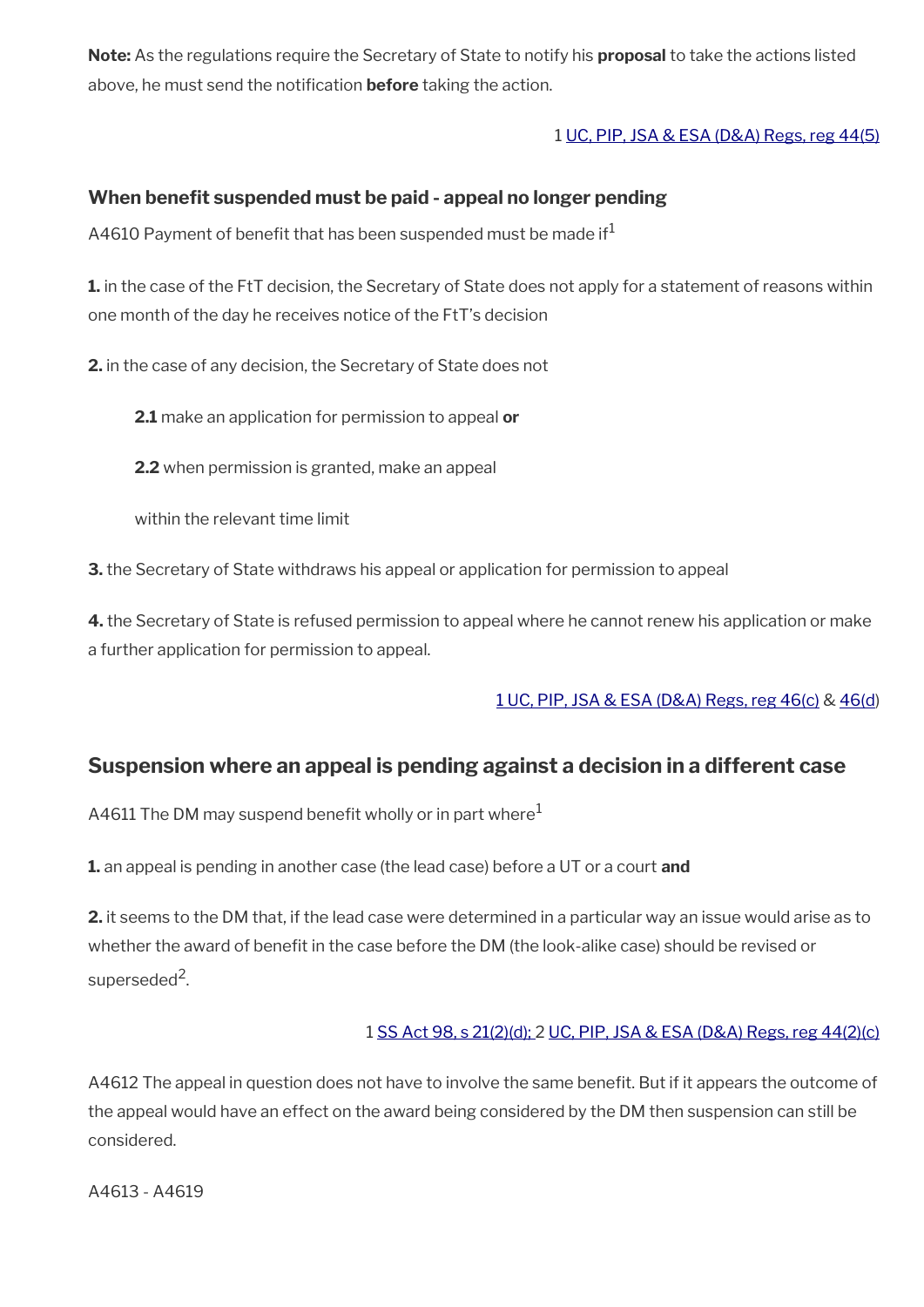**Note:** As the regulations require the Secretary of State to notify his **proposal** to take the actions listed above, he must send the notification **before** taking the action.

1 UC, PIP, JSA & ESA (D&A) Regs, reg 44(5)

### When benefit suspended must be paid - appeal no longer pending

A4610 Payment of benefit that has been suspended must be made if[1]

**1.** in the case of the FtT decision, the Secretary of State does not apply for a statement of reasons within one month of the day he receives notice of the FtT's decision

**2.** in the case of any decision, the Secretary of State does not

**2.1** make an application for permission to appeal **or**

**2.2** when permission is granted, make an appeal

within the relevant time limit

**3.** the Secretary of State withdraws his appeal or application for permission to appeal

**4.** the Secretary of State is refused permission to appeal where he cannot renew his application or make a further application for permission to appeal.

1 UC, PIP, JSA & ESA (D&A) Regs, reg 46(c) & 46(d)

## Suspension where an appeal is pending against a decision in a different case

A4611 The DM may suspend benefit wholly or in part where[1]

**1.** an appeal is pending in another case (the lead case) before a UT or a court **and**

**2.** it seems to the DM that, if the lead case were determined in a particular way an issue would arise as to whether the award of benefit in the case before the DM (the look-alike case) should be revised or superseded[2].

1 SS Act 98, s 21(2)(d); 2 UC, PIP, JSA & ESA (D&A) Regs, reg 44(2)(c)

A4612 The appeal in question does not have to involve the same benefit. But if it appears the outcome of the appeal would have an effect on the award being considered by the DM then suspension can still be considered.

A4613 - A4619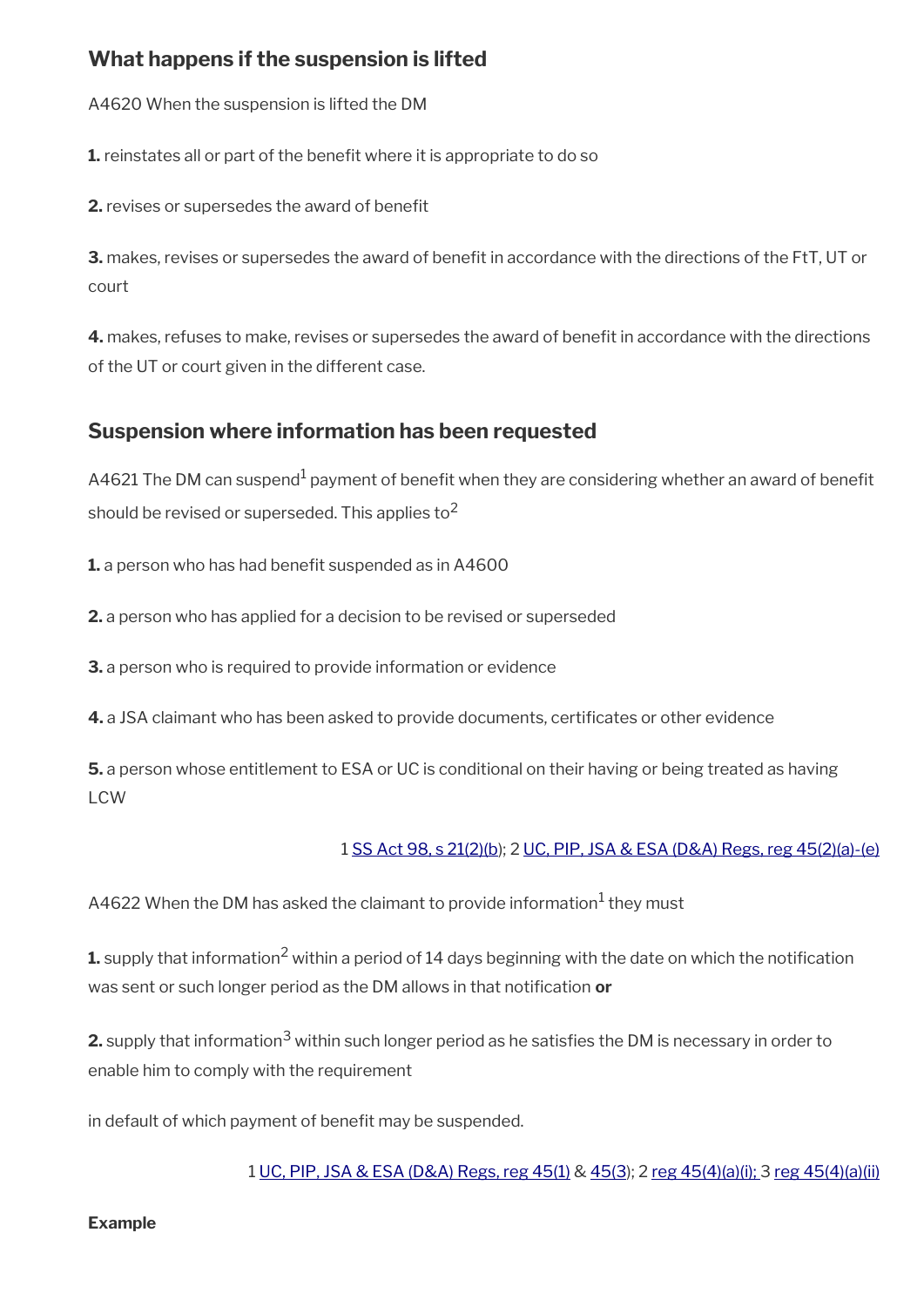## What happens if the suspension is lifted

A4620 When the suspension is lifted the DM

**1.** reinstates all or part of the benefit where it is appropriate to do so

**2.** revises or supersedes the award of benefit

**3.** makes, revises or supersedes the award of benefit in accordance with the directions of the FtT, UT or court

**4.** makes, refuses to make, revises or supersedes the award of benefit in accordance with the directions of the UT or court given in the different case.

## Suspension where information has been requested

A4621 The DM can suspend[1] payment of benefit when they are considering whether an award of benefit should be revised or superseded. This applies to[2]

**1.** a person who has had benefit suspended as in A4600

**2.** a person who has applied for a decision to be revised or superseded

**3.** a person who is required to provide information or evidence

**4.** a JSA claimant who has been asked to provide documents, certificates or other evidence

**5.** a person whose entitlement to ESA or UC is conditional on their having or being treated as having LCW

1 SS Act 98, s 21(2)(b); 2 UC, PIP, JSA & ESA (D&A) Regs, reg 45(2)(a)-(e)

A4622 When the DM has asked the claimant to provide information[1] they must

**1.** supply that information[2] within a period of 14 days beginning with the date on which the notification was sent or such longer period as the DM allows in that notification **or**

**2.** supply that information[3] within such longer period as he satisfies the DM is necessary in order to enable him to comply with the requirement

in default of which payment of benefit may be suspended.

1 UC, PIP, JSA & ESA (D&A) Regs, reg 45(1) & 45(3); 2 reg 45(4)(a)(i); 3 reg 45(4)(a)(ii)

**Example**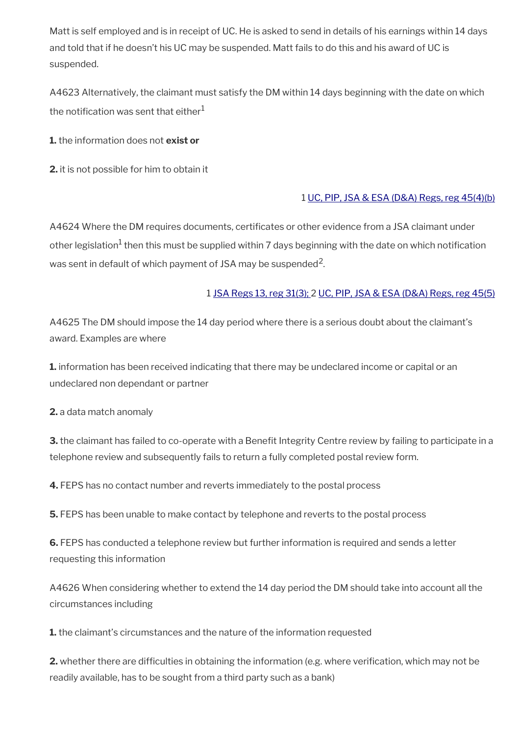Matt is self employed and is in receipt of UC. He is asked to send in details of his earnings within 14 days and told that if he doesn't his UC may be suspended. Matt fails to do this and his award of UC is suspended.

A4623 Alternatively, the claimant must satisfy the DM within 14 days beginning with the date on which the notification was sent that either[1]

**1.** the information does not **exist or**

**2.** it is not possible for him to obtain it

1 UC, PIP, JSA & ESA (D&A) Regs, reg 45(4)(b)

A4624 Where the DM requires documents, certificates or other evidence from a JSA claimant under other legislation[1] then this must be supplied within 7 days beginning with the date on which notification was sent in default of which payment of JSA may be suspended[2].

1 JSA Regs 13, reg 31(3); 2 UC, PIP, JSA & ESA (D&A) Regs, reg 45(5)

A4625 The DM should impose the 14 day period where there is a serious doubt about the claimant's award. Examples are where

**1.** information has been received indicating that there may be undeclared income or capital or an undeclared non dependant or partner

**2.** a data match anomaly

**3.** the claimant has failed to co-operate with a Benefit Integrity Centre review by failing to participate in a telephone review and subsequently fails to return a fully completed postal review form.

**4.** FEPS has no contact number and reverts immediately to the postal process

**5.** FEPS has been unable to make contact by telephone and reverts to the postal process

**6.** FEPS has conducted a telephone review but further information is required and sends a letter requesting this information

A4626 When considering whether to extend the 14 day period the DM should take into account all the circumstances including

**1.** the claimant's circumstances and the nature of the information requested

**2.** whether there are difficulties in obtaining the information (e.g. where verification, which may not be readily available, has to be sought from a third party such as a bank)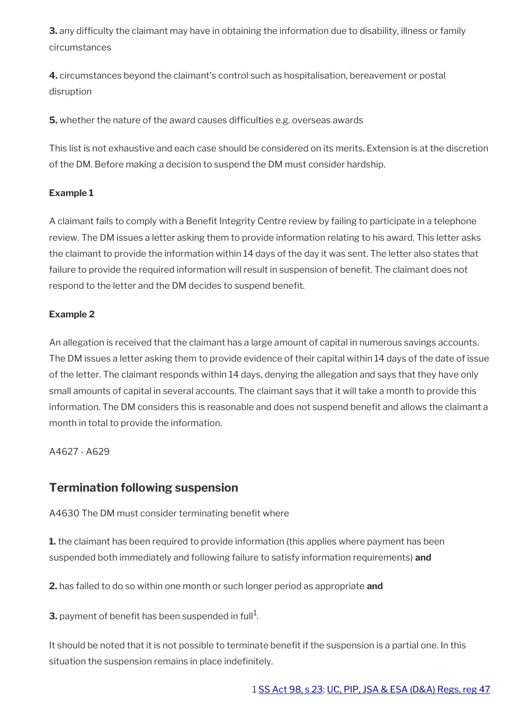**3.** any difficulty the claimant may have in obtaining the information due to disability, illness or family circumstances

**4.** circumstances beyond the claimant's control such as hospitalisation, bereavement or postal disruption

**5.** whether the nature of the award causes difficulties e.g. overseas awards

This list is not exhaustive and each case should be considered on its merits. Extension is at the discretion of the DM. Before making a decision to suspend the DM must consider hardship.

**Example 1**

A claimant fails to comply with a Benefit Integrity Centre review by failing to participate in a telephone review. The DM issues a letter asking them to provide information relating to his award. This letter asks the claimant to provide the information within 14 days of the day it was sent. The letter also states that failure to provide the required information will result in suspension of benefit. The claimant does not respond to the letter and the DM decides to suspend benefit.

**Example 2**

An allegation is received that the claimant has a large amount of capital in numerous savings accounts. The DM issues a letter asking them to provide evidence of their capital within 14 days of the date of issue of the letter. The claimant responds within 14 days, denying the allegation and says that they have only small amounts of capital in several accounts. The claimant says that it will take a month to provide this information. The DM considers this is reasonable and does not suspend benefit and allows the claimant a month in total to provide the information.

A4627 - A629

## Termination following suspension

A4630 The DM must consider terminating benefit where

**1.** the claimant has been required to provide information (this applies where payment has been suspended both immediately and following failure to satisfy information requirements) **and**

**2.** has failed to do so within one month or such longer period as appropriate **and**

**3.** payment of benefit has been suspended in full[1].

It should be noted that it is not possible to terminate benefit if the suspension is a partial one. In this situation the suspension remains in place indefinitely.

1 SS Act 98, s 23; UC, PIP, JSA & ESA (D&A) Regs, reg 47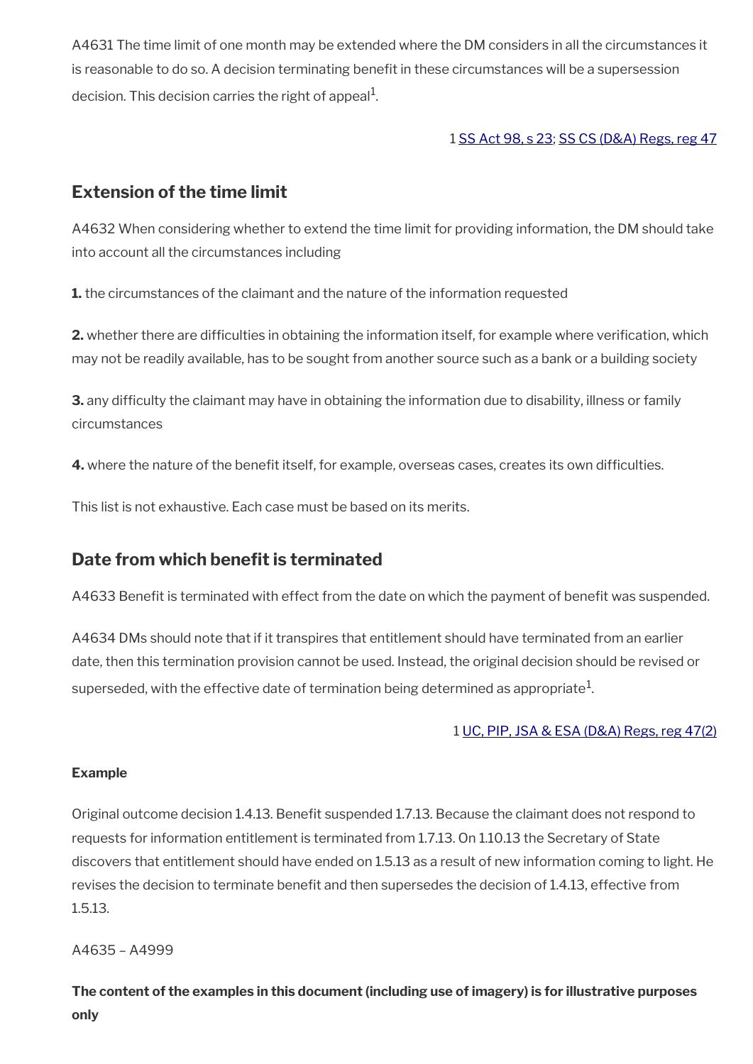A4631 The time limit of one month may be extended where the DM considers in all the circumstances it is reasonable to do so. A decision terminating benefit in these circumstances will be a supersession decision. This decision carries the right of appeal[1].

1 SS Act 98, s 23; SS CS (D&A) Regs, reg 47

## Extension of the time limit

A4632 When considering whether to extend the time limit for providing information, the DM should take into account all the circumstances including

**1.** the circumstances of the claimant and the nature of the information requested

**2.** whether there are difficulties in obtaining the information itself, for example where verification, which may not be readily available, has to be sought from another source such as a bank or a building society

**3.** any difficulty the claimant may have in obtaining the information due to disability, illness or family circumstances

**4.** where the nature of the benefit itself, for example, overseas cases, creates its own difficulties.

This list is not exhaustive. Each case must be based on its merits.

## Date from which benefit is terminated

A4633 Benefit is terminated with effect from the date on which the payment of benefit was suspended.

A4634 DMs should note that if it transpires that entitlement should have terminated from an earlier date, then this termination provision cannot be used. Instead, the original decision should be revised or superseded, with the effective date of termination being determined as appropriate[1].

1 UC, PIP, JSA & ESA (D&A) Regs, reg 47(2)

**Example**

Original outcome decision 1.4.13. Benefit suspended 1.7.13. Because the claimant does not respond to requests for information entitlement is terminated from 1.7.13. On 1.10.13 the Secretary of State discovers that entitlement should have ended on 1.5.13 as a result of new information coming to light. He revises the decision to terminate benefit and then supersedes the decision of 1.4.13, effective from 1.5.13.

A4635 – A4999

**The content of the examples in this document (including use of imagery) is for illustrative purposes only**